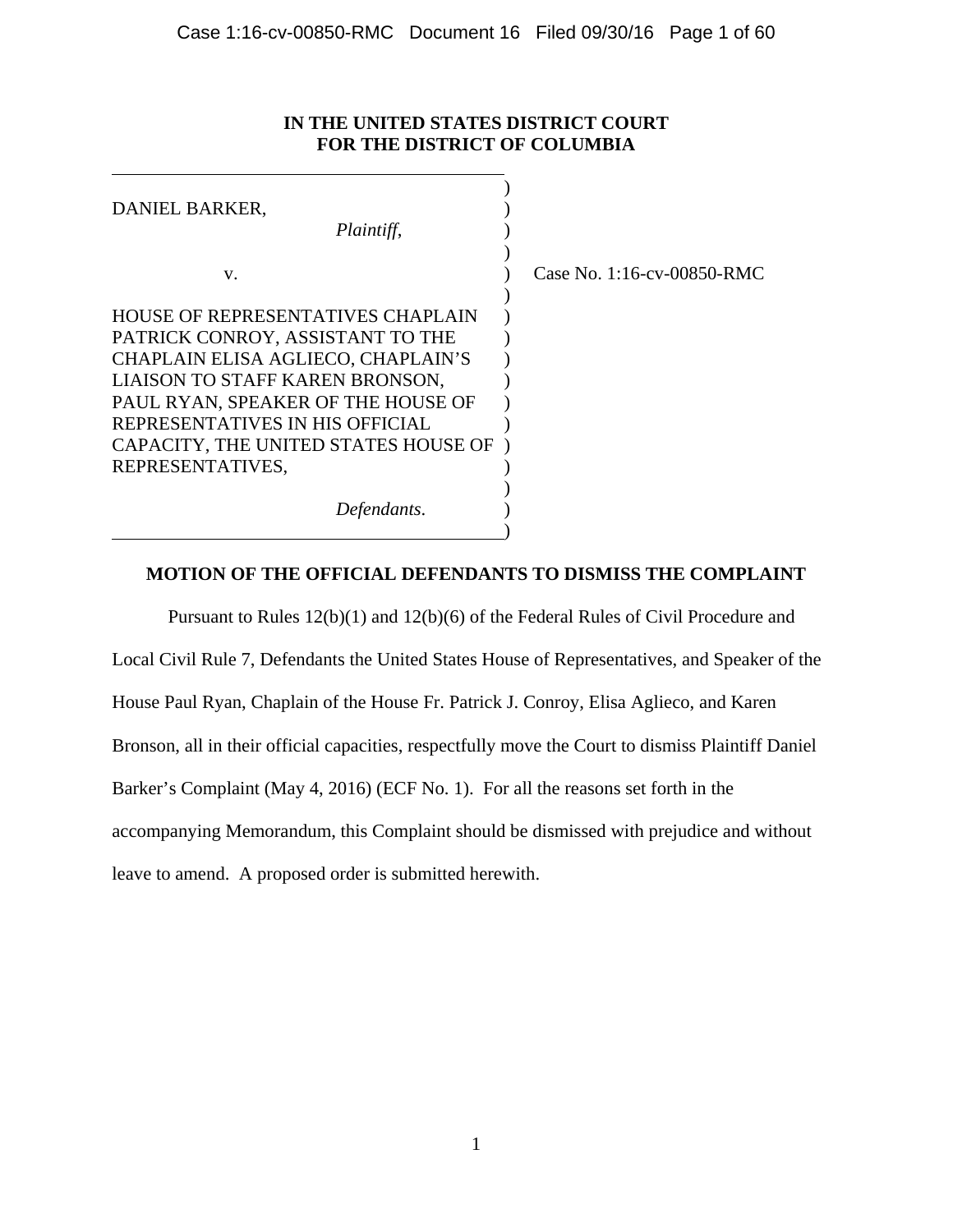**IN THE UNITED STATES DISTRICT COURT**
**FOR THE DISTRICT OF COLUMBIA**

| | | |
|---|---|---|
| DANIEL BARKER, *Plaintiff*, | ) | |
| v. | ) | Case No. 1:16-cv-00850-RMC |
| HOUSE OF REPRESENTATIVES CHAPLAIN PATRICK CONROY, ASSISTANT TO THE CHAPLAIN ELISA AGLIECO, CHAPLAIN'S LIAISON TO STAFF KAREN BRONSON, PAUL RYAN, SPEAKER OF THE HOUSE OF REPRESENTATIVES IN HIS OFFICIAL CAPACITY, THE UNITED STATES HOUSE OF REPRESENTATIVES, *Defendants*. | ) | |

**MOTION OF THE OFFICIAL DEFENDANTS TO DISMISS THE COMPLAINT**

Pursuant to Rules 12(b)(1) and 12(b)(6) of the Federal Rules of Civil Procedure and Local Civil Rule 7, Defendants the United States House of Representatives, and Speaker of the House Paul Ryan, Chaplain of the House Fr. Patrick J. Conroy, Elisa Aglieco, and Karen Bronson, all in their official capacities, respectfully move the Court to dismiss Plaintiff Daniel Barker's Complaint (May 4, 2016) (ECF No. 1). For all the reasons set forth in the accompanying Memorandum, this Complaint should be dismissed with prejudice and without leave to amend. A proposed order is submitted herewith.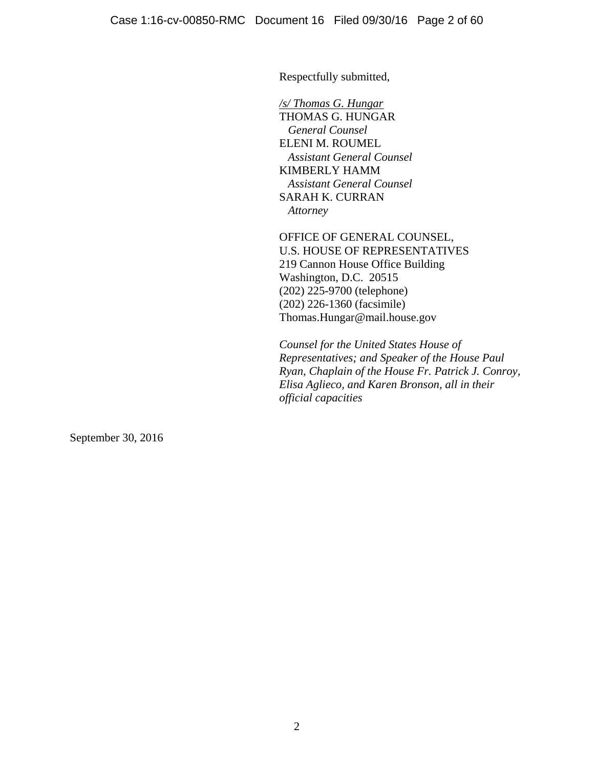Respectfully submitted,

*/s/ Thomas G. Hungar*
THOMAS G. HUNGAR
*General Counsel*
ELENI M. ROUMEL
*Assistant General Counsel*
KIMBERLY HAMM
*Assistant General Counsel*
SARAH K. CURRAN
*Attorney*

OFFICE OF GENERAL COUNSEL,
U.S. HOUSE OF REPRESENTATIVES
219 Cannon House Office Building
Washington, D.C. 20515
(202) 225-9700 (telephone)
(202) 226-1360 (facsimile)
Thomas.Hungar@mail.house.gov

*Counsel for the United States House of Representatives; and Speaker of the House Paul Ryan, Chaplain of the House Fr. Patrick J. Conroy, Elisa Aglieco, and Karen Bronson, all in their official capacities*

September 30, 2016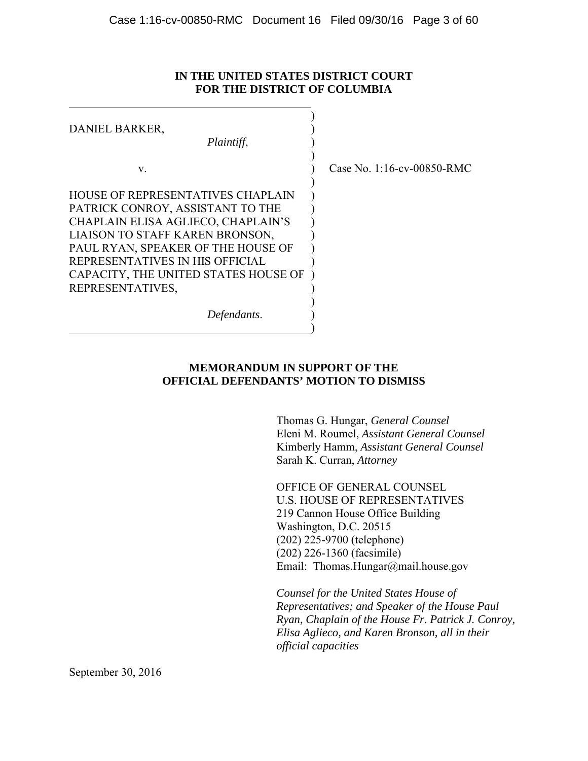**IN THE UNITED STATES DISTRICT COURT**
**FOR THE DISTRICT OF COLUMBIA**

DANIEL BARKER,

*Plaintiff*,

v.

HOUSE OF REPRESENTATIVES CHAPLAIN PATRICK CONROY, ASSISTANT TO THE CHAPLAIN ELISA AGLIECO, CHAPLAIN'S LIAISON TO STAFF KAREN BRONSON, PAUL RYAN, SPEAKER OF THE HOUSE OF REPRESENTATIVES IN HIS OFFICIAL CAPACITY, THE UNITED STATES HOUSE OF REPRESENTATIVES,

*Defendants*.

Case No. 1:16-cv-00850-RMC

**MEMORANDUM IN SUPPORT OF THE OFFICIAL DEFENDANTS' MOTION TO DISMISS**

Thomas G. Hungar, *General Counsel*
Eleni M. Roumel, *Assistant General Counsel*
Kimberly Hamm, *Assistant General Counsel*
Sarah K. Curran, *Attorney*

OFFICE OF GENERAL COUNSEL
U.S. HOUSE OF REPRESENTATIVES
219 Cannon House Office Building
Washington, D.C. 20515
(202) 225-9700 (telephone)
(202) 226-1360 (facsimile)
Email: Thomas.Hungar@mail.house.gov

*Counsel for the United States House of Representatives; and Speaker of the House Paul Ryan, Chaplain of the House Fr. Patrick J. Conroy, Elisa Aglieco, and Karen Bronson, all in their official capacities*

September 30, 2016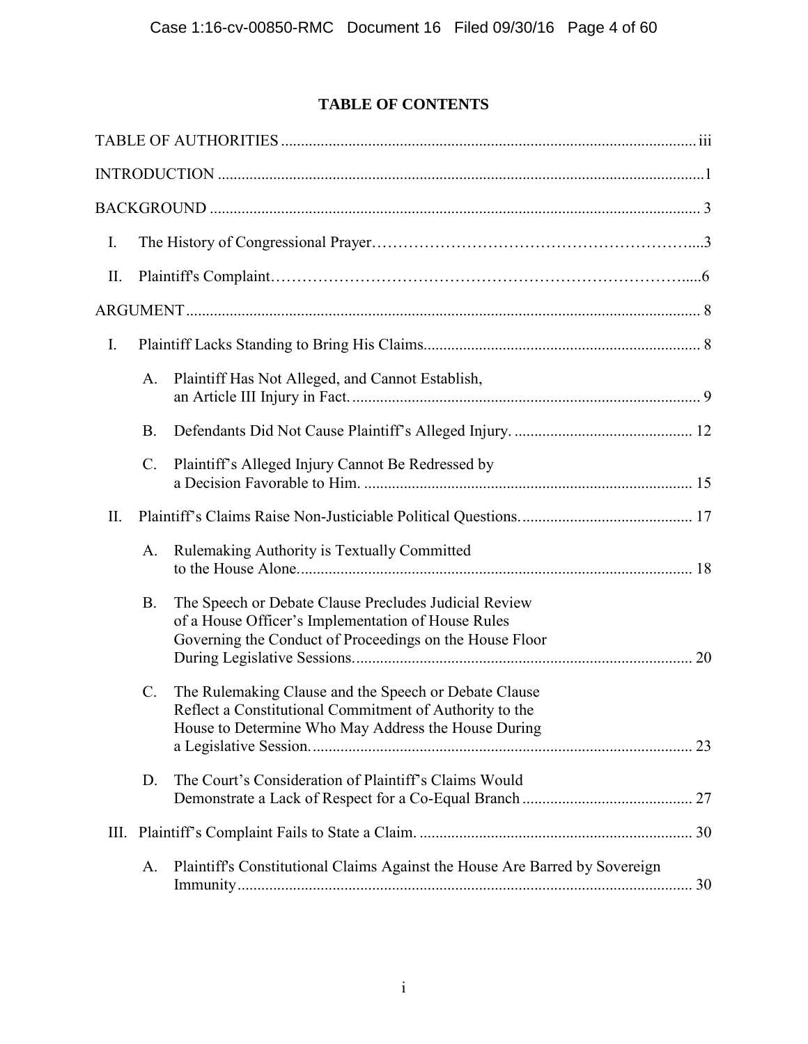# TABLE OF CONTENTS

TABLE OF AUTHORITIES ........................................................................................................ iii

INTRODUCTION ..........................................................................................................................1

BACKGROUND ........................................................................................................................... 3

I. The History of Congressional Prayer…………………………………………………....3

II. Plaintiff's Complaint……………………………………………………………………......6

ARGUMENT ................................................................................................................................. 8

I. Plaintiff Lacks Standing to Bring His Claims...................................................................... 8

   A. Plaintiff Has Not Alleged, and Cannot Establish, an Article III Injury in Fact. ....................................................................................... 9

   B. Defendants Did Not Cause Plaintiff's Alleged Injury. ............................................. 12

   C. Plaintiff's Alleged Injury Cannot Be Redressed by a Decision Favorable to Him. .................................................................................. 15

II. Plaintiff's Claims Raise Non-Justiciable Political Questions. ........................................... 17

   A. Rulemaking Authority is Textually Committed to the House Alone. .................................................................................................. 18

   B. The Speech or Debate Clause Precludes Judicial Review of a House Officer's Implementation of House Rules Governing the Conduct of Proceedings on the House Floor During Legislative Sessions. .................................................................................... 20

   C. The Rulemaking Clause and the Speech or Debate Clause Reflect a Constitutional Commitment of Authority to the House to Determine Who May Address the House During a Legislative Session. ............................................................................................... 23

   D. The Court's Consideration of Plaintiff's Claims Would Demonstrate a Lack of Respect for a Co-Equal Branch ........................................... 27

III. Plaintiff's Complaint Fails to State a Claim. .................................................................... 30

   A. Plaintiff's Constitutional Claims Against the House Are Barred by Sovereign Immunity ................................................................................................................. 30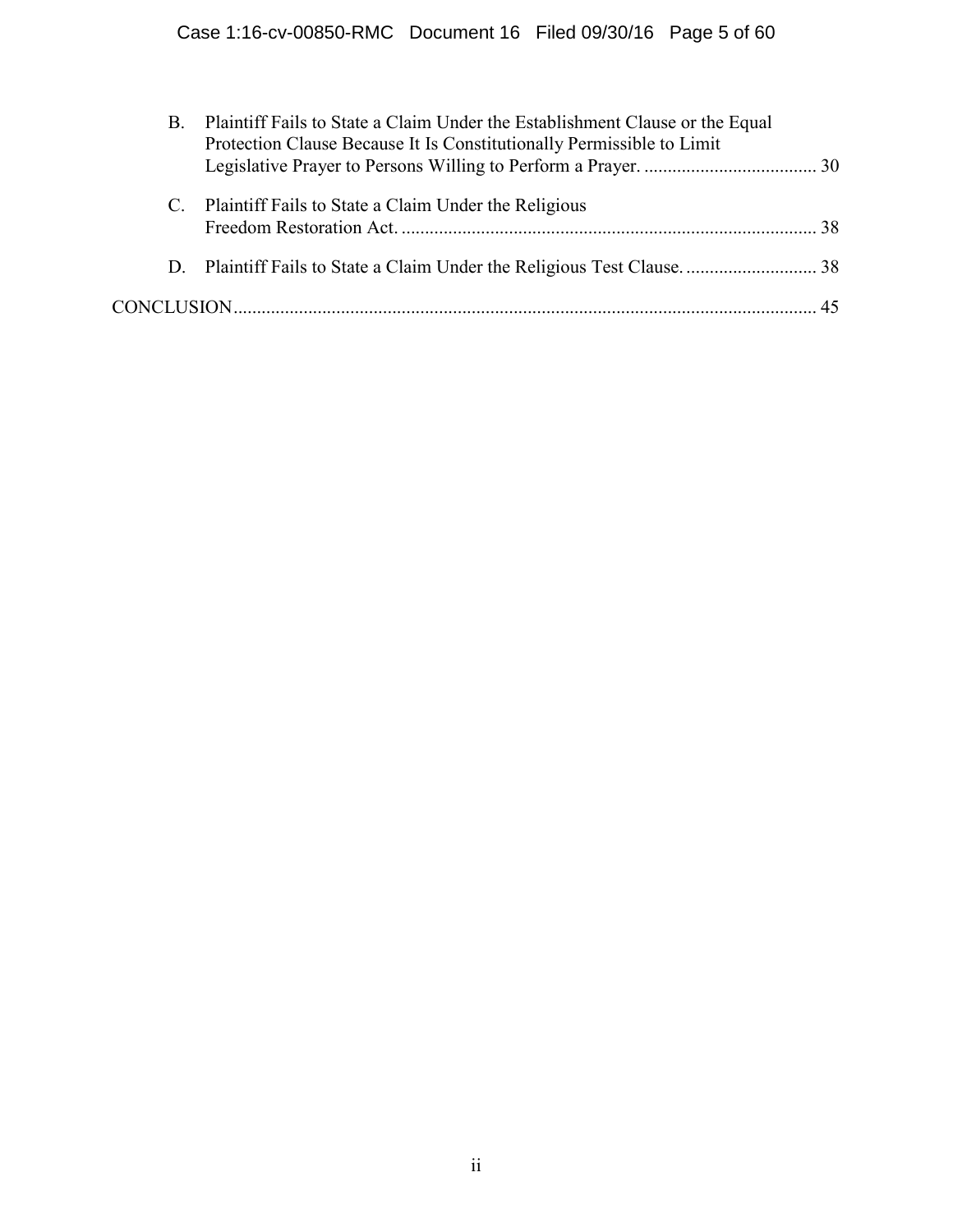B. Plaintiff Fails to State a Claim Under the Establishment Clause or the Equal Protection Clause Because It Is Constitutionally Permissible to Limit Legislative Prayer to Persons Willing to Perform a Prayer. .................................... 30

C. Plaintiff Fails to State a Claim Under the Religious Freedom Restoration Act. ........................................................................................ 38

D. Plaintiff Fails to State a Claim Under the Religious Test Clause. ............................ 38

CONCLUSION........................................................................................................................... 45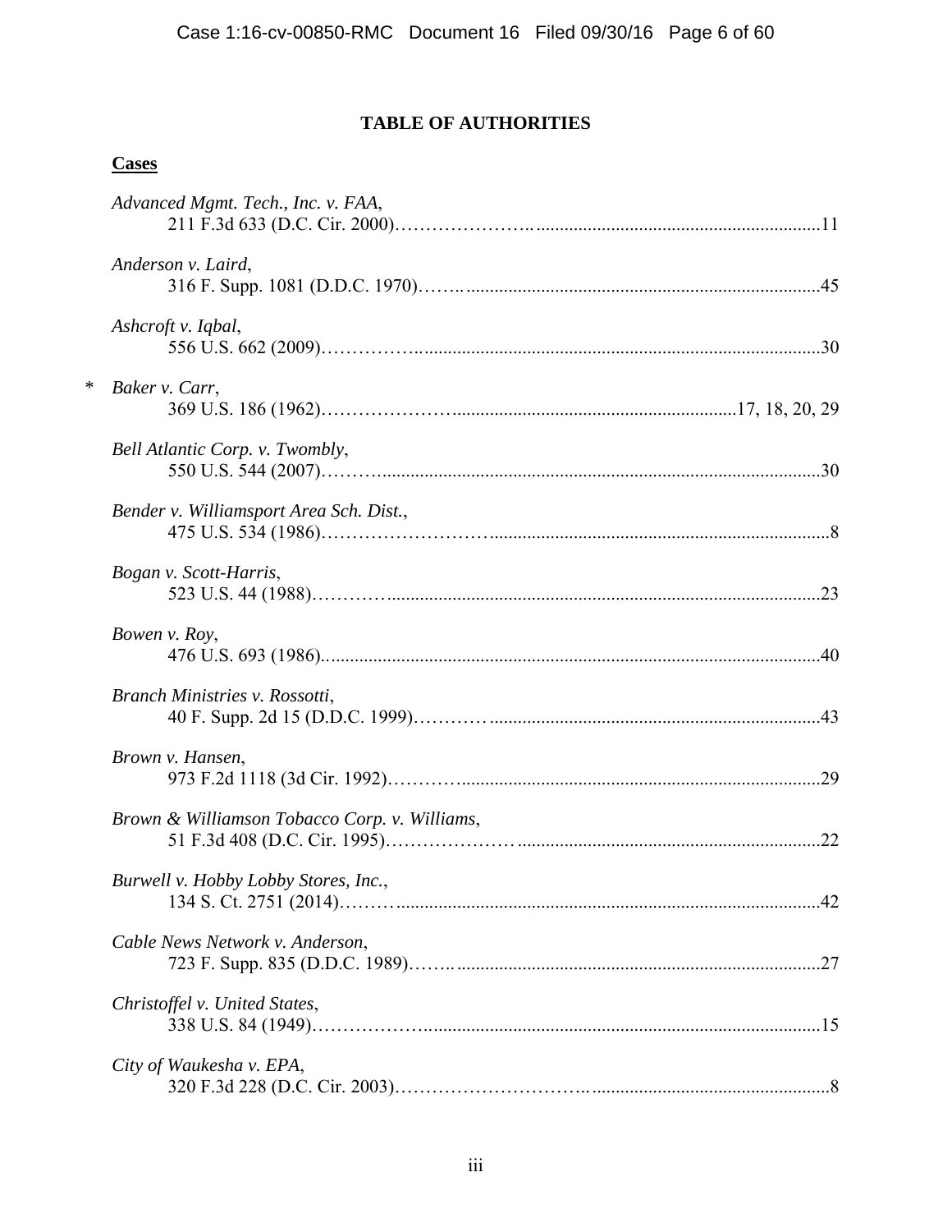## TABLE OF AUTHORITIES

**Cases**

*Advanced Mgmt. Tech., Inc. v. FAA*,
211 F.3d 633 (D.C. Cir. 2000) ........ 11

*Anderson v. Laird*,
316 F. Supp. 1081 (D.D.C. 1970) ........ 45

*Ashcroft v. Iqbal*,
556 U.S. 662 (2009) ........ 30

\* *Baker v. Carr*,
369 U.S. 186 (1962) ........ 17, 18, 20, 29

*Bell Atlantic Corp. v. Twombly*,
550 U.S. 544 (2007) ........ 30

*Bender v. Williamsport Area Sch. Dist.*,
475 U.S. 534 (1986) ........ 8

*Bogan v. Scott-Harris*,
523 U.S. 44 (1988) ........ 23

*Bowen v. Roy*,
476 U.S. 693 (1986) ........ 40

*Branch Ministries v. Rossotti*,
40 F. Supp. 2d 15 (D.D.C. 1999) ........ 43

*Brown v. Hansen*,
973 F.2d 1118 (3d Cir. 1992) ........ 29

*Brown & Williamson Tobacco Corp. v. Williams*,
51 F.3d 408 (D.C. Cir. 1995) ........ 22

*Burwell v. Hobby Lobby Stores, Inc.*,
134 S. Ct. 2751 (2014) ........ 42

*Cable News Network v. Anderson*,
723 F. Supp. 835 (D.D.C. 1989) ........ 27

*Christoffel v. United States*,
338 U.S. 84 (1949) ........ 15

*City of Waukesha v. EPA*,
320 F.3d 228 (D.C. Cir. 2003) ........ 8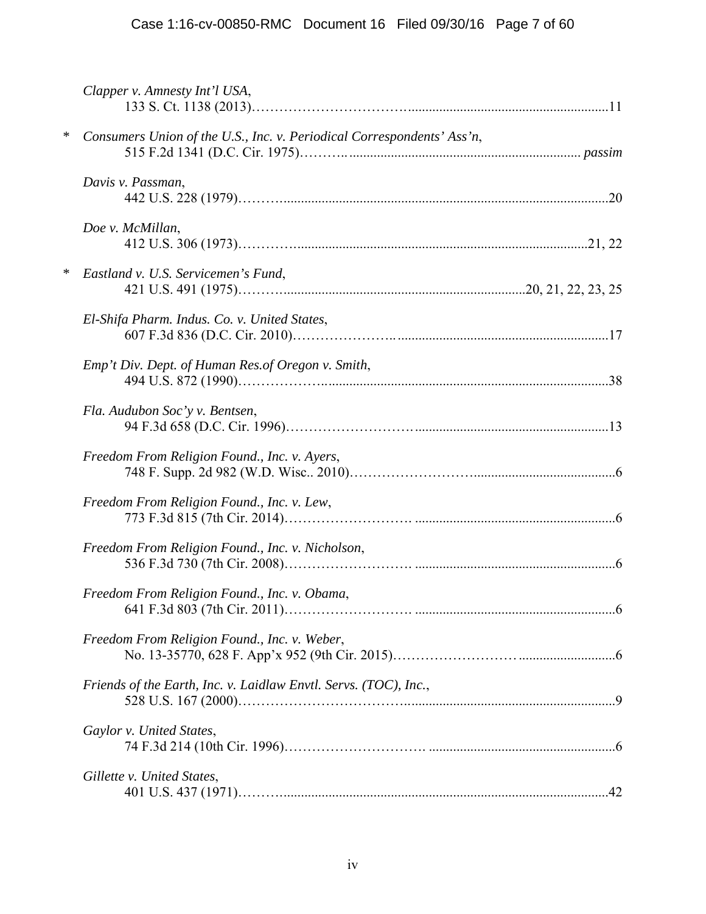*Clapper v. Amnesty Int'l USA*,
133 S. Ct. 1138 (2013)……………………………………………………………………11

\* *Consumers Union of the U.S., Inc. v. Periodical Correspondents' Ass'n*,
515 F.2d 1341 (D.C. Cir. 1975)………………………………………………………… *passim*

*Davis v. Passman*,
442 U.S. 228 (1979)……………………………………………………………………20

*Doe v. McMillan*,
412 U.S. 306 (1973)……………………………………………………………………21, 22

\* *Eastland v. U.S. Servicemen's Fund*,
421 U.S. 491 (1975)……………………………………………………20, 21, 22, 23, 25

*El-Shifa Pharm. Indus. Co. v. United States*,
607 F.3d 836 (D.C. Cir. 2010)……………………………………………………………17

*Emp't Div. Dept. of Human Res.of Oregon v. Smith*,
494 U.S. 872 (1990)……………………………………………………………………38

*Fla. Audubon Soc'y v. Bentsen*,
94 F.3d 658 (D.C. Cir. 1996)……………………………………………………………13

*Freedom From Religion Found., Inc. v. Ayers*,
748 F. Supp. 2d 982 (W.D. Wisc.. 2010)…………………………………………………6

*Freedom From Religion Found., Inc. v. Lew*,
773 F.3d 815 (7th Cir. 2014)……………………………………………………………6

*Freedom From Religion Found., Inc. v. Nicholson*,
536 F.3d 730 (7th Cir. 2008)……………………………………………………………6

*Freedom From Religion Found., Inc. v. Obama*,
641 F.3d 803 (7th Cir. 2011)……………………………………………………………6

*Freedom From Religion Found., Inc. v. Weber*,
No. 13-35770, 628 F. App'x 952 (9th Cir. 2015)…………………………………………6

*Friends of the Earth, Inc. v. Laidlaw Envtl. Servs. (TOC), Inc.*,
528 U.S. 167 (2000)……………………………………………………………………9

*Gaylor v. United States*,
74 F.3d 214 (10th Cir. 1996)……………………………………………………………6

*Gillette v. United States*,
401 U.S. 437 (1971)……………………………………………………………………42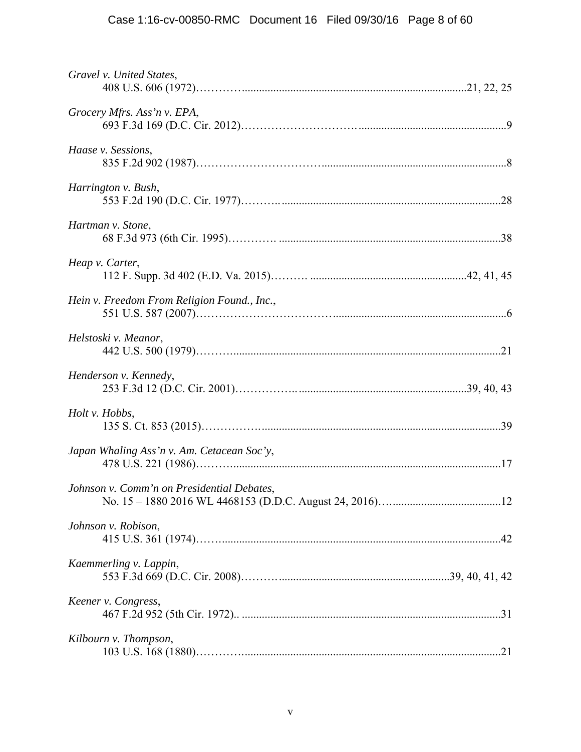*Gravel v. United States*,
408 U.S. 606 (1972)…………..............................................................................21, 22, 25

*Grocery Mfrs. Ass'n v. EPA*,
693 F.3d 169 (D.C. Cir. 2012)………………………….................................................9

*Haase v. Sessions*,
835 F.2d 902 (1987)…………………………….............................................................8

*Harrington v. Bush*,
553 F.2d 190 (D.C. Cir. 1977)………..............................................................................28

*Hartman v. Stone*,
68 F.3d 973 (6th Cir. 1995)…………. ..............................................................................38

*Heap v. Carter*,
112 F. Supp. 3d 402 (E.D. Va. 2015)………. .......................................................42, 41, 45

*Hein v. Freedom From Religion Found., Inc.*,
551 U.S. 587 (2007)……………………………….............................................................6

*Helstoski v. Meanor*,
442 U.S. 500 (1979)………...............................................................................................21

*Henderson v. Kennedy*,
253 F.3d 12 (D.C. Cir. 2001)……………............................................................39, 40, 43

*Holt v. Hobbs*,
135 S. Ct. 853 (2015)……………….................................................................................39

*Japan Whaling Ass'n v. Am. Cetacean Soc'y*,
478 U.S. 221 (1986)……….................................................................................................17

*Johnson v. Comm'n on Presidential Debates*,
No. 15 – 1880 2016 WL 4468153 (D.D.C. August 24, 2016)…......................................12

*Johnson v. Robison*,
415 U.S. 361 (1974)……...................................................................................................42

*Kaemmerling v. Lappin*,
553 F.3d 669 (D.C. Cir. 2008)………..........................................................39, 40, 41, 42

*Keener v. Congress*,
467 F.2d 952 (5th Cir. 1972).. ...........................................................................................31

*Kilbourn v. Thompson*,
103 U.S. 168 (1880)………...............................................................................................21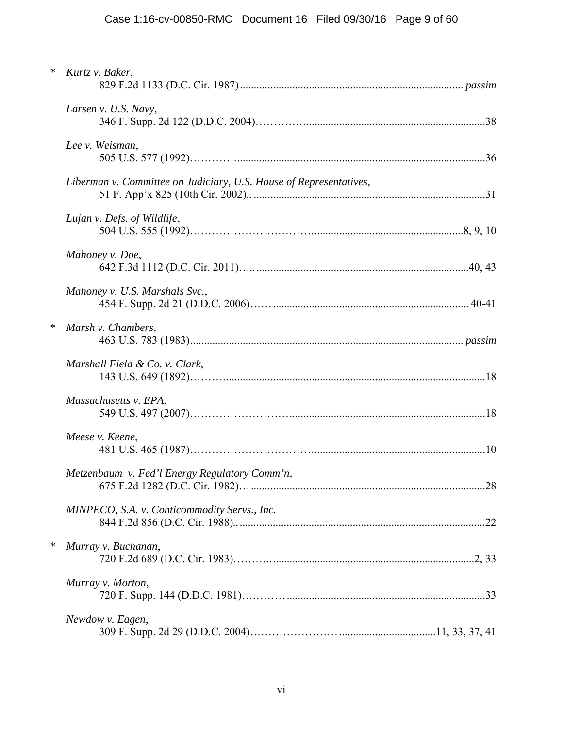\* *Kurtz v. Baker*,
829 F.2d 1133 (D.C. Cir. 1987) ........ *passim*

*Larsen v. U.S. Navy*,
346 F. Supp. 2d 122 (D.D.C. 2004) ........ 38

*Lee v. Weisman*,
505 U.S. 577 (1992) ........ 36

*Liberman v. Committee on Judiciary, U.S. House of Representatives*,
51 F. App'x 825 (10th Cir. 2002) ........ 31

*Lujan v. Defs. of Wildlife*,
504 U.S. 555 (1992) ........ 8, 9, 10

*Mahoney v. Doe*,
642 F.3d 1112 (D.C. Cir. 2011) ........ 40, 43

*Mahoney v. U.S. Marshals Svc.*,
454 F. Supp. 2d 21 (D.D.C. 2006) ........ 40-41

\* *Marsh v. Chambers*,
463 U.S. 783 (1983) ........ *passim*

*Marshall Field & Co. v. Clark*,
143 U.S. 649 (1892) ........ 18

*Massachusetts v. EPA*,
549 U.S. 497 (2007) ........ 18

*Meese v. Keene*,
481 U.S. 465 (1987) ........ 10

*Metzenbaum v. Fed'l Energy Regulatory Comm'n*,
675 F.2d 1282 (D.C. Cir. 1982) ........ 28

*MINPECO, S.A. v. Conticommodity Servs., Inc.*
844 F.2d 856 (D.C. Cir. 1988) ........ 22

\* *Murray v. Buchanan*,
720 F.2d 689 (D.C. Cir. 1983) ........ 2, 33

*Murray v. Morton*,
720 F. Supp. 144 (D.D.C. 1981) ........ 33

*Newdow v. Eagen*,
309 F. Supp. 2d 29 (D.D.C. 2004) ........ 11, 33, 37, 41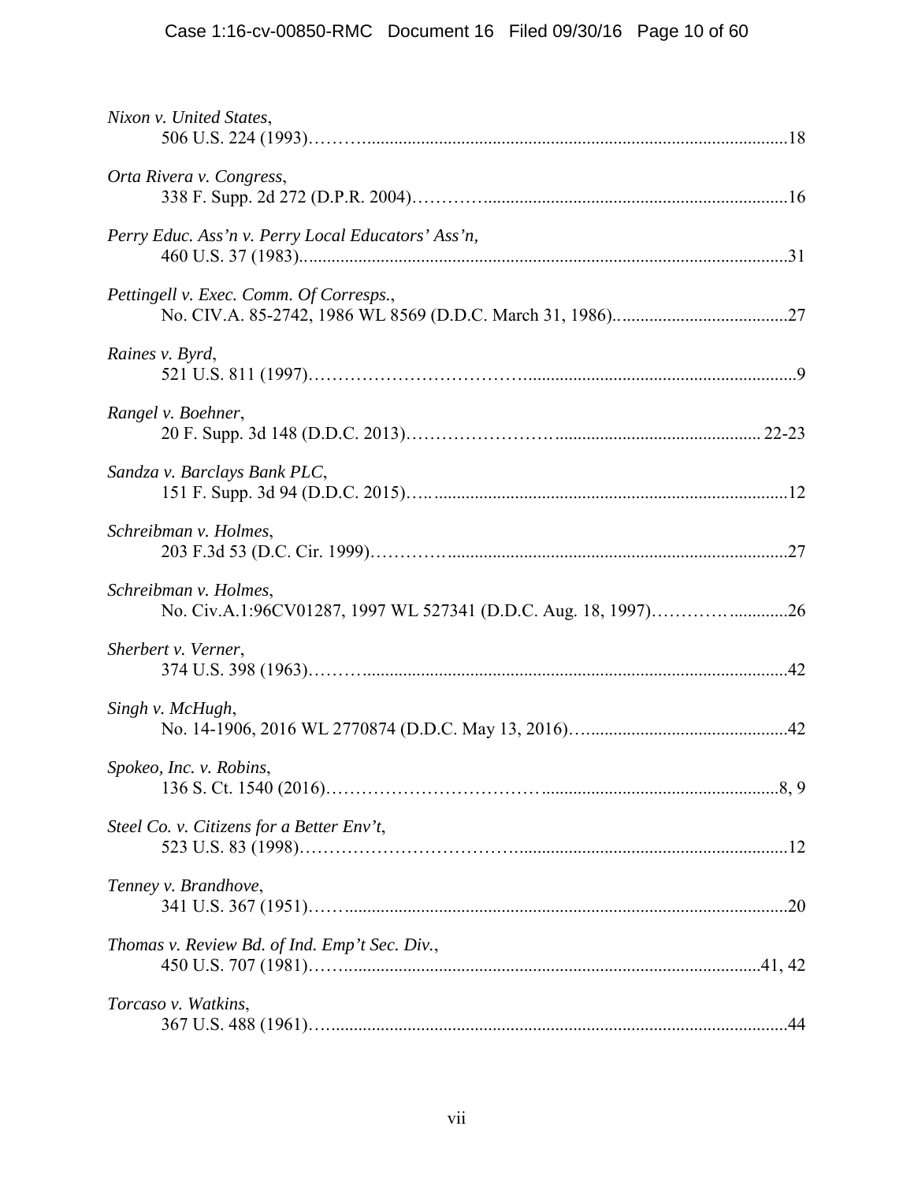*Nixon v. United States*,
506 U.S. 224 (1993)………................................................................................................18

*Orta Rivera v. Congress*,
338 F. Supp. 2d 272 (D.P.R. 2004)…………....................................................................16

*Perry Educ. Ass'n v. Perry Local Educators' Ass'n,*
460 U.S. 37 (1983)...........................................................................................................31

*Pettingell v. Exec. Comm. Of Corresps.*,
No. CIV.A. 85-2742, 1986 WL 8569 (D.D.C. March 31, 1986)......................................27

*Raines v. Byrd*,
521 U.S. 811 (1997)……………………………..........................................................9

*Rangel v. Boehner*,
20 F. Supp. 3d 148 (D.D.C. 2013)…………………….............................................. 22-23

*Sandza v. Barclays Bank PLC*,
151 F. Supp. 3d 94 (D.D.C. 2015)…...............................................................................12

*Schreibman v. Holmes*,
203 F.3d 53 (D.C. Cir. 1999)………...............................................................................27

*Schreibman v. Holmes*,
No. Civ.A.1:96CV01287, 1997 WL 527341 (D.D.C. Aug. 18, 1997)…………..............26

*Sherbert v. Verner*,
374 U.S. 398 (1963)………..............................................................................................42

*Singh v. McHugh*,
No. 14-1906, 2016 WL 2770874 (D.D.C. May 13, 2016)….............................................42

*Spokeo, Inc. v. Robins*,
136 S. Ct. 1540 (2016)……………………………......................................................8, 9

*Steel Co. v. Citizens for a Better Env't*,
523 U.S. 83 (1998)……………………………............................................................12

*Tenney v. Brandhove*,
341 U.S. 367 (1951)……...................................................................................................20

*Thomas v. Review Bd. of Ind. Emp't Sec. Div.*,
450 U.S. 707 (1981)……..............................................................................................41, 42

*Torcaso v. Watkins*,
367 U.S. 488 (1961)…......................................................................................................44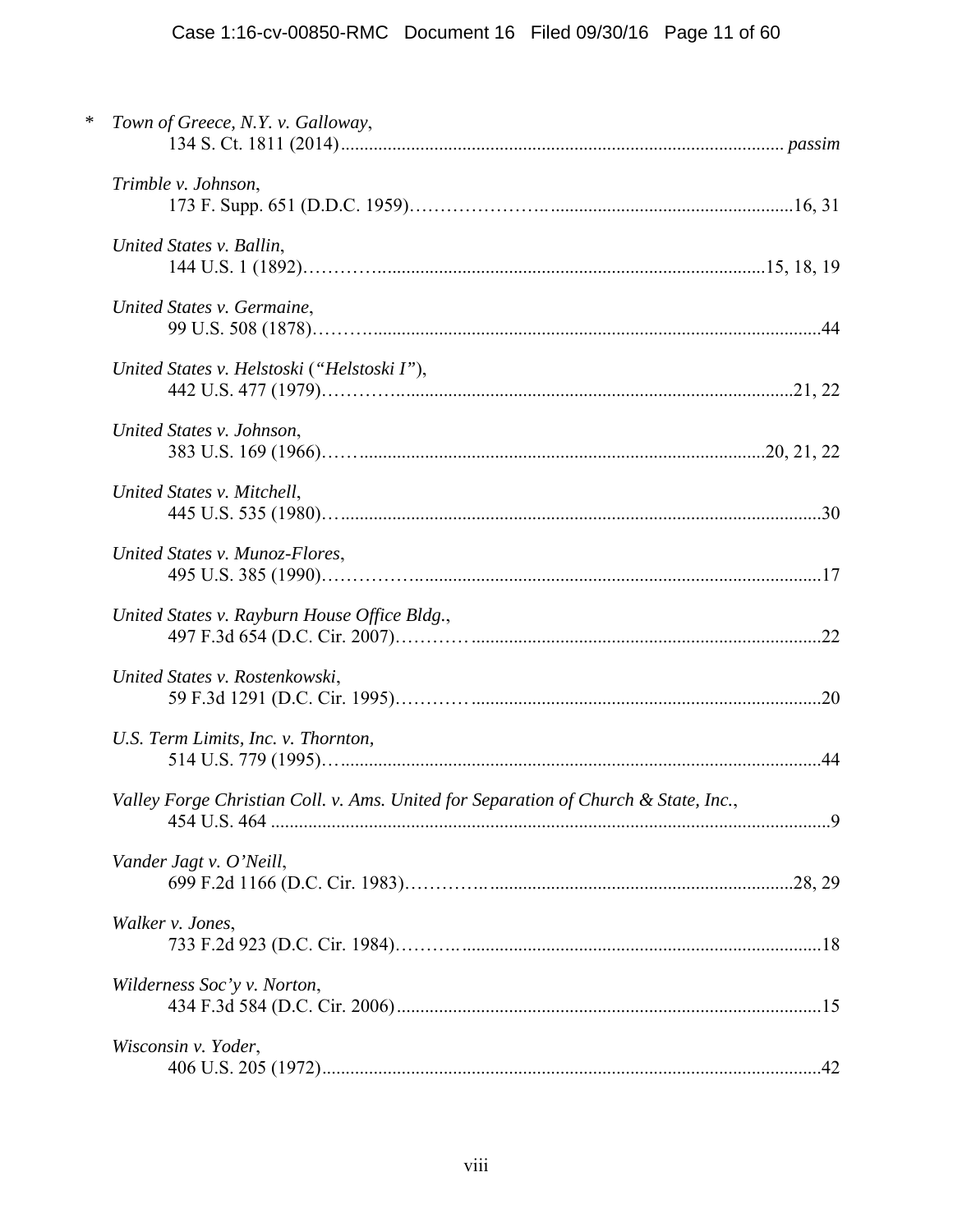\* *Town of Greece, N.Y. v. Galloway*,
134 S. Ct. 1811 (2014) ........................................................................................ *passim*

*Trimble v. Johnson*,
173 F. Supp. 651 (D.D.C. 1959)........................................................................16, 31

*United States v. Ballin*,
144 U.S. 1 (1892)...........................................................................................15, 18, 19

*United States v. Germaine*,
99 U.S. 508 (1878).....................................................................................................44

*United States v. Helstoski* (*"Helstoski I"*),
442 U.S. 477 (1979)...............................................................................................21, 22

*United States v. Johnson*,
383 U.S. 169 (1966)...........................................................................................20, 21, 22

*United States v. Mitchell*,
445 U.S. 535 (1980)...................................................................................................30

*United States v. Munoz-Flores*,
495 U.S. 385 (1990)...................................................................................................17

*United States v. Rayburn House Office Bldg.*,
497 F.3d 654 (D.C. Cir. 2007)....................................................................................22

*United States v. Rostenkowski*,
59 F.3d 1291 (D.C. Cir. 1995)....................................................................................20

*U.S. Term Limits, Inc. v. Thornton*,
514 U.S. 779 (1995)...................................................................................................44

*Valley Forge Christian Coll. v. Ams. United for Separation of Church & State, Inc.*,
454 U.S. 464 ..............................................................................................................9

*Vander Jagt v. O'Neill*,
699 F.2d 1166 (D.C. Cir. 1983)...............................................................................28, 29

*Walker v. Jones*,
733 F.2d 923 (D.C. Cir. 1984).....................................................................................18

*Wilderness Soc'y v. Norton*,
434 F.3d 584 (D.C. Cir. 2006).....................................................................................15

*Wisconsin v. Yoder*,
406 U.S. 205 (1972)...................................................................................................42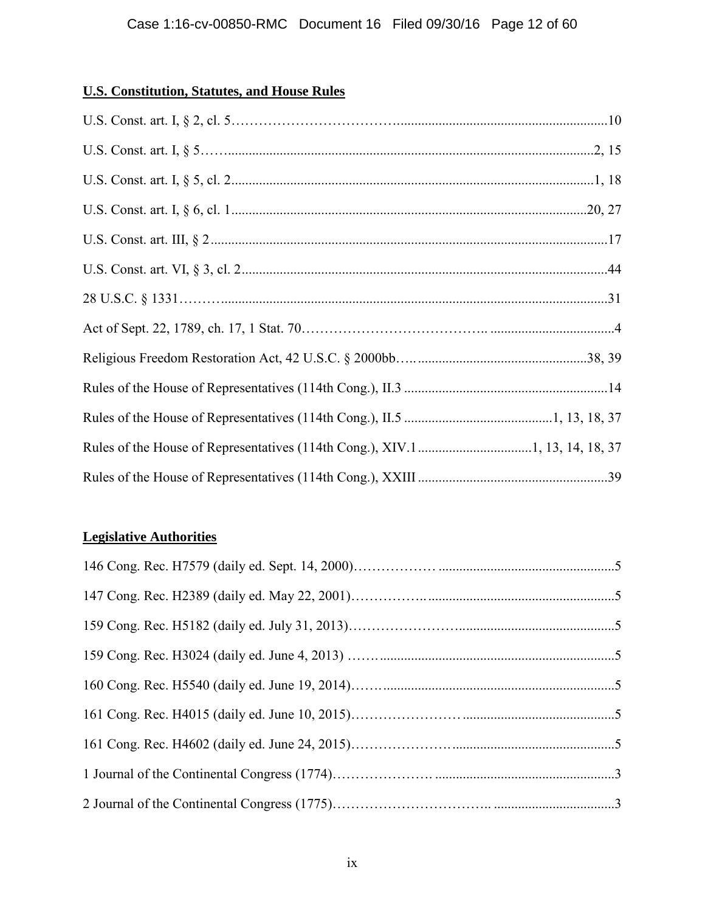**U.S. Constitution, Statutes, and House Rules**

U.S. Const. art. I, § 2, cl. 5 .......... 10

U.S. Const. art. I, § 5 .......... 2, 15

U.S. Const. art. I, § 5, cl. 2 .......... 1, 18

U.S. Const. art. I, § 6, cl. 1 .......... 20, 27

U.S. Const. art. III, § 2 .......... 17

U.S. Const. art. VI, § 3, cl. 2 .......... 44

28 U.S.C. § 1331 .......... 31

Act of Sept. 22, 1789, ch. 17, 1 Stat. 70 .......... 4

Religious Freedom Restoration Act, 42 U.S.C. § 2000bb .......... 38, 39

Rules of the House of Representatives (114th Cong.), II.3 .......... 14

Rules of the House of Representatives (114th Cong.), II.5 .......... 1, 13, 18, 37

Rules of the House of Representatives (114th Cong.), XIV.1 .......... 1, 13, 14, 18, 37

Rules of the House of Representatives (114th Cong.), XXIII .......... 39

**Legislative Authorities**

146 Cong. Rec. H7579 (daily ed. Sept. 14, 2000) .......... 5

147 Cong. Rec. H2389 (daily ed. May 22, 2001) .......... 5

159 Cong. Rec. H5182 (daily ed. July 31, 2013) .......... 5

159 Cong. Rec. H3024 (daily ed. June 4, 2013) .......... 5

160 Cong. Rec. H5540 (daily ed. June 19, 2014) .......... 5

161 Cong. Rec. H4015 (daily ed. June 10, 2015) .......... 5

161 Cong. Rec. H4602 (daily ed. June 24, 2015) .......... 5

1 Journal of the Continental Congress (1774) .......... 3

2 Journal of the Continental Congress (1775) .......... 3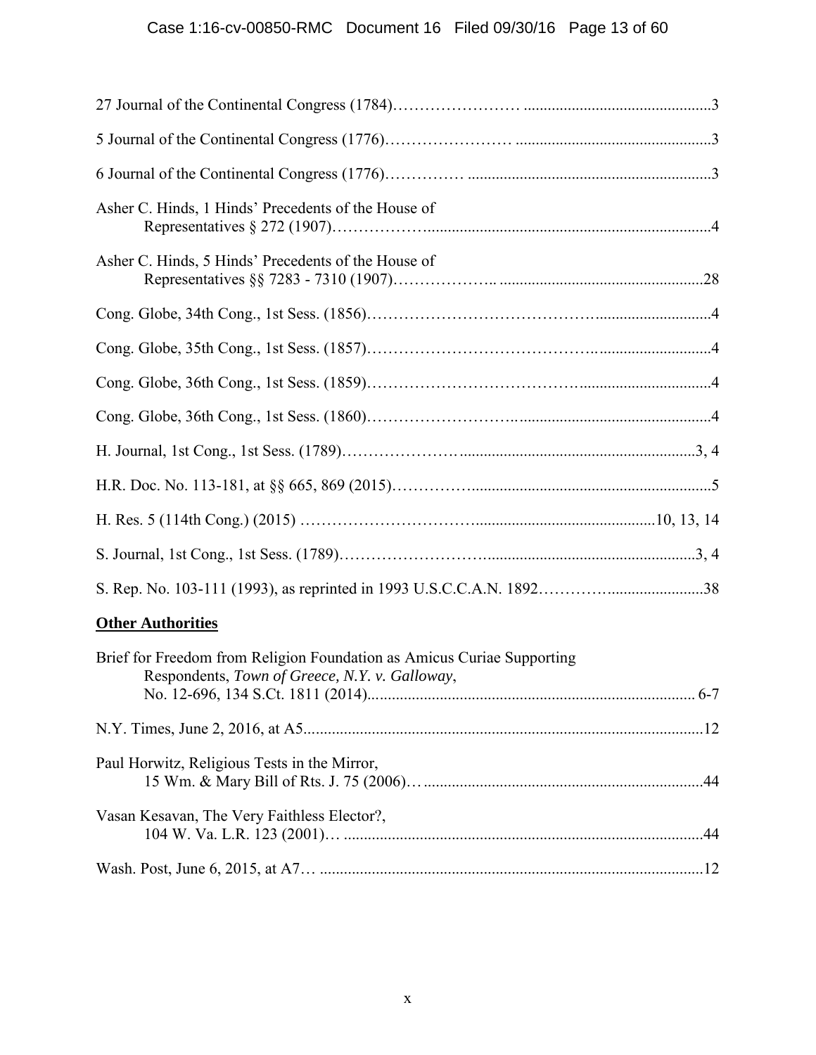27 Journal of the Continental Congress (1784)……………………………………………………3

5 Journal of the Continental Congress (1776)……………………………………………………3

6 Journal of the Continental Congress (1776)……………………………………………………3

Asher C. Hinds, 1 Hinds' Precedents of the House of Representatives § 272 (1907)……………………………………………………4

Asher C. Hinds, 5 Hinds' Precedents of the House of Representatives §§ 7283 - 7310 (1907)……………………………………………………28

Cong. Globe, 34th Cong., 1st Sess. (1856)……………………………………………………4

Cong. Globe, 35th Cong., 1st Sess. (1857)……………………………………………………4

Cong. Globe, 36th Cong., 1st Sess. (1859)……………………………………………………4

Cong. Globe, 36th Cong., 1st Sess. (1860)……………………………………………………4

H. Journal, 1st Cong., 1st Sess. (1789)……………………………………………………3, 4

H.R. Doc. No. 113-181, at §§ 665, 869 (2015)……………………………………………………5

H. Res. 5 (114th Cong.) (2015) ……………………………………………………10, 13, 14

S. Journal, 1st Cong., 1st Sess. (1789)……………………………………………………3, 4

S. Rep. No. 103-111 (1993), as reprinted in 1993 U.S.C.C.A.N. 1892……………………………………………………38

**Other Authorities**

Brief for Freedom from Religion Foundation as Amicus Curiae Supporting Respondents, *Town of Greece, N.Y. v. Galloway*, No. 12-696, 134 S.Ct. 1811 (2014)……………………………………………………6-7

N.Y. Times, June 2, 2016, at A5……………………………………………………12

Paul Horwitz, Religious Tests in the Mirror, 15 Wm. & Mary Bill of Rts. J. 75 (2006)……………………………………………………44

Vasan Kesavan, The Very Faithless Elector?, 104 W. Va. L.R. 123 (2001)……………………………………………………44

Wash. Post, June 6, 2015, at A7……………………………………………………12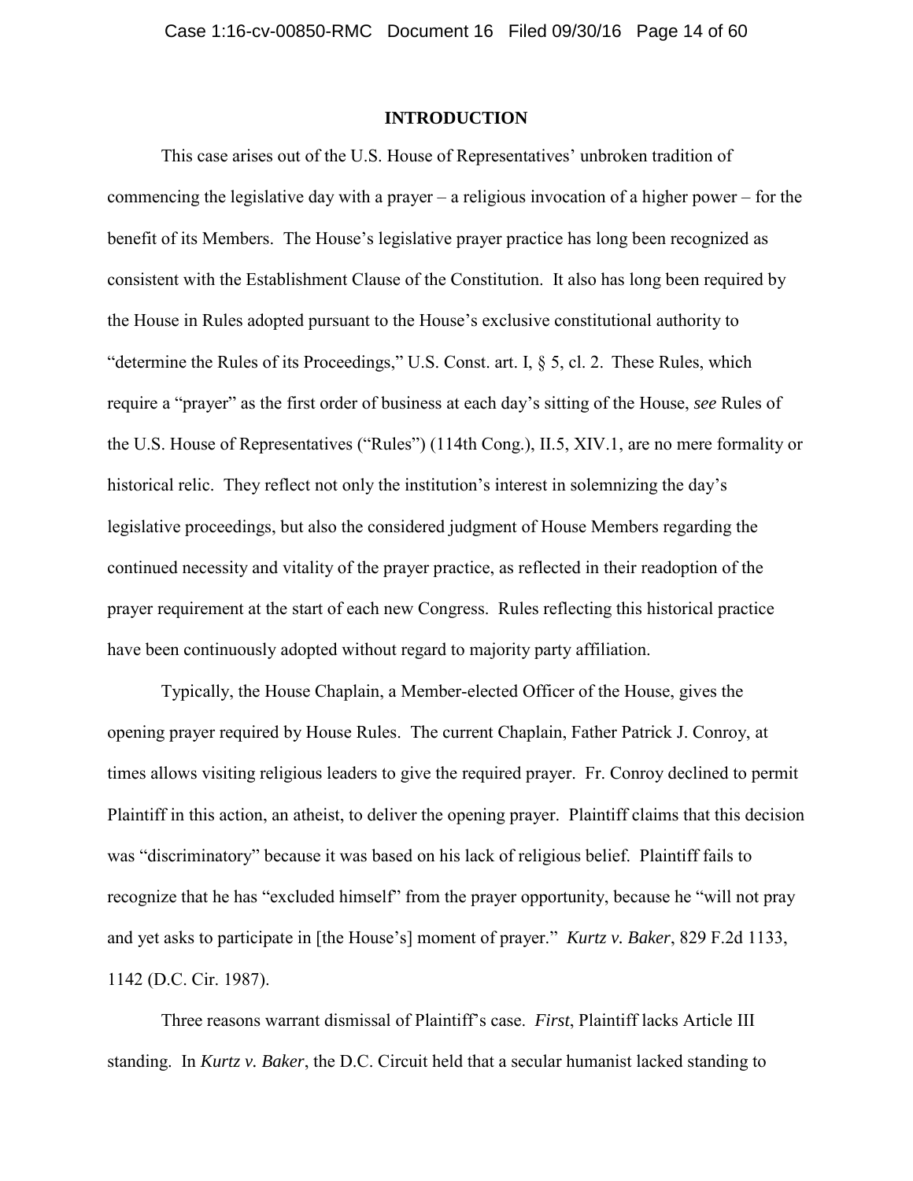## INTRODUCTION

This case arises out of the U.S. House of Representatives' unbroken tradition of commencing the legislative day with a prayer – a religious invocation of a higher power – for the benefit of its Members. The House's legislative prayer practice has long been recognized as consistent with the Establishment Clause of the Constitution. It also has long been required by the House in Rules adopted pursuant to the House's exclusive constitutional authority to "determine the Rules of its Proceedings," U.S. Const. art. I, § 5, cl. 2. These Rules, which require a "prayer" as the first order of business at each day's sitting of the House, *see* Rules of the U.S. House of Representatives ("Rules") (114th Cong.), II.5, XIV.1, are no mere formality or historical relic. They reflect not only the institution's interest in solemnizing the day's legislative proceedings, but also the considered judgment of House Members regarding the continued necessity and vitality of the prayer practice, as reflected in their readoption of the prayer requirement at the start of each new Congress. Rules reflecting this historical practice have been continuously adopted without regard to majority party affiliation.

Typically, the House Chaplain, a Member-elected Officer of the House, gives the opening prayer required by House Rules. The current Chaplain, Father Patrick J. Conroy, at times allows visiting religious leaders to give the required prayer. Fr. Conroy declined to permit Plaintiff in this action, an atheist, to deliver the opening prayer. Plaintiff claims that this decision was "discriminatory" because it was based on his lack of religious belief. Plaintiff fails to recognize that he has "excluded himself" from the prayer opportunity, because he "will not pray and yet asks to participate in [the House's] moment of prayer." *Kurtz v. Baker*, 829 F.2d 1133, 1142 (D.C. Cir. 1987).

Three reasons warrant dismissal of Plaintiff's case. *First*, Plaintiff lacks Article III standing. In *Kurtz v. Baker*, the D.C. Circuit held that a secular humanist lacked standing to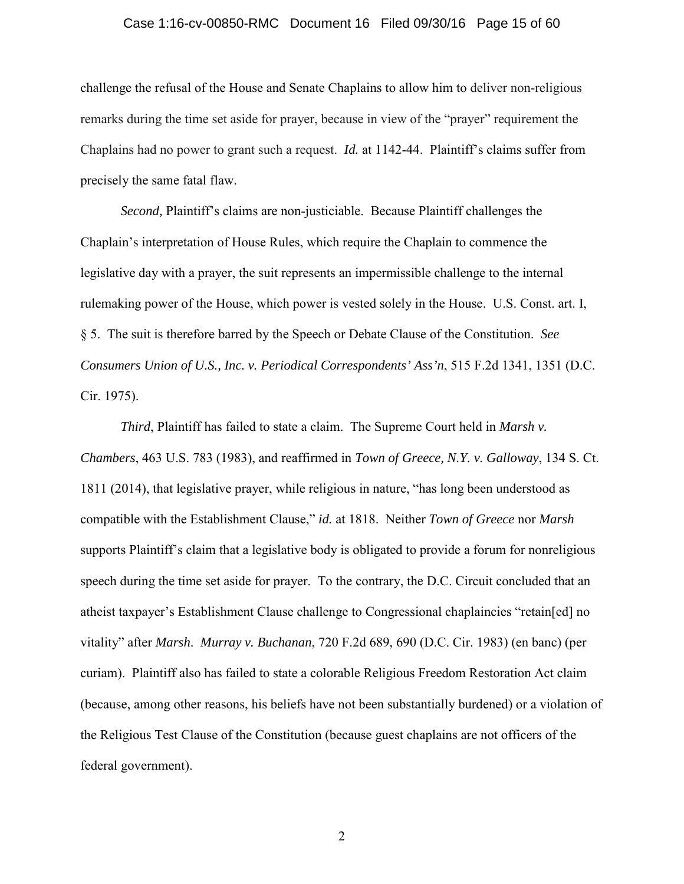challenge the refusal of the House and Senate Chaplains to allow him to deliver non-religious remarks during the time set aside for prayer, because in view of the "prayer" requirement the Chaplains had no power to grant such a request. *Id.* at 1142-44. Plaintiff's claims suffer from precisely the same fatal flaw.

*Second,* Plaintiff's claims are non-justiciable. Because Plaintiff challenges the Chaplain's interpretation of House Rules, which require the Chaplain to commence the legislative day with a prayer, the suit represents an impermissible challenge to the internal rulemaking power of the House, which power is vested solely in the House. U.S. Const. art. I, § 5. The suit is therefore barred by the Speech or Debate Clause of the Constitution. *See Consumers Union of U.S., Inc. v. Periodical Correspondents' Ass'n*, 515 F.2d 1341, 1351 (D.C. Cir. 1975).

*Third*, Plaintiff has failed to state a claim. The Supreme Court held in *Marsh v. Chambers*, 463 U.S. 783 (1983), and reaffirmed in *Town of Greece, N.Y. v. Galloway*, 134 S. Ct. 1811 (2014), that legislative prayer, while religious in nature, "has long been understood as compatible with the Establishment Clause," *id.* at 1818. Neither *Town of Greece* nor *Marsh* supports Plaintiff's claim that a legislative body is obligated to provide a forum for nonreligious speech during the time set aside for prayer. To the contrary, the D.C. Circuit concluded that an atheist taxpayer's Establishment Clause challenge to Congressional chaplaincies "retain[ed] no vitality" after *Marsh*. *Murray v. Buchanan*, 720 F.2d 689, 690 (D.C. Cir. 1983) (en banc) (per curiam). Plaintiff also has failed to state a colorable Religious Freedom Restoration Act claim (because, among other reasons, his beliefs have not been substantially burdened) or a violation of the Religious Test Clause of the Constitution (because guest chaplains are not officers of the federal government).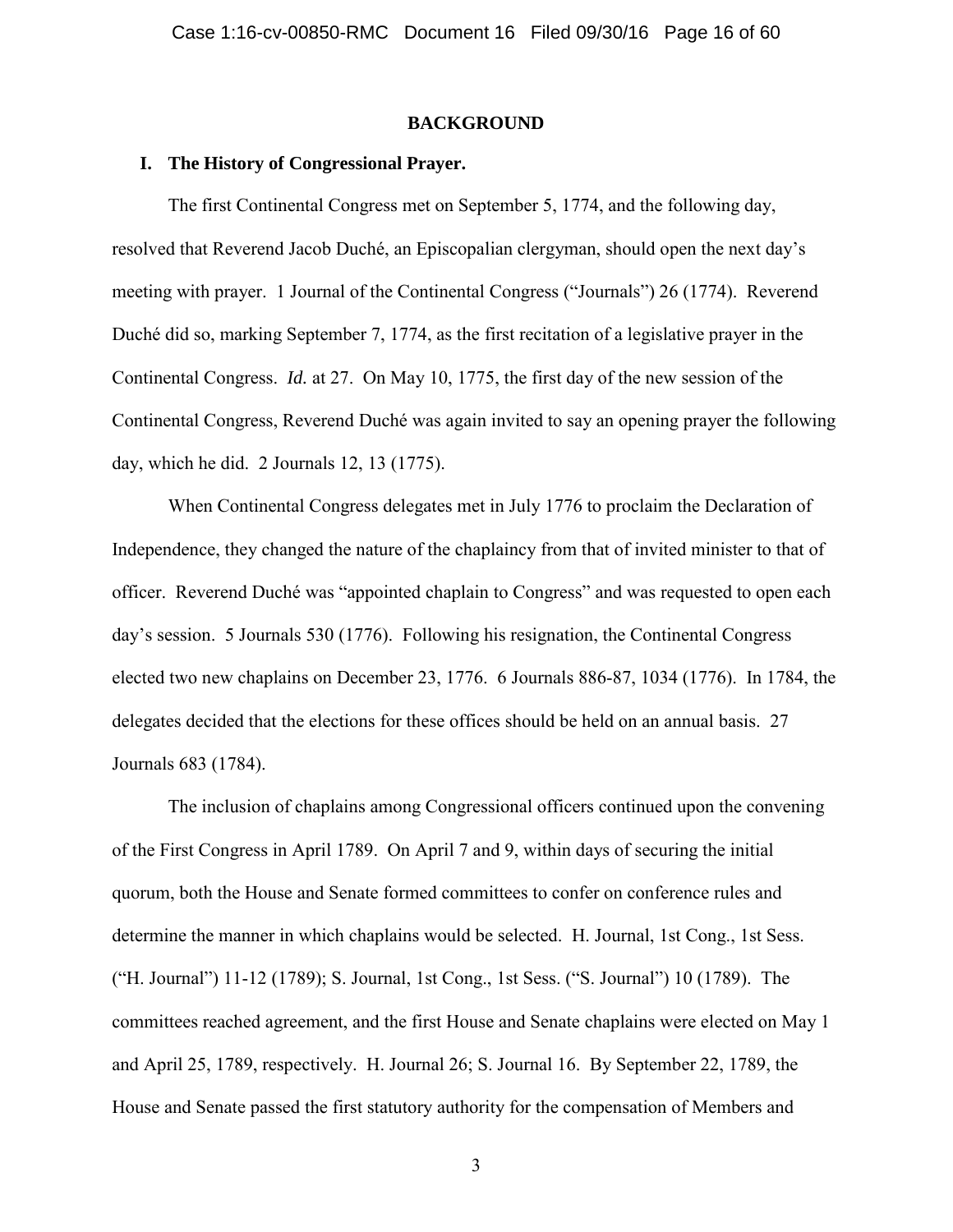## BACKGROUND

### I. The History of Congressional Prayer.

The first Continental Congress met on September 5, 1774, and the following day, resolved that Reverend Jacob Duché, an Episcopalian clergyman, should open the next day's meeting with prayer. 1 Journal of the Continental Congress ("Journals") 26 (1774). Reverend Duché did so, marking September 7, 1774, as the first recitation of a legislative prayer in the Continental Congress. *Id.* at 27. On May 10, 1775, the first day of the new session of the Continental Congress, Reverend Duché was again invited to say an opening prayer the following day, which he did. 2 Journals 12, 13 (1775).

When Continental Congress delegates met in July 1776 to proclaim the Declaration of Independence, they changed the nature of the chaplaincy from that of invited minister to that of officer. Reverend Duché was "appointed chaplain to Congress" and was requested to open each day's session. 5 Journals 530 (1776). Following his resignation, the Continental Congress elected two new chaplains on December 23, 1776. 6 Journals 886-87, 1034 (1776). In 1784, the delegates decided that the elections for these offices should be held on an annual basis. 27 Journals 683 (1784).

The inclusion of chaplains among Congressional officers continued upon the convening of the First Congress in April 1789. On April 7 and 9, within days of securing the initial quorum, both the House and Senate formed committees to confer on conference rules and determine the manner in which chaplains would be selected. H. Journal, 1st Cong., 1st Sess. ("H. Journal") 11-12 (1789); S. Journal, 1st Cong., 1st Sess. ("S. Journal") 10 (1789). The committees reached agreement, and the first House and Senate chaplains were elected on May 1 and April 25, 1789, respectively. H. Journal 26; S. Journal 16. By September 22, 1789, the House and Senate passed the first statutory authority for the compensation of Members and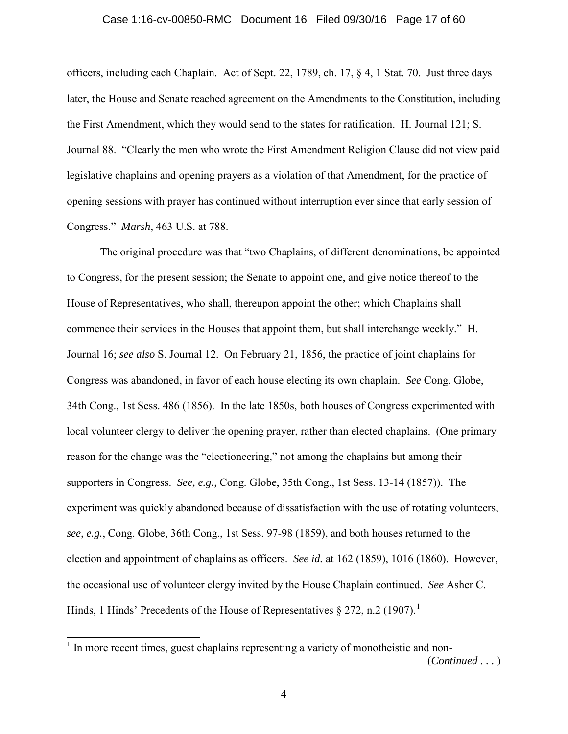officers, including each Chaplain. Act of Sept. 22, 1789, ch. 17, § 4, 1 Stat. 70. Just three days later, the House and Senate reached agreement on the Amendments to the Constitution, including the First Amendment, which they would send to the states for ratification. H. Journal 121; S. Journal 88. "Clearly the men who wrote the First Amendment Religion Clause did not view paid legislative chaplains and opening prayers as a violation of that Amendment, for the practice of opening sessions with prayer has continued without interruption ever since that early session of Congress." *Marsh*, 463 U.S. at 788.

The original procedure was that "two Chaplains, of different denominations, be appointed to Congress, for the present session; the Senate to appoint one, and give notice thereof to the House of Representatives, who shall, thereupon appoint the other; which Chaplains shall commence their services in the Houses that appoint them, but shall interchange weekly." H. Journal 16; *see also* S. Journal 12. On February 21, 1856, the practice of joint chaplains for Congress was abandoned, in favor of each house electing its own chaplain. *See* Cong. Globe, 34th Cong., 1st Sess. 486 (1856). In the late 1850s, both houses of Congress experimented with local volunteer clergy to deliver the opening prayer, rather than elected chaplains. (One primary reason for the change was the "electioneering," not among the chaplains but among their supporters in Congress. *See, e.g.,* Cong. Globe, 35th Cong., 1st Sess. 13-14 (1857)). The experiment was quickly abandoned because of dissatisfaction with the use of rotating volunteers, *see, e.g.*, Cong. Globe, 36th Cong., 1st Sess. 97-98 (1859), and both houses returned to the election and appointment of chaplains as officers. *See id.* at 162 (1859), 1016 (1860). However, the occasional use of volunteer clergy invited by the House Chaplain continued. *See* Asher C. Hinds, 1 Hinds' Precedents of the House of Representatives § 272, n.2 (1907).[1]

[1] In more recent times, guest chaplains representing a variety of monotheistic and non-

(*Continued . . .*)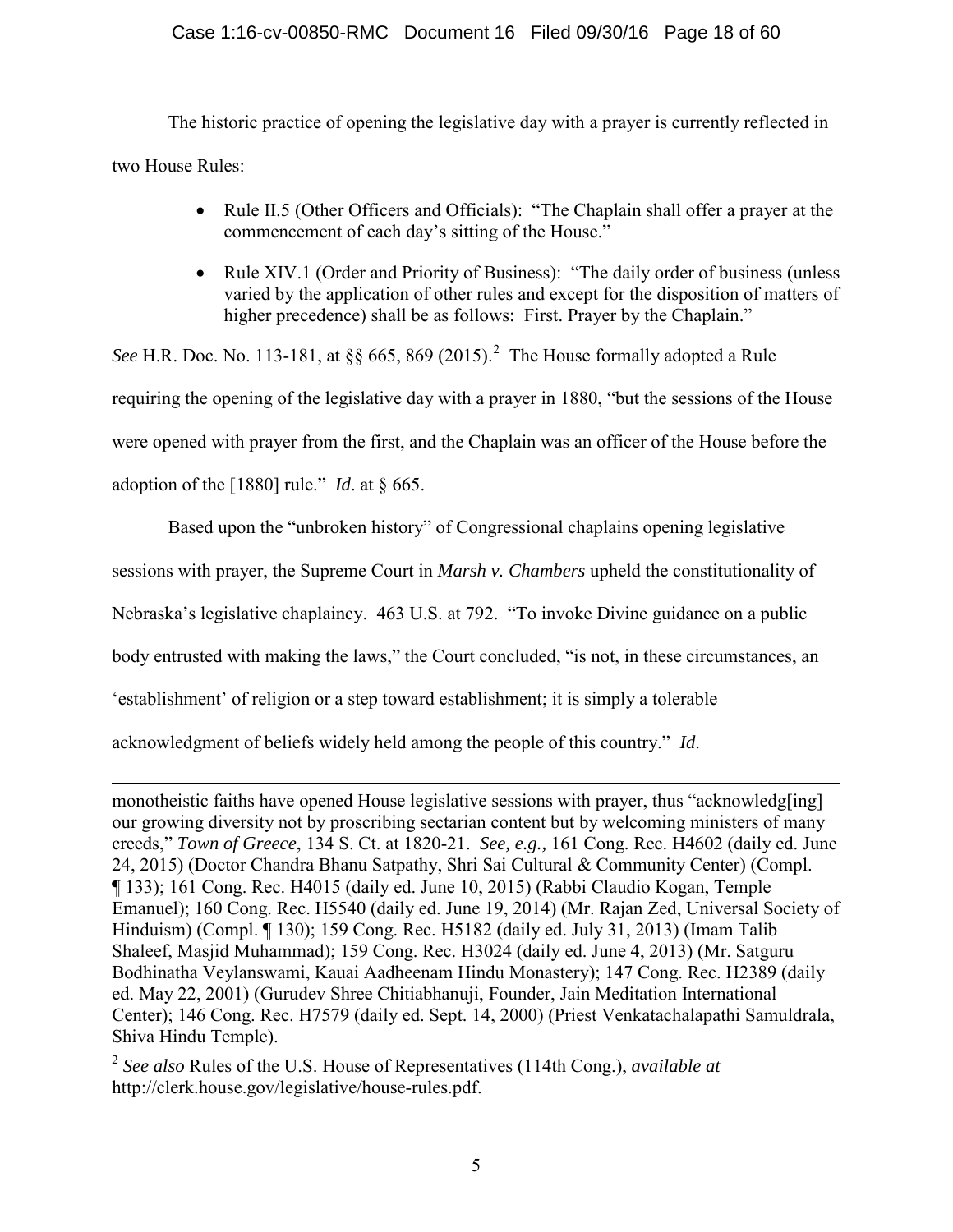The historic practice of opening the legislative day with a prayer is currently reflected in two House Rules:

- Rule II.5 (Other Officers and Officials): "The Chaplain shall offer a prayer at the commencement of each day's sitting of the House."
- Rule XIV.1 (Order and Priority of Business): "The daily order of business (unless varied by the application of other rules and except for the disposition of matters of higher precedence) shall be as follows: First. Prayer by the Chaplain."

*See* H.R. Doc. No. 113-181, at §§ 665, 869 (2015).[2] The House formally adopted a Rule requiring the opening of the legislative day with a prayer in 1880, "but the sessions of the House were opened with prayer from the first, and the Chaplain was an officer of the House before the adoption of the [1880] rule." *Id*. at § 665.

Based upon the "unbroken history" of Congressional chaplains opening legislative sessions with prayer, the Supreme Court in *Marsh v. Chambers* upheld the constitutionality of Nebraska's legislative chaplaincy. 463 U.S. at 792. "To invoke Divine guidance on a public body entrusted with making the laws," the Court concluded, "is not, in these circumstances, an 'establishment' of religion or a step toward establishment; it is simply a tolerable acknowledgment of beliefs widely held among the people of this country." *Id*.

---

monotheistic faiths have opened House legislative sessions with prayer, thus "acknowledg[ing] our growing diversity not by proscribing sectarian content but by welcoming ministers of many creeds," *Town of Greece*, 134 S. Ct. at 1820-21. *See, e.g.,* 161 Cong. Rec. H4602 (daily ed. June 24, 2015) (Doctor Chandra Bhanu Satpathy, Shri Sai Cultural & Community Center) (Compl. ¶ 133); 161 Cong. Rec. H4015 (daily ed. June 10, 2015) (Rabbi Claudio Kogan, Temple Emanuel); 160 Cong. Rec. H5540 (daily ed. June 19, 2014) (Mr. Rajan Zed, Universal Society of Hinduism) (Compl. ¶ 130); 159 Cong. Rec. H5182 (daily ed. July 31, 2013) (Imam Talib Shaleef, Masjid Muhammad); 159 Cong. Rec. H3024 (daily ed. June 4, 2013) (Mr. Satguru Bodhinatha Veylanswami, Kauai Aadheenam Hindu Monastery); 147 Cong. Rec. H2389 (daily ed. May 22, 2001) (Gurudev Shree Chitiabhanuji, Founder, Jain Meditation International Center); 146 Cong. Rec. H7579 (daily ed. Sept. 14, 2000) (Priest Venkatachalapathi Samuldrala, Shiva Hindu Temple).

[2] *See also* Rules of the U.S. House of Representatives (114th Cong.), *available at* http://clerk.house.gov/legislative/house-rules.pdf.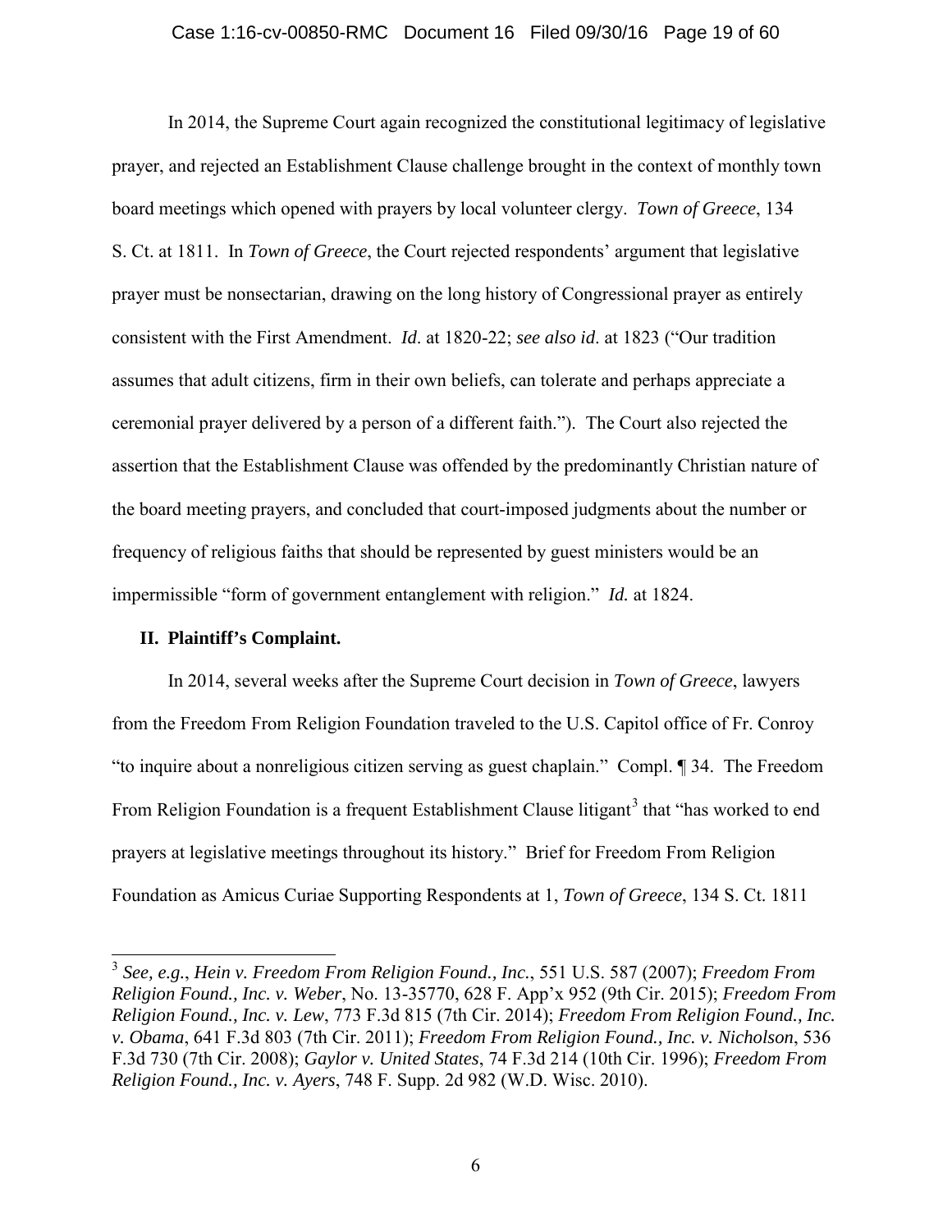In 2014, the Supreme Court again recognized the constitutional legitimacy of legislative prayer, and rejected an Establishment Clause challenge brought in the context of monthly town board meetings which opened with prayers by local volunteer clergy. *Town of Greece*, 134 S. Ct. at 1811. In *Town of Greece*, the Court rejected respondents' argument that legislative prayer must be nonsectarian, drawing on the long history of Congressional prayer as entirely consistent with the First Amendment. *Id*. at 1820-22; *see also id*. at 1823 ("Our tradition assumes that adult citizens, firm in their own beliefs, can tolerate and perhaps appreciate a ceremonial prayer delivered by a person of a different faith."). The Court also rejected the assertion that the Establishment Clause was offended by the predominantly Christian nature of the board meeting prayers, and concluded that court-imposed judgments about the number or frequency of religious faiths that should be represented by guest ministers would be an impermissible "form of government entanglement with religion." *Id.* at 1824.

## II. Plaintiff's Complaint.

In 2014, several weeks after the Supreme Court decision in *Town of Greece*, lawyers from the Freedom From Religion Foundation traveled to the U.S. Capitol office of Fr. Conroy "to inquire about a nonreligious citizen serving as guest chaplain." Compl. ¶ 34. The Freedom From Religion Foundation is a frequent Establishment Clause litigant[3] that "has worked to end prayers at legislative meetings throughout its history." Brief for Freedom From Religion Foundation as Amicus Curiae Supporting Respondents at 1, *Town of Greece*, 134 S. Ct. 1811

---

[3] *See, e.g.*, *Hein v. Freedom From Religion Found., Inc.*, 551 U.S. 587 (2007); *Freedom From Religion Found., Inc. v. Weber*, No. 13-35770, 628 F. App'x 952 (9th Cir. 2015); *Freedom From Religion Found., Inc. v. Lew*, 773 F.3d 815 (7th Cir. 2014); *Freedom From Religion Found., Inc. v. Obama*, 641 F.3d 803 (7th Cir. 2011); *Freedom From Religion Found., Inc. v. Nicholson*, 536 F.3d 730 (7th Cir. 2008); *Gaylor v. United States*, 74 F.3d 214 (10th Cir. 1996); *Freedom From Religion Found., Inc. v. Ayers*, 748 F. Supp. 2d 982 (W.D. Wisc. 2010).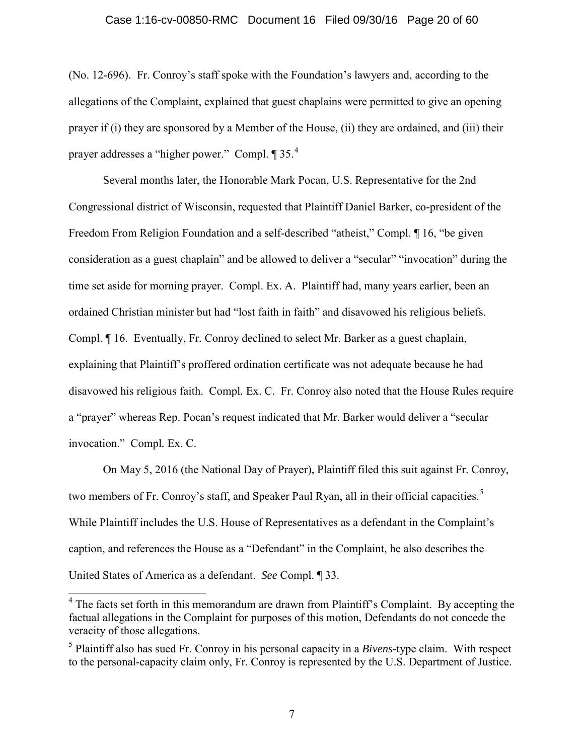(No. 12-696). Fr. Conroy's staff spoke with the Foundation's lawyers and, according to the allegations of the Complaint, explained that guest chaplains were permitted to give an opening prayer if (i) they are sponsored by a Member of the House, (ii) they are ordained, and (iii) their prayer addresses a "higher power." Compl. ¶ 35.[4]

Several months later, the Honorable Mark Pocan, U.S. Representative for the 2nd Congressional district of Wisconsin, requested that Plaintiff Daniel Barker, co-president of the Freedom From Religion Foundation and a self-described "atheist," Compl. ¶ 16, "be given consideration as a guest chaplain" and be allowed to deliver a "secular" "invocation" during the time set aside for morning prayer. Compl. Ex. A. Plaintiff had, many years earlier, been an ordained Christian minister but had "lost faith in faith" and disavowed his religious beliefs. Compl. ¶ 16. Eventually, Fr. Conroy declined to select Mr. Barker as a guest chaplain, explaining that Plaintiff's proffered ordination certificate was not adequate because he had disavowed his religious faith. Compl. Ex. C. Fr. Conroy also noted that the House Rules require a "prayer" whereas Rep. Pocan's request indicated that Mr. Barker would deliver a "secular invocation." Compl. Ex. C.

On May 5, 2016 (the National Day of Prayer), Plaintiff filed this suit against Fr. Conroy, two members of Fr. Conroy's staff, and Speaker Paul Ryan, all in their official capacities.[5] While Plaintiff includes the U.S. House of Representatives as a defendant in the Complaint's caption, and references the House as a "Defendant" in the Complaint, he also describes the United States of America as a defendant. *See* Compl. ¶ 33.

---

[4] The facts set forth in this memorandum are drawn from Plaintiff's Complaint. By accepting the factual allegations in the Complaint for purposes of this motion, Defendants do not concede the veracity of those allegations.

[5] Plaintiff also has sued Fr. Conroy in his personal capacity in a *Bivens*-type claim. With respect to the personal-capacity claim only, Fr. Conroy is represented by the U.S. Department of Justice.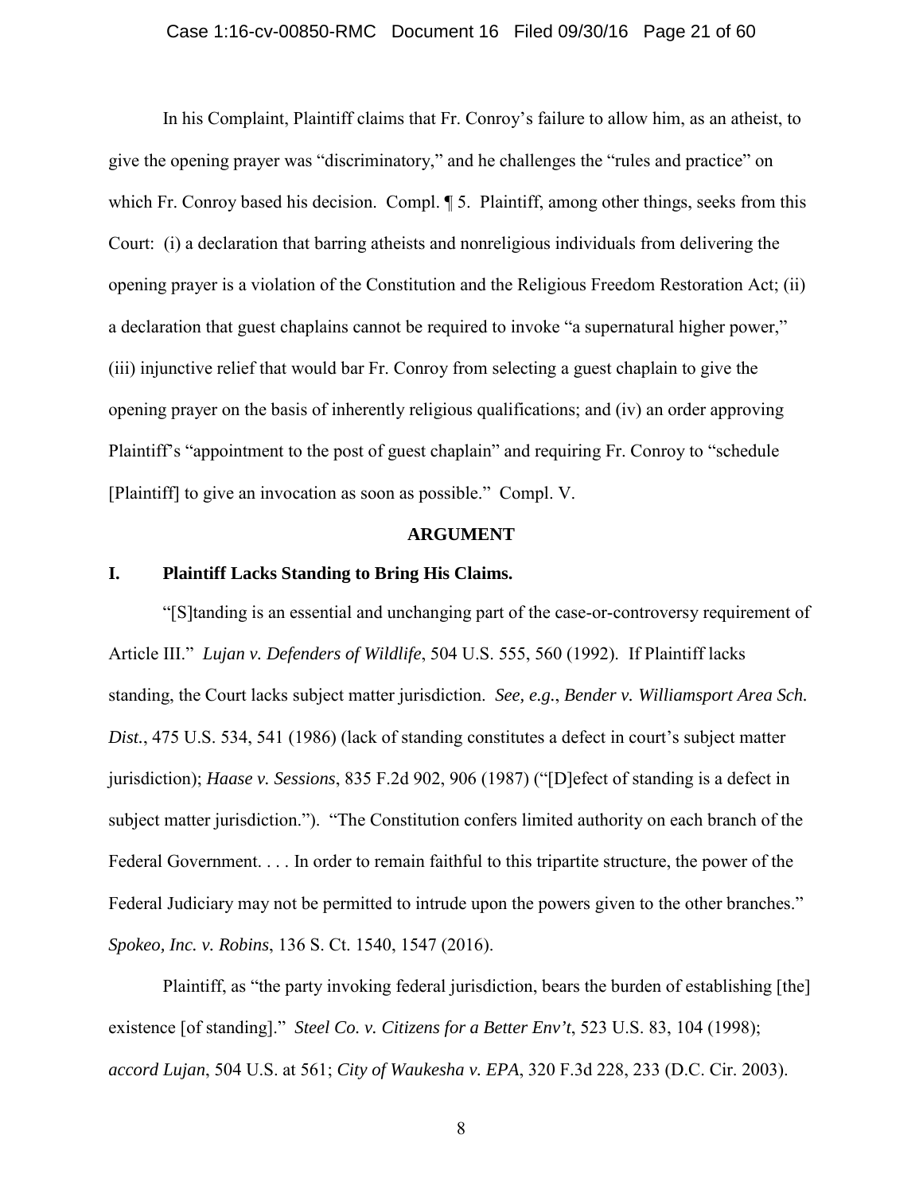In his Complaint, Plaintiff claims that Fr. Conroy's failure to allow him, as an atheist, to give the opening prayer was "discriminatory," and he challenges the "rules and practice" on which Fr. Conroy based his decision. Compl. ¶ 5. Plaintiff, among other things, seeks from this Court: (i) a declaration that barring atheists and nonreligious individuals from delivering the opening prayer is a violation of the Constitution and the Religious Freedom Restoration Act; (ii) a declaration that guest chaplains cannot be required to invoke "a supernatural higher power," (iii) injunctive relief that would bar Fr. Conroy from selecting a guest chaplain to give the opening prayer on the basis of inherently religious qualifications; and (iv) an order approving Plaintiff's "appointment to the post of guest chaplain" and requiring Fr. Conroy to "schedule [Plaintiff] to give an invocation as soon as possible." Compl. V.

## ARGUMENT

### I. Plaintiff Lacks Standing to Bring His Claims.

"[S]tanding is an essential and unchanging part of the case-or-controversy requirement of Article III." *Lujan v. Defenders of Wildlife*, 504 U.S. 555, 560 (1992). If Plaintiff lacks standing, the Court lacks subject matter jurisdiction. *See, e.g.*, *Bender v. Williamsport Area Sch. Dist.*, 475 U.S. 534, 541 (1986) (lack of standing constitutes a defect in court's subject matter jurisdiction); *Haase v. Sessions*, 835 F.2d 902, 906 (1987) ("[D]efect of standing is a defect in subject matter jurisdiction."). "The Constitution confers limited authority on each branch of the Federal Government. . . . In order to remain faithful to this tripartite structure, the power of the Federal Judiciary may not be permitted to intrude upon the powers given to the other branches." *Spokeo, Inc. v. Robins*, 136 S. Ct. 1540, 1547 (2016).

Plaintiff, as "the party invoking federal jurisdiction, bears the burden of establishing [the] existence [of standing]." *Steel Co. v. Citizens for a Better Env't*, 523 U.S. 83, 104 (1998); *accord Lujan*, 504 U.S. at 561; *City of Waukesha v. EPA*, 320 F.3d 228, 233 (D.C. Cir. 2003).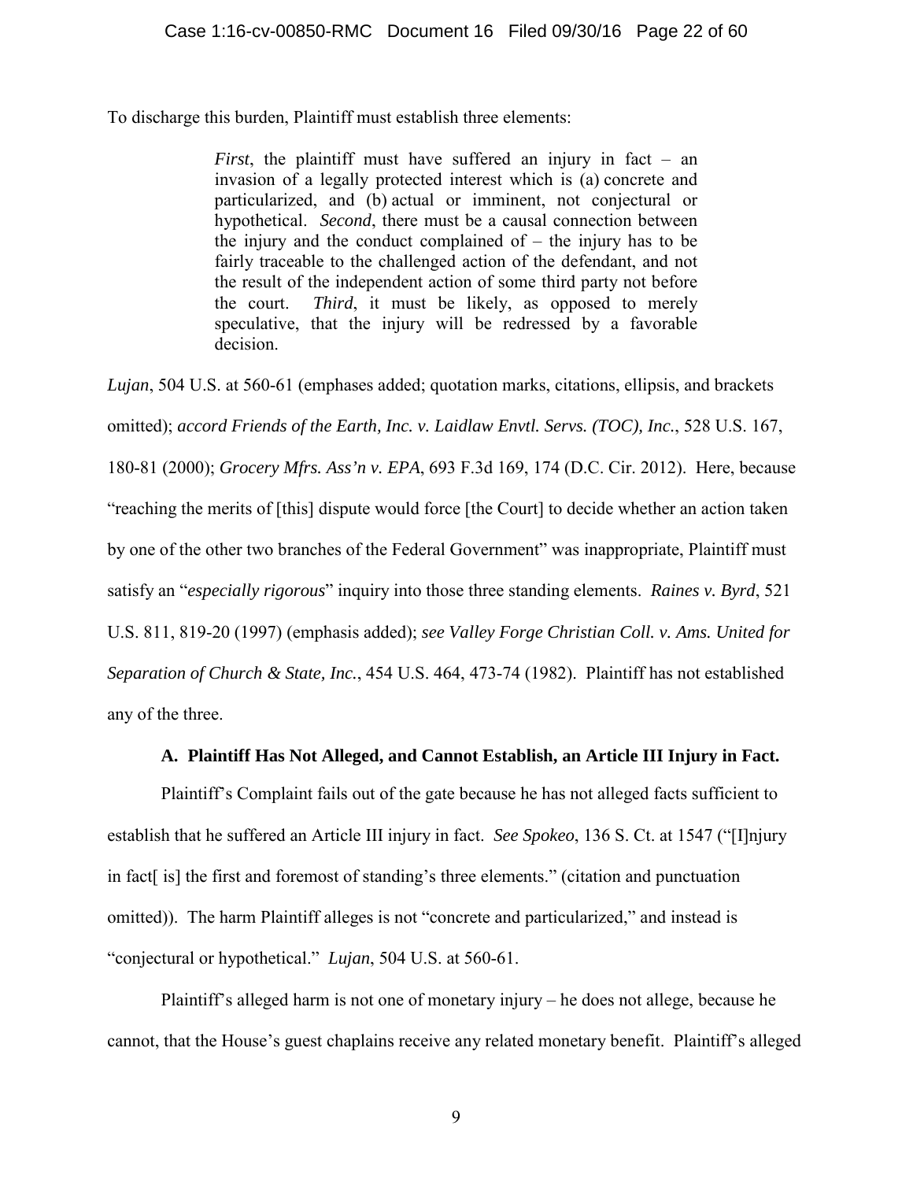To discharge this burden, Plaintiff must establish three elements:

> *First*, the plaintiff must have suffered an injury in fact – an invasion of a legally protected interest which is (a) concrete and particularized, and (b) actual or imminent, not conjectural or hypothetical. *Second*, there must be a causal connection between the injury and the conduct complained of – the injury has to be fairly traceable to the challenged action of the defendant, and not the result of the independent action of some third party not before the court. *Third*, it must be likely, as opposed to merely speculative, that the injury will be redressed by a favorable decision.

*Lujan*, 504 U.S. at 560-61 (emphases added; quotation marks, citations, ellipsis, and brackets omitted); *accord Friends of the Earth, Inc. v. Laidlaw Envtl. Servs. (TOC), Inc.*, 528 U.S. 167, 180-81 (2000); *Grocery Mfrs. Ass'n v. EPA*, 693 F.3d 169, 174 (D.C. Cir. 2012). Here, because "reaching the merits of [this] dispute would force [the Court] to decide whether an action taken by one of the other two branches of the Federal Government" was inappropriate, Plaintiff must satisfy an "*especially rigorous*" inquiry into those three standing elements. *Raines v. Byrd*, 521 U.S. 811, 819-20 (1997) (emphasis added); *see Valley Forge Christian Coll. v. Ams. United for Separation of Church & State, Inc.*, 454 U.S. 464, 473-74 (1982). Plaintiff has not established any of the three.

### A. Plaintiff Has Not Alleged, and Cannot Establish, an Article III Injury in Fact.

Plaintiff's Complaint fails out of the gate because he has not alleged facts sufficient to establish that he suffered an Article III injury in fact. *See Spokeo*, 136 S. Ct. at 1547 ("[I]njury in fact[ is] the first and foremost of standing's three elements." (citation and punctuation omitted)). The harm Plaintiff alleges is not "concrete and particularized," and instead is "conjectural or hypothetical." *Lujan*, 504 U.S. at 560-61.

Plaintiff's alleged harm is not one of monetary injury – he does not allege, because he cannot, that the House's guest chaplains receive any related monetary benefit. Plaintiff's alleged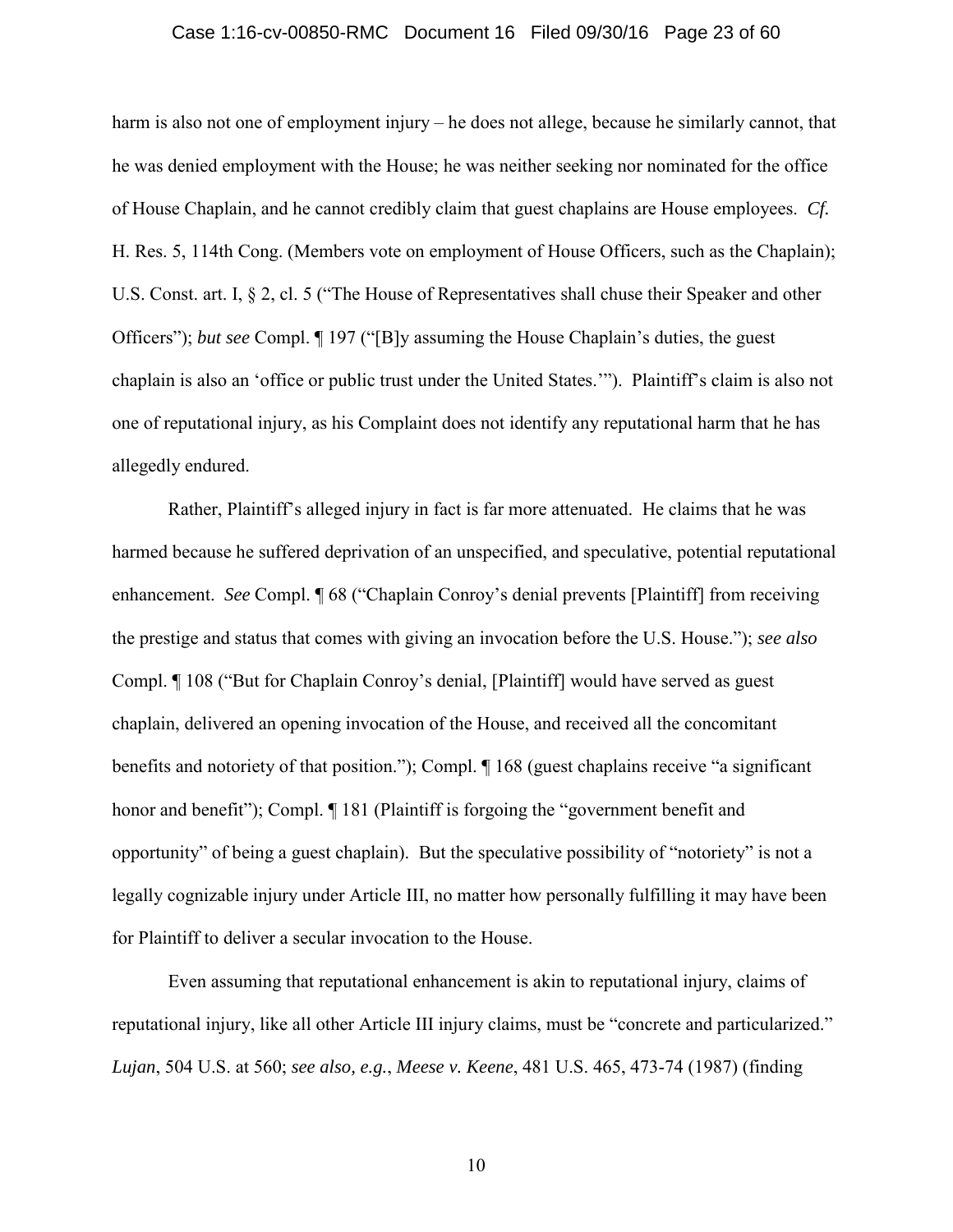harm is also not one of employment injury – he does not allege, because he similarly cannot, that he was denied employment with the House; he was neither seeking nor nominated for the office of House Chaplain, and he cannot credibly claim that guest chaplains are House employees. *Cf.* H. Res. 5, 114th Cong. (Members vote on employment of House Officers, such as the Chaplain); U.S. Const. art. I, § 2, cl. 5 ("The House of Representatives shall chuse their Speaker and other Officers"); *but see* Compl. ¶ 197 ("[B]y assuming the House Chaplain's duties, the guest chaplain is also an 'office or public trust under the United States.'"). Plaintiff's claim is also not one of reputational injury, as his Complaint does not identify any reputational harm that he has allegedly endured.

Rather, Plaintiff's alleged injury in fact is far more attenuated. He claims that he was harmed because he suffered deprivation of an unspecified, and speculative, potential reputational enhancement. *See* Compl. ¶ 68 ("Chaplain Conroy's denial prevents [Plaintiff] from receiving the prestige and status that comes with giving an invocation before the U.S. House."); *see also* Compl. ¶ 108 ("But for Chaplain Conroy's denial, [Plaintiff] would have served as guest chaplain, delivered an opening invocation of the House, and received all the concomitant benefits and notoriety of that position."); Compl. ¶ 168 (guest chaplains receive "a significant honor and benefit"); Compl. ¶ 181 (Plaintiff is forgoing the "government benefit and opportunity" of being a guest chaplain). But the speculative possibility of "notoriety" is not a legally cognizable injury under Article III, no matter how personally fulfilling it may have been for Plaintiff to deliver a secular invocation to the House.

Even assuming that reputational enhancement is akin to reputational injury, claims of reputational injury, like all other Article III injury claims, must be "concrete and particularized." *Lujan*, 504 U.S. at 560; *see also, e.g.*, *Meese v. Keene*, 481 U.S. 465, 473-74 (1987) (finding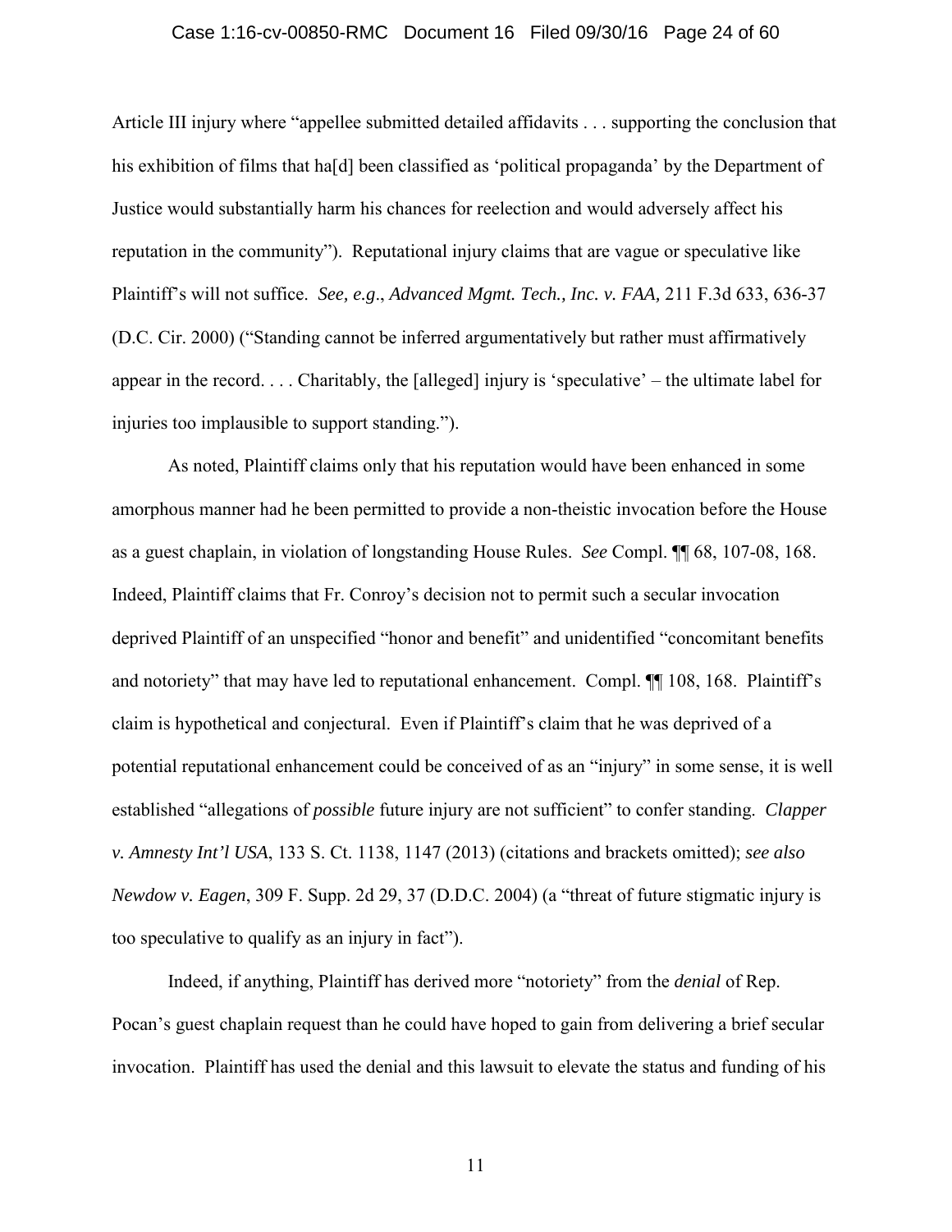Article III injury where "appellee submitted detailed affidavits . . . supporting the conclusion that his exhibition of films that ha[d] been classified as 'political propaganda' by the Department of Justice would substantially harm his chances for reelection and would adversely affect his reputation in the community"). Reputational injury claims that are vague or speculative like Plaintiff's will not suffice. *See, e.g*., *Advanced Mgmt. Tech., Inc. v. FAA,* 211 F.3d 633, 636-37 (D.C. Cir. 2000) ("Standing cannot be inferred argumentatively but rather must affirmatively appear in the record. . . . Charitably, the [alleged] injury is 'speculative' – the ultimate label for injuries too implausible to support standing.").

As noted, Plaintiff claims only that his reputation would have been enhanced in some amorphous manner had he been permitted to provide a non-theistic invocation before the House as a guest chaplain, in violation of longstanding House Rules. *See* Compl. ¶¶ 68, 107-08, 168. Indeed, Plaintiff claims that Fr. Conroy's decision not to permit such a secular invocation deprived Plaintiff of an unspecified "honor and benefit" and unidentified "concomitant benefits and notoriety" that may have led to reputational enhancement. Compl. ¶¶ 108, 168. Plaintiff's claim is hypothetical and conjectural. Even if Plaintiff's claim that he was deprived of a potential reputational enhancement could be conceived of as an "injury" in some sense, it is well established "allegations of *possible* future injury are not sufficient" to confer standing. *Clapper v. Amnesty Int'l USA*, 133 S. Ct. 1138, 1147 (2013) (citations and brackets omitted); *see also Newdow v. Eagen*, 309 F. Supp. 2d 29, 37 (D.D.C. 2004) (a "threat of future stigmatic injury is too speculative to qualify as an injury in fact").

Indeed, if anything, Plaintiff has derived more "notoriety" from the *denial* of Rep. Pocan's guest chaplain request than he could have hoped to gain from delivering a brief secular invocation. Plaintiff has used the denial and this lawsuit to elevate the status and funding of his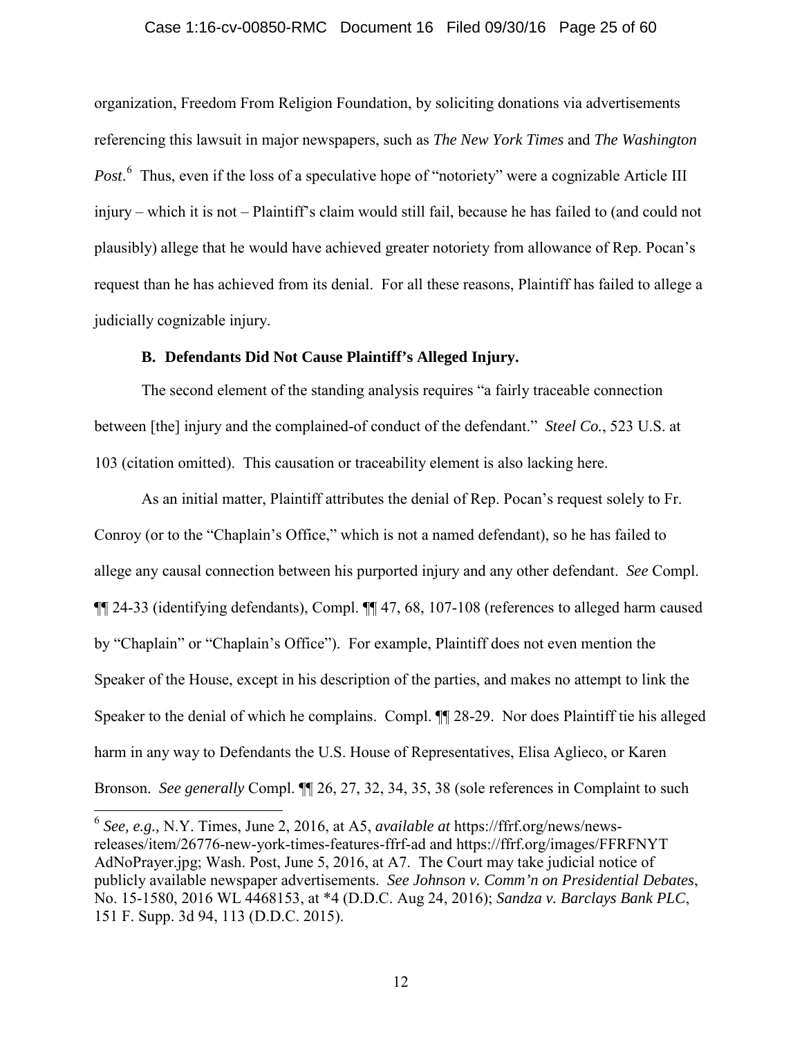organization, Freedom From Religion Foundation, by soliciting donations via advertisements referencing this lawsuit in major newspapers, such as *The New York Times* and *The Washington Post*.[6] Thus, even if the loss of a speculative hope of "notoriety" were a cognizable Article III injury – which it is not – Plaintiff's claim would still fail, because he has failed to (and could not plausibly) allege that he would have achieved greater notoriety from allowance of Rep. Pocan's request than he has achieved from its denial. For all these reasons, Plaintiff has failed to allege a judicially cognizable injury.

### B. Defendants Did Not Cause Plaintiff's Alleged Injury.

The second element of the standing analysis requires "a fairly traceable connection between [the] injury and the complained-of conduct of the defendant." *Steel Co.*, 523 U.S. at 103 (citation omitted). This causation or traceability element is also lacking here.

As an initial matter, Plaintiff attributes the denial of Rep. Pocan's request solely to Fr. Conroy (or to the "Chaplain's Office," which is not a named defendant), so he has failed to allege any causal connection between his purported injury and any other defendant. *See* Compl. ¶¶ 24-33 (identifying defendants), Compl. ¶¶ 47, 68, 107-108 (references to alleged harm caused by "Chaplain" or "Chaplain's Office"). For example, Plaintiff does not even mention the Speaker of the House, except in his description of the parties, and makes no attempt to link the Speaker to the denial of which he complains. Compl. ¶¶ 28-29. Nor does Plaintiff tie his alleged harm in any way to Defendants the U.S. House of Representatives, Elisa Aglieco, or Karen Bronson. *See generally* Compl. ¶¶ 26, 27, 32, 34, 35, 38 (sole references in Complaint to such

---

[6] *See, e.g.,* N.Y. Times, June 2, 2016, at A5, *available at* https://ffrf.org/news/news-releases/item/26776-new-york-times-features-ffrf-ad and https://ffrf.org/images/FFRFNYT AdNoPrayer.jpg; Wash. Post, June 5, 2016, at A7. The Court may take judicial notice of publicly available newspaper advertisements. *See Johnson v. Comm'n on Presidential Debates*, No. 15-1580, 2016 WL 4468153, at *4 (D.D.C. Aug 24, 2016); *Sandza v. Barclays Bank PLC*, 151 F. Supp. 3d 94, 113 (D.D.C. 2015).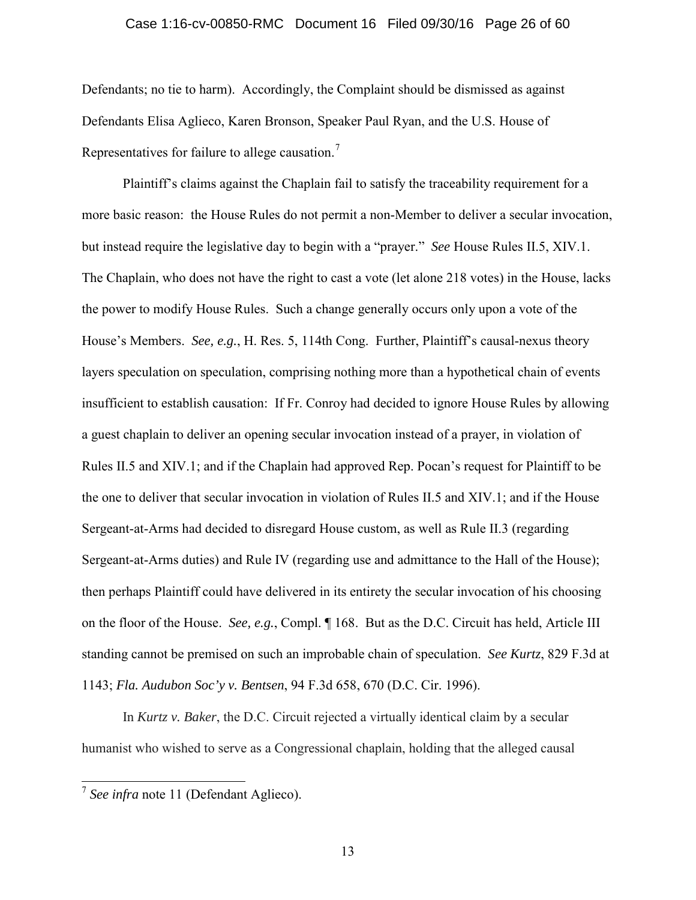Defendants; no tie to harm). Accordingly, the Complaint should be dismissed as against Defendants Elisa Aglieco, Karen Bronson, Speaker Paul Ryan, and the U.S. House of Representatives for failure to allege causation.[7]

Plaintiff's claims against the Chaplain fail to satisfy the traceability requirement for a more basic reason: the House Rules do not permit a non-Member to deliver a secular invocation, but instead require the legislative day to begin with a "prayer." *See* House Rules II.5, XIV.1. The Chaplain, who does not have the right to cast a vote (let alone 218 votes) in the House, lacks the power to modify House Rules. Such a change generally occurs only upon a vote of the House's Members. *See, e.g.*, H. Res. 5, 114th Cong. Further, Plaintiff's causal-nexus theory layers speculation on speculation, comprising nothing more than a hypothetical chain of events insufficient to establish causation: If Fr. Conroy had decided to ignore House Rules by allowing a guest chaplain to deliver an opening secular invocation instead of a prayer, in violation of Rules II.5 and XIV.1; and if the Chaplain had approved Rep. Pocan's request for Plaintiff to be the one to deliver that secular invocation in violation of Rules II.5 and XIV.1; and if the House Sergeant-at-Arms had decided to disregard House custom, as well as Rule II.3 (regarding Sergeant-at-Arms duties) and Rule IV (regarding use and admittance to the Hall of the House); then perhaps Plaintiff could have delivered in its entirety the secular invocation of his choosing on the floor of the House. *See, e.g.*, Compl. ¶ 168. But as the D.C. Circuit has held, Article III standing cannot be premised on such an improbable chain of speculation. *See Kurtz*, 829 F.3d at 1143; *Fla. Audubon Soc'y v. Bentsen*, 94 F.3d 658, 670 (D.C. Cir. 1996).

In *Kurtz v. Baker*, the D.C. Circuit rejected a virtually identical claim by a secular humanist who wished to serve as a Congressional chaplain, holding that the alleged causal

---

[7] *See infra* note 11 (Defendant Aglieco).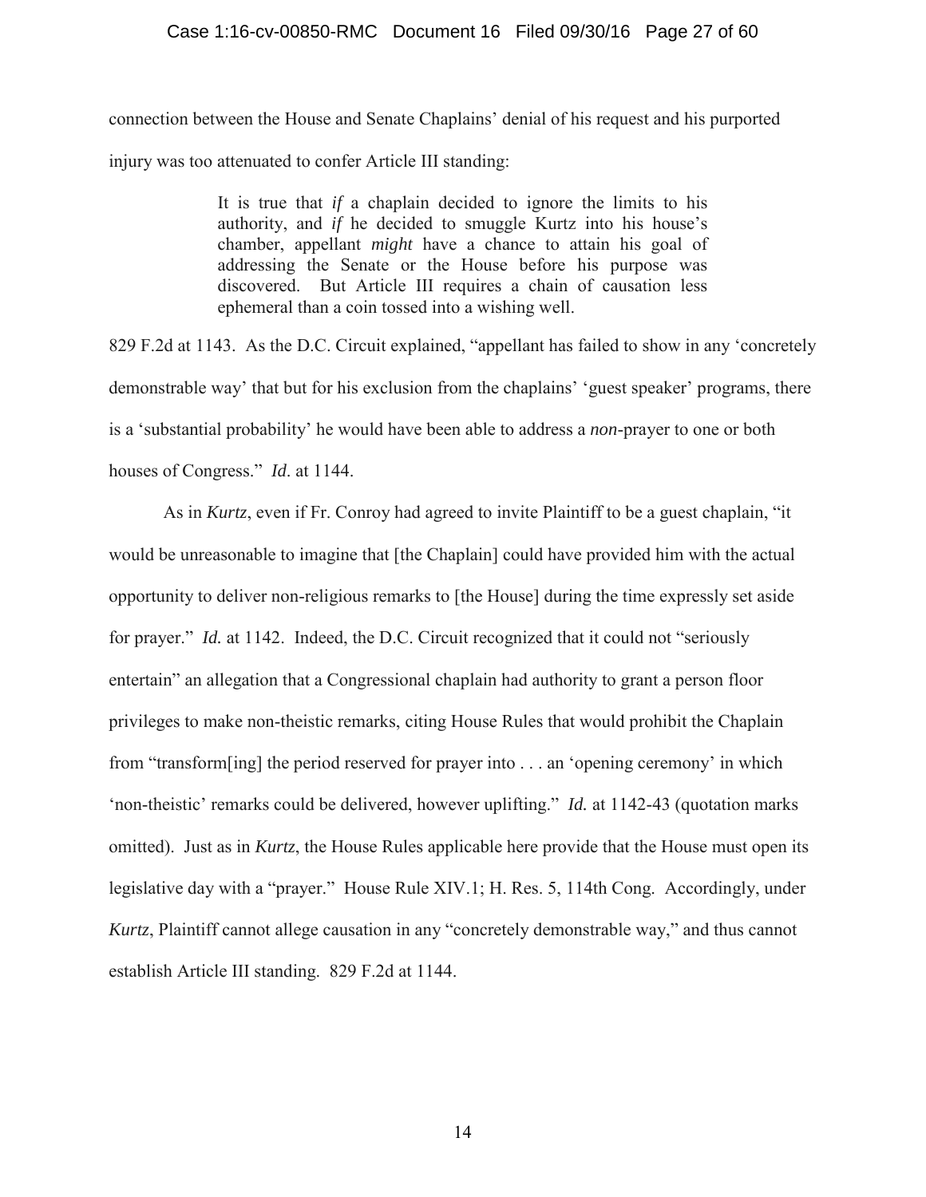connection between the House and Senate Chaplains' denial of his request and his purported injury was too attenuated to confer Article III standing:

> It is true that *if* a chaplain decided to ignore the limits to his authority, and *if* he decided to smuggle Kurtz into his house's chamber, appellant *might* have a chance to attain his goal of addressing the Senate or the House before his purpose was discovered. But Article III requires a chain of causation less ephemeral than a coin tossed into a wishing well.

829 F.2d at 1143. As the D.C. Circuit explained, "appellant has failed to show in any 'concretely demonstrable way' that but for his exclusion from the chaplains' 'guest speaker' programs, there is a 'substantial probability' he would have been able to address a *non*-prayer to one or both houses of Congress." *Id*. at 1144.

As in *Kurtz*, even if Fr. Conroy had agreed to invite Plaintiff to be a guest chaplain, "it would be unreasonable to imagine that [the Chaplain] could have provided him with the actual opportunity to deliver non-religious remarks to [the House] during the time expressly set aside for prayer." *Id.* at 1142. Indeed, the D.C. Circuit recognized that it could not "seriously entertain" an allegation that a Congressional chaplain had authority to grant a person floor privileges to make non-theistic remarks, citing House Rules that would prohibit the Chaplain from "transform[ing] the period reserved for prayer into . . . an 'opening ceremony' in which 'non-theistic' remarks could be delivered, however uplifting." *Id.* at 1142-43 (quotation marks omitted). Just as in *Kurtz*, the House Rules applicable here provide that the House must open its legislative day with a "prayer." House Rule XIV.1; H. Res. 5, 114th Cong. Accordingly, under *Kurtz*, Plaintiff cannot allege causation in any "concretely demonstrable way," and thus cannot establish Article III standing. 829 F.2d at 1144.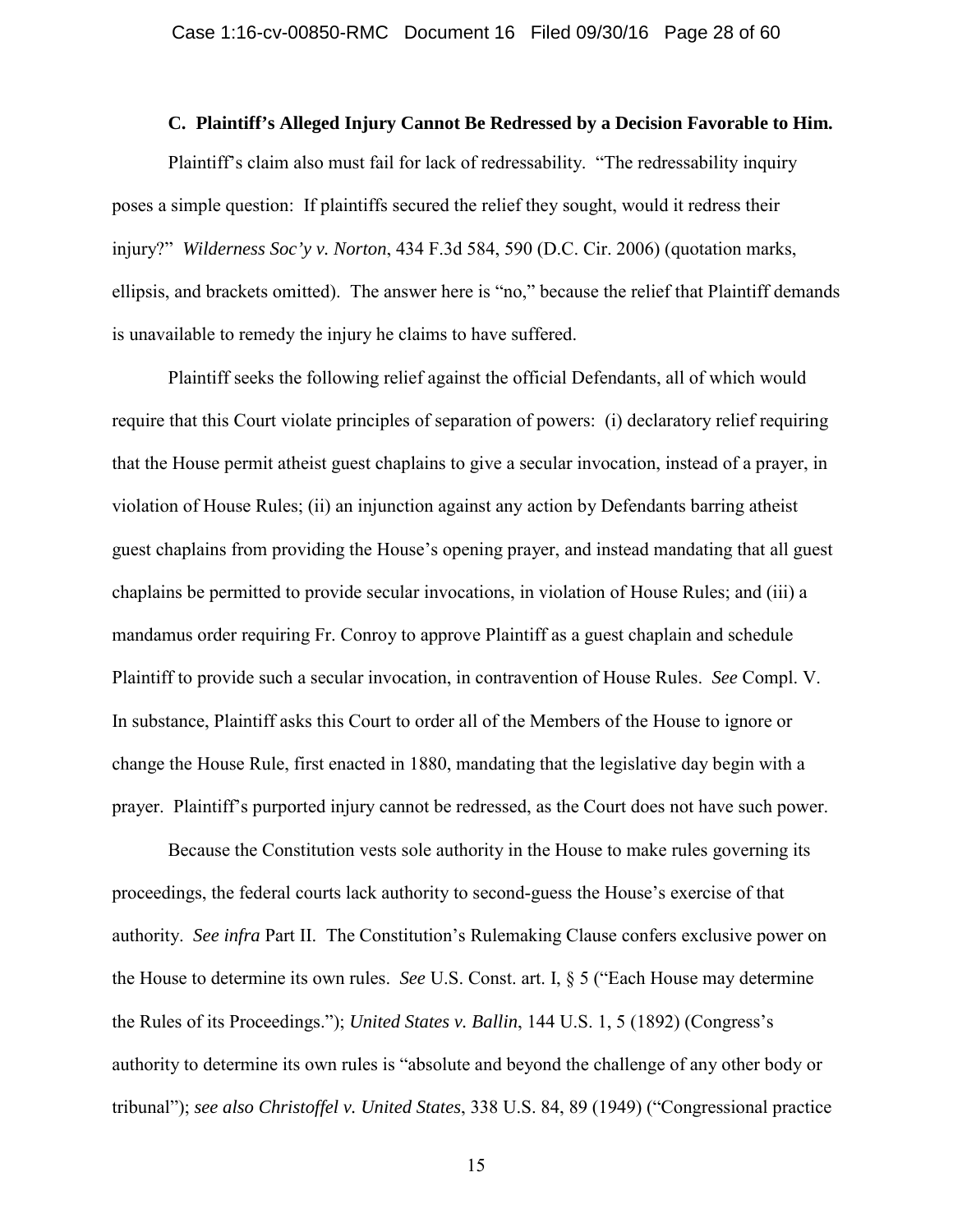### C. Plaintiff's Alleged Injury Cannot Be Redressed by a Decision Favorable to Him.

Plaintiff's claim also must fail for lack of redressability. "The redressability inquiry poses a simple question: If plaintiffs secured the relief they sought, would it redress their injury?" *Wilderness Soc'y v. Norton*, 434 F.3d 584, 590 (D.C. Cir. 2006) (quotation marks, ellipsis, and brackets omitted). The answer here is "no," because the relief that Plaintiff demands is unavailable to remedy the injury he claims to have suffered.

Plaintiff seeks the following relief against the official Defendants, all of which would require that this Court violate principles of separation of powers: (i) declaratory relief requiring that the House permit atheist guest chaplains to give a secular invocation, instead of a prayer, in violation of House Rules; (ii) an injunction against any action by Defendants barring atheist guest chaplains from providing the House's opening prayer, and instead mandating that all guest chaplains be permitted to provide secular invocations, in violation of House Rules; and (iii) a mandamus order requiring Fr. Conroy to approve Plaintiff as a guest chaplain and schedule Plaintiff to provide such a secular invocation, in contravention of House Rules. *See* Compl. V. In substance, Plaintiff asks this Court to order all of the Members of the House to ignore or change the House Rule, first enacted in 1880, mandating that the legislative day begin with a prayer. Plaintiff's purported injury cannot be redressed, as the Court does not have such power.

Because the Constitution vests sole authority in the House to make rules governing its proceedings, the federal courts lack authority to second-guess the House's exercise of that authority. *See infra* Part II. The Constitution's Rulemaking Clause confers exclusive power on the House to determine its own rules. *See* U.S. Const. art. I, § 5 ("Each House may determine the Rules of its Proceedings."); *United States v. Ballin*, 144 U.S. 1, 5 (1892) (Congress's authority to determine its own rules is "absolute and beyond the challenge of any other body or tribunal"); *see also Christoffel v. United States*, 338 U.S. 84, 89 (1949) ("Congressional practice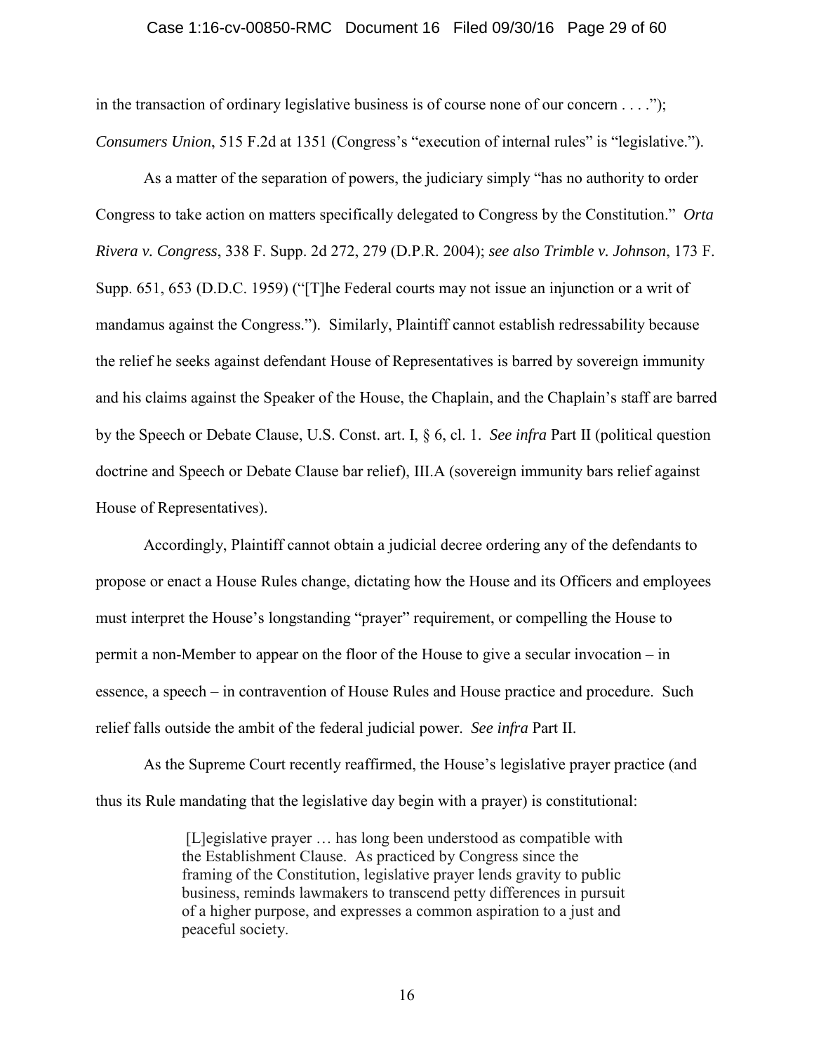in the transaction of ordinary legislative business is of course none of our concern . . . ."); *Consumers Union*, 515 F.2d at 1351 (Congress's "execution of internal rules" is "legislative.").

As a matter of the separation of powers, the judiciary simply "has no authority to order Congress to take action on matters specifically delegated to Congress by the Constitution." *Orta Rivera v. Congress*, 338 F. Supp. 2d 272, 279 (D.P.R. 2004); *see also Trimble v. Johnson*, 173 F. Supp. 651, 653 (D.D.C. 1959) ("[T]he Federal courts may not issue an injunction or a writ of mandamus against the Congress."). Similarly, Plaintiff cannot establish redressability because the relief he seeks against defendant House of Representatives is barred by sovereign immunity and his claims against the Speaker of the House, the Chaplain, and the Chaplain's staff are barred by the Speech or Debate Clause, U.S. Const. art. I, § 6, cl. 1. *See infra* Part II (political question doctrine and Speech or Debate Clause bar relief), III.A (sovereign immunity bars relief against House of Representatives).

Accordingly, Plaintiff cannot obtain a judicial decree ordering any of the defendants to propose or enact a House Rules change, dictating how the House and its Officers and employees must interpret the House's longstanding "prayer" requirement, or compelling the House to permit a non-Member to appear on the floor of the House to give a secular invocation – in essence, a speech – in contravention of House Rules and House practice and procedure. Such relief falls outside the ambit of the federal judicial power. *See infra* Part II.

As the Supreme Court recently reaffirmed, the House's legislative prayer practice (and thus its Rule mandating that the legislative day begin with a prayer) is constitutional:

> [L]egislative prayer … has long been understood as compatible with the Establishment Clause. As practiced by Congress since the framing of the Constitution, legislative prayer lends gravity to public business, reminds lawmakers to transcend petty differences in pursuit of a higher purpose, and expresses a common aspiration to a just and peaceful society.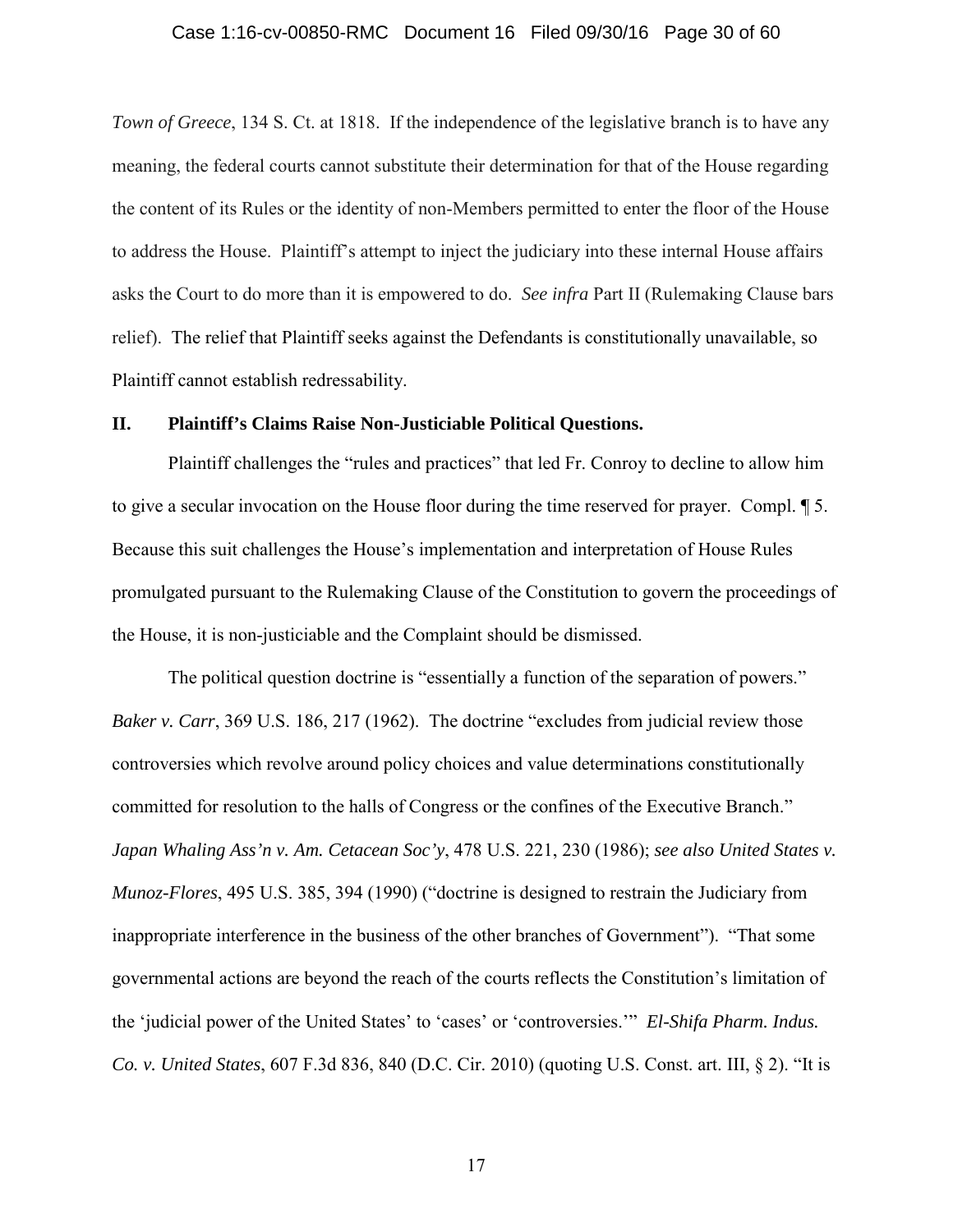*Town of Greece*, 134 S. Ct. at 1818. If the independence of the legislative branch is to have any meaning, the federal courts cannot substitute their determination for that of the House regarding the content of its Rules or the identity of non-Members permitted to enter the floor of the House to address the House. Plaintiff's attempt to inject the judiciary into these internal House affairs asks the Court to do more than it is empowered to do. *See infra* Part II (Rulemaking Clause bars relief). The relief that Plaintiff seeks against the Defendants is constitutionally unavailable, so Plaintiff cannot establish redressability.

## II. Plaintiff's Claims Raise Non-Justiciable Political Questions.

Plaintiff challenges the "rules and practices" that led Fr. Conroy to decline to allow him to give a secular invocation on the House floor during the time reserved for prayer. Compl. ¶ 5. Because this suit challenges the House's implementation and interpretation of House Rules promulgated pursuant to the Rulemaking Clause of the Constitution to govern the proceedings of the House, it is non-justiciable and the Complaint should be dismissed.

The political question doctrine is "essentially a function of the separation of powers." *Baker v. Carr*, 369 U.S. 186, 217 (1962). The doctrine "excludes from judicial review those controversies which revolve around policy choices and value determinations constitutionally committed for resolution to the halls of Congress or the confines of the Executive Branch." *Japan Whaling Ass'n v. Am. Cetacean Soc'y*, 478 U.S. 221, 230 (1986); *see also United States v. Munoz-Flores*, 495 U.S. 385, 394 (1990) ("doctrine is designed to restrain the Judiciary from inappropriate interference in the business of the other branches of Government"). "That some governmental actions are beyond the reach of the courts reflects the Constitution's limitation of the 'judicial power of the United States' to 'cases' or 'controversies.'" *El-Shifa Pharm. Indus. Co. v. United States*, 607 F.3d 836, 840 (D.C. Cir. 2010) (quoting U.S. Const. art. III, § 2). "It is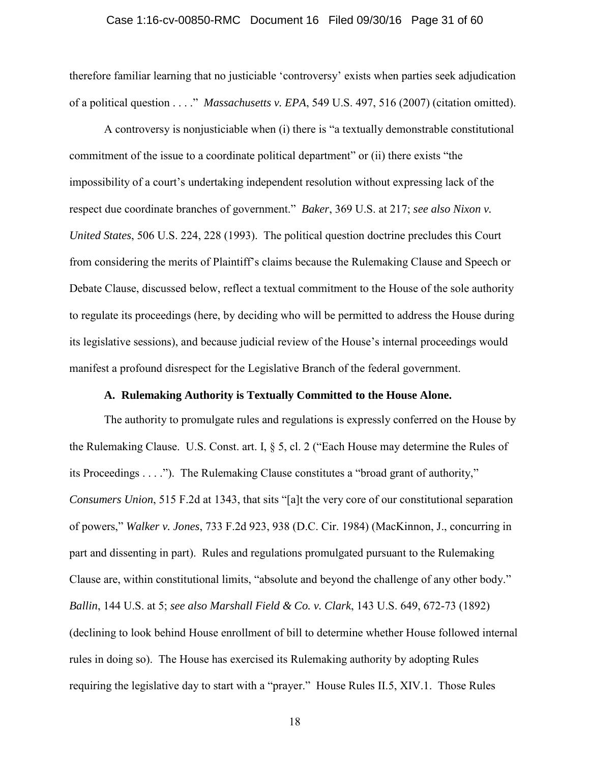therefore familiar learning that no justiciable 'controversy' exists when parties seek adjudication of a political question . . . ." *Massachusetts v. EPA*, 549 U.S. 497, 516 (2007) (citation omitted).

A controversy is nonjusticiable when (i) there is "a textually demonstrable constitutional commitment of the issue to a coordinate political department" or (ii) there exists "the impossibility of a court's undertaking independent resolution without expressing lack of the respect due coordinate branches of government." *Baker*, 369 U.S. at 217; *see also Nixon v. United States*, 506 U.S. 224, 228 (1993). The political question doctrine precludes this Court from considering the merits of Plaintiff's claims because the Rulemaking Clause and Speech or Debate Clause, discussed below, reflect a textual commitment to the House of the sole authority to regulate its proceedings (here, by deciding who will be permitted to address the House during its legislative sessions), and because judicial review of the House's internal proceedings would manifest a profound disrespect for the Legislative Branch of the federal government.

### A. Rulemaking Authority is Textually Committed to the House Alone.

The authority to promulgate rules and regulations is expressly conferred on the House by the Rulemaking Clause. U.S. Const. art. I, § 5, cl. 2 ("Each House may determine the Rules of its Proceedings . . . ."). The Rulemaking Clause constitutes a "broad grant of authority," *Consumers Union*, 515 F.2d at 1343, that sits "[a]t the very core of our constitutional separation of powers," *Walker v. Jones*, 733 F.2d 923, 938 (D.C. Cir. 1984) (MacKinnon, J., concurring in part and dissenting in part). Rules and regulations promulgated pursuant to the Rulemaking Clause are, within constitutional limits, "absolute and beyond the challenge of any other body." *Ballin*, 144 U.S. at 5; *see also Marshall Field & Co. v. Clark*, 143 U.S. 649, 672-73 (1892) (declining to look behind House enrollment of bill to determine whether House followed internal rules in doing so). The House has exercised its Rulemaking authority by adopting Rules requiring the legislative day to start with a "prayer." House Rules II.5, XIV.1. Those Rules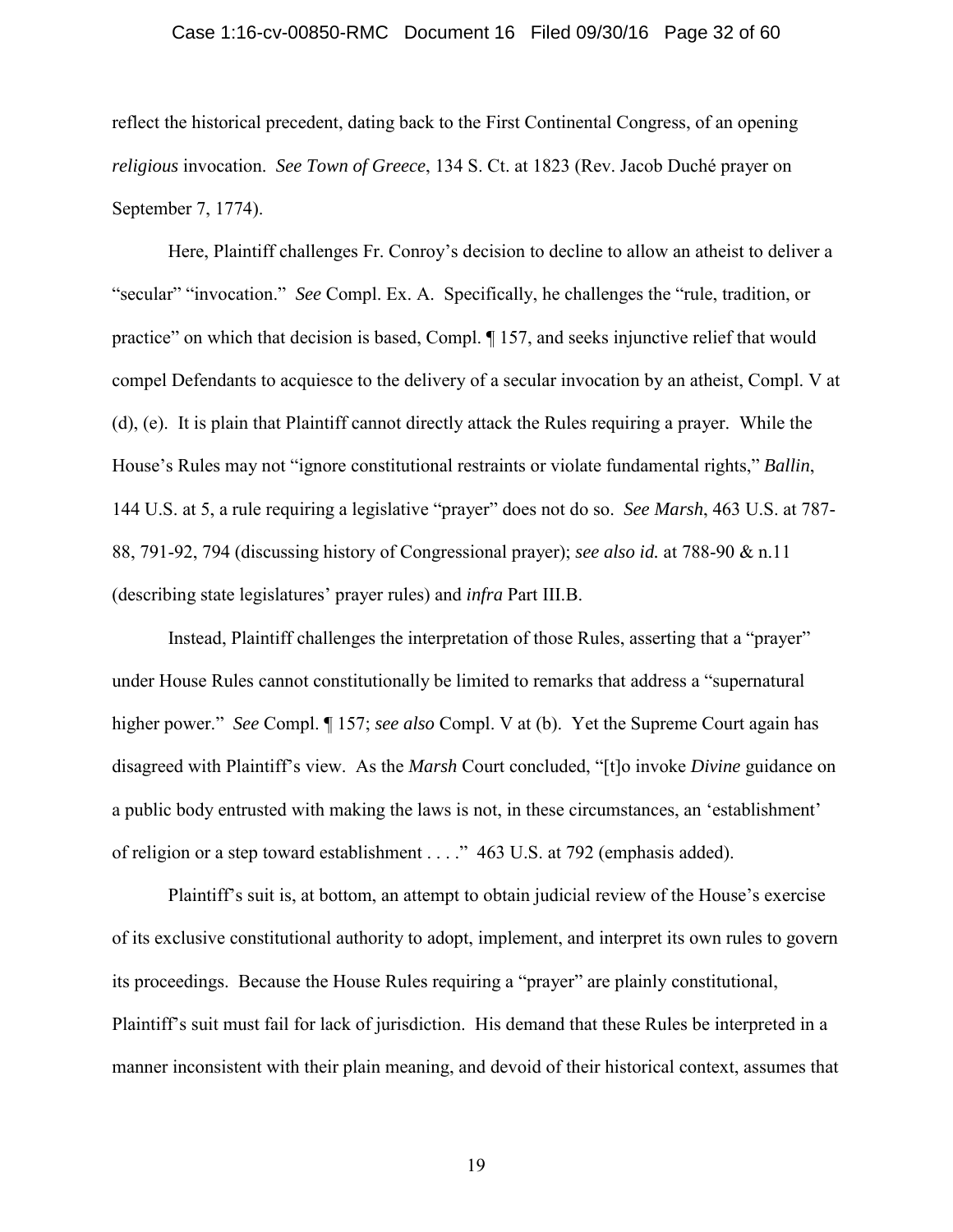reflect the historical precedent, dating back to the First Continental Congress, of an opening *religious* invocation. *See Town of Greece*, 134 S. Ct. at 1823 (Rev. Jacob Duché prayer on September 7, 1774).

Here, Plaintiff challenges Fr. Conroy's decision to decline to allow an atheist to deliver a "secular" "invocation." *See* Compl. Ex. A. Specifically, he challenges the "rule, tradition, or practice" on which that decision is based, Compl. ¶ 157, and seeks injunctive relief that would compel Defendants to acquiesce to the delivery of a secular invocation by an atheist, Compl. V at (d), (e). It is plain that Plaintiff cannot directly attack the Rules requiring a prayer. While the House's Rules may not "ignore constitutional restraints or violate fundamental rights," *Ballin*, 144 U.S. at 5, a rule requiring a legislative "prayer" does not do so. *See Marsh*, 463 U.S. at 787-88, 791-92, 794 (discussing history of Congressional prayer); *see also id.* at 788-90 & n.11 (describing state legislatures' prayer rules) and *infra* Part III.B.

Instead, Plaintiff challenges the interpretation of those Rules, asserting that a "prayer" under House Rules cannot constitutionally be limited to remarks that address a "supernatural higher power." *See* Compl. ¶ 157; *see also* Compl. V at (b). Yet the Supreme Court again has disagreed with Plaintiff's view. As the *Marsh* Court concluded, "[t]o invoke *Divine* guidance on a public body entrusted with making the laws is not, in these circumstances, an 'establishment' of religion or a step toward establishment . . . ." 463 U.S. at 792 (emphasis added).

Plaintiff's suit is, at bottom, an attempt to obtain judicial review of the House's exercise of its exclusive constitutional authority to adopt, implement, and interpret its own rules to govern its proceedings. Because the House Rules requiring a "prayer" are plainly constitutional, Plaintiff's suit must fail for lack of jurisdiction. His demand that these Rules be interpreted in a manner inconsistent with their plain meaning, and devoid of their historical context, assumes that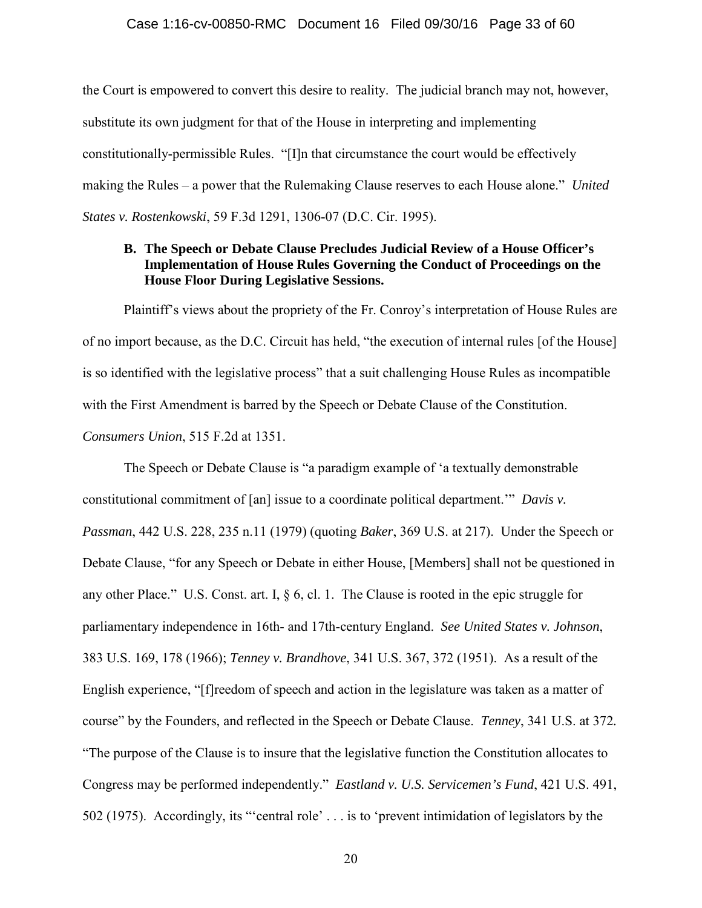the Court is empowered to convert this desire to reality. The judicial branch may not, however, substitute its own judgment for that of the House in interpreting and implementing constitutionally-permissible Rules. "[I]n that circumstance the court would be effectively making the Rules – a power that the Rulemaking Clause reserves to each House alone." *United States v. Rostenkowski*, 59 F.3d 1291, 1306-07 (D.C. Cir. 1995).

### B. The Speech or Debate Clause Precludes Judicial Review of a House Officer's Implementation of House Rules Governing the Conduct of Proceedings on the House Floor During Legislative Sessions.

Plaintiff's views about the propriety of the Fr. Conroy's interpretation of House Rules are of no import because, as the D.C. Circuit has held, "the execution of internal rules [of the House] is so identified with the legislative process" that a suit challenging House Rules as incompatible with the First Amendment is barred by the Speech or Debate Clause of the Constitution. *Consumers Union*, 515 F.2d at 1351.

The Speech or Debate Clause is "a paradigm example of 'a textually demonstrable constitutional commitment of [an] issue to a coordinate political department.'" *Davis v. Passman*, 442 U.S. 228, 235 n.11 (1979) (quoting *Baker*, 369 U.S. at 217). Under the Speech or Debate Clause, "for any Speech or Debate in either House, [Members] shall not be questioned in any other Place." U.S. Const. art. I, § 6, cl. 1. The Clause is rooted in the epic struggle for parliamentary independence in 16th- and 17th-century England. *See United States v. Johnson*, 383 U.S. 169, 178 (1966); *Tenney v. Brandhove*, 341 U.S. 367, 372 (1951). As a result of the English experience, "[f]reedom of speech and action in the legislature was taken as a matter of course" by the Founders, and reflected in the Speech or Debate Clause. *Tenney*, 341 U.S. at 372. "The purpose of the Clause is to insure that the legislative function the Constitution allocates to Congress may be performed independently." *Eastland v. U.S. Servicemen's Fund*, 421 U.S. 491, 502 (1975). Accordingly, its "'central role' . . . is to 'prevent intimidation of legislators by the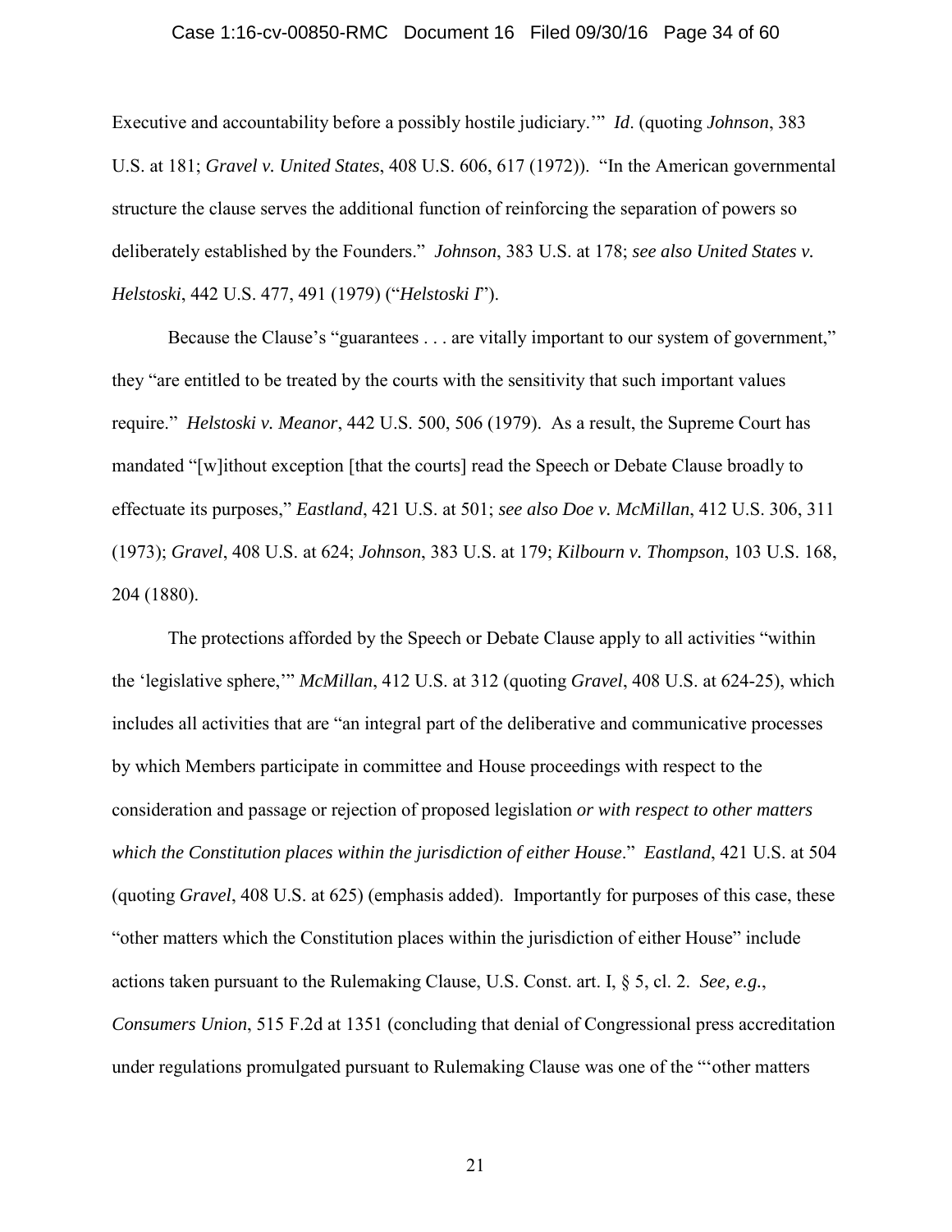Executive and accountability before a possibly hostile judiciary.'" *Id*. (quoting *Johnson*, 383 U.S. at 181; *Gravel v. United States*, 408 U.S. 606, 617 (1972)). "In the American governmental structure the clause serves the additional function of reinforcing the separation of powers so deliberately established by the Founders." *Johnson*, 383 U.S. at 178; *see also United States v. Helstoski*, 442 U.S. 477, 491 (1979) ("*Helstoski I*").

Because the Clause's "guarantees . . . are vitally important to our system of government," they "are entitled to be treated by the courts with the sensitivity that such important values require." *Helstoski v. Meanor*, 442 U.S. 500, 506 (1979). As a result, the Supreme Court has mandated "[w]ithout exception [that the courts] read the Speech or Debate Clause broadly to effectuate its purposes," *Eastland*, 421 U.S. at 501; *see also Doe v. McMillan*, 412 U.S. 306, 311 (1973); *Gravel*, 408 U.S. at 624; *Johnson*, 383 U.S. at 179; *Kilbourn v. Thompson*, 103 U.S. 168, 204 (1880).

The protections afforded by the Speech or Debate Clause apply to all activities "within the 'legislative sphere,'" *McMillan*, 412 U.S. at 312 (quoting *Gravel*, 408 U.S. at 624-25), which includes all activities that are "an integral part of the deliberative and communicative processes by which Members participate in committee and House proceedings with respect to the consideration and passage or rejection of proposed legislation *or with respect to other matters which the Constitution places within the jurisdiction of either House*." *Eastland*, 421 U.S. at 504 (quoting *Gravel*, 408 U.S. at 625) (emphasis added). Importantly for purposes of this case, these "other matters which the Constitution places within the jurisdiction of either House" include actions taken pursuant to the Rulemaking Clause, U.S. Const. art. I, § 5, cl. 2. *See, e.g.*, *Consumers Union*, 515 F.2d at 1351 (concluding that denial of Congressional press accreditation under regulations promulgated pursuant to Rulemaking Clause was one of the "'other matters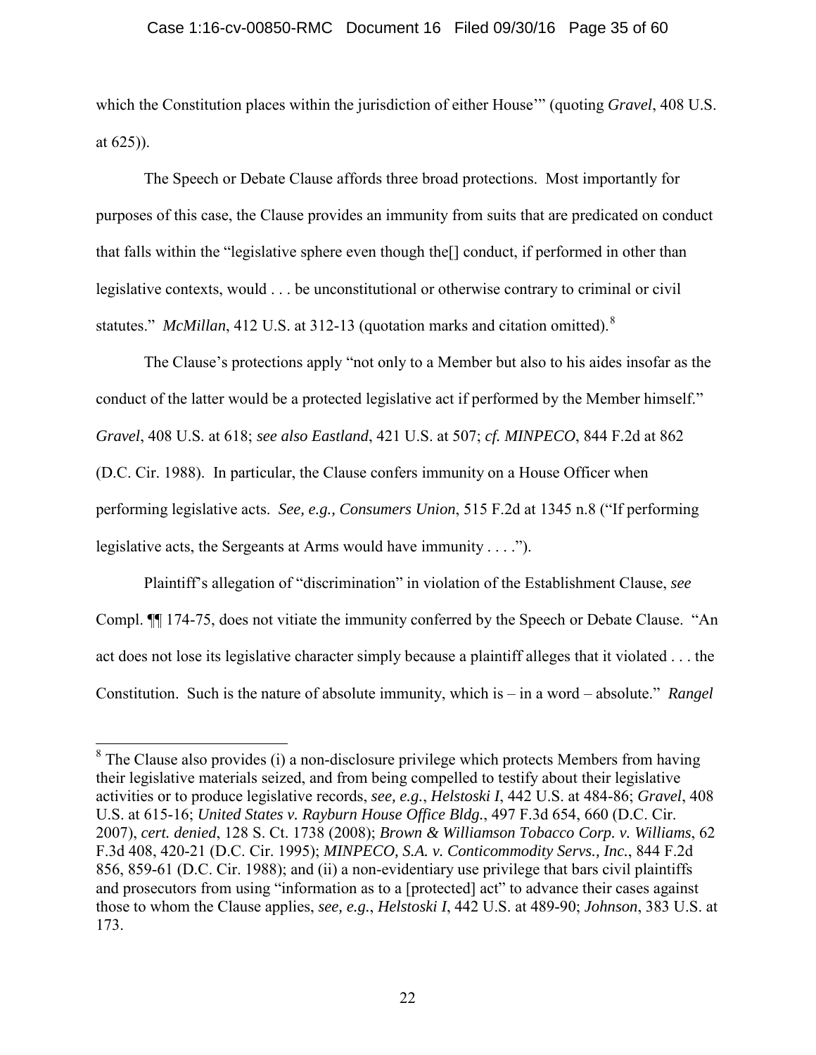which the Constitution places within the jurisdiction of either House'" (quoting *Gravel*, 408 U.S. at 625)).

The Speech or Debate Clause affords three broad protections. Most importantly for purposes of this case, the Clause provides an immunity from suits that are predicated on conduct that falls within the "legislative sphere even though the[] conduct, if performed in other than legislative contexts, would . . . be unconstitutional or otherwise contrary to criminal or civil statutes." *McMillan*, 412 U.S. at 312-13 (quotation marks and citation omitted).[8]

The Clause's protections apply "not only to a Member but also to his aides insofar as the conduct of the latter would be a protected legislative act if performed by the Member himself." *Gravel*, 408 U.S. at 618; *see also Eastland*, 421 U.S. at 507; *cf. MINPECO*, 844 F.2d at 862 (D.C. Cir. 1988). In particular, the Clause confers immunity on a House Officer when performing legislative acts. *See, e.g., Consumers Union*, 515 F.2d at 1345 n.8 ("If performing legislative acts, the Sergeants at Arms would have immunity . . . .").

Plaintiff's allegation of "discrimination" in violation of the Establishment Clause, *see* Compl. ¶¶ 174-75, does not vitiate the immunity conferred by the Speech or Debate Clause. "An act does not lose its legislative character simply because a plaintiff alleges that it violated . . . the Constitution. Such is the nature of absolute immunity, which is – in a word – absolute." *Rangel*

---

[8] The Clause also provides (i) a non-disclosure privilege which protects Members from having their legislative materials seized, and from being compelled to testify about their legislative activities or to produce legislative records, *see, e.g.*, *Helstoski I*, 442 U.S. at 484-86; *Gravel*, 408 U.S. at 615-16; *United States v. Rayburn House Office Bldg.*, 497 F.3d 654, 660 (D.C. Cir. 2007), *cert. denied*, 128 S. Ct. 1738 (2008); *Brown & Williamson Tobacco Corp. v. Williams*, 62 F.3d 408, 420-21 (D.C. Cir. 1995); *MINPECO, S.A. v. Conticommodity Servs., Inc.*, 844 F.2d 856, 859-61 (D.C. Cir. 1988); and (ii) a non-evidentiary use privilege that bars civil plaintiffs and prosecutors from using "information as to a [protected] act" to advance their cases against those to whom the Clause applies, *see, e.g.*, *Helstoski I*, 442 U.S. at 489-90; *Johnson*, 383 U.S. at 173.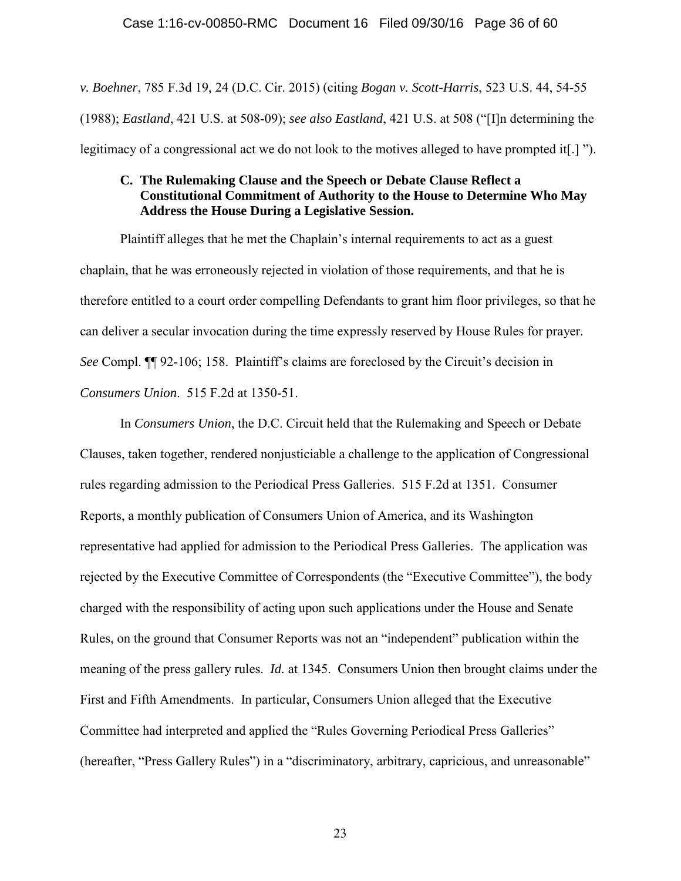*v. Boehner*, 785 F.3d 19, 24 (D.C. Cir. 2015) (citing *Bogan v. Scott-Harris*, 523 U.S. 44, 54-55 (1988); *Eastland*, 421 U.S. at 508-09); *see also Eastland*, 421 U.S. at 508 ("[I]n determining the legitimacy of a congressional act we do not look to the motives alleged to have prompted it[.] ").

### C. The Rulemaking Clause and the Speech or Debate Clause Reflect a Constitutional Commitment of Authority to the House to Determine Who May Address the House During a Legislative Session.

Plaintiff alleges that he met the Chaplain's internal requirements to act as a guest chaplain, that he was erroneously rejected in violation of those requirements, and that he is therefore entitled to a court order compelling Defendants to grant him floor privileges, so that he can deliver a secular invocation during the time expressly reserved by House Rules for prayer. *See* Compl. ¶¶ 92-106; 158. Plaintiff's claims are foreclosed by the Circuit's decision in *Consumers Union*. 515 F.2d at 1350-51.

In *Consumers Union*, the D.C. Circuit held that the Rulemaking and Speech or Debate Clauses, taken together, rendered nonjusticiable a challenge to the application of Congressional rules regarding admission to the Periodical Press Galleries. 515 F.2d at 1351. Consumer Reports, a monthly publication of Consumers Union of America, and its Washington representative had applied for admission to the Periodical Press Galleries. The application was rejected by the Executive Committee of Correspondents (the "Executive Committee"), the body charged with the responsibility of acting upon such applications under the House and Senate Rules, on the ground that Consumer Reports was not an "independent" publication within the meaning of the press gallery rules. *Id.* at 1345. Consumers Union then brought claims under the First and Fifth Amendments. In particular, Consumers Union alleged that the Executive Committee had interpreted and applied the "Rules Governing Periodical Press Galleries" (hereafter, "Press Gallery Rules") in a "discriminatory, arbitrary, capricious, and unreasonable"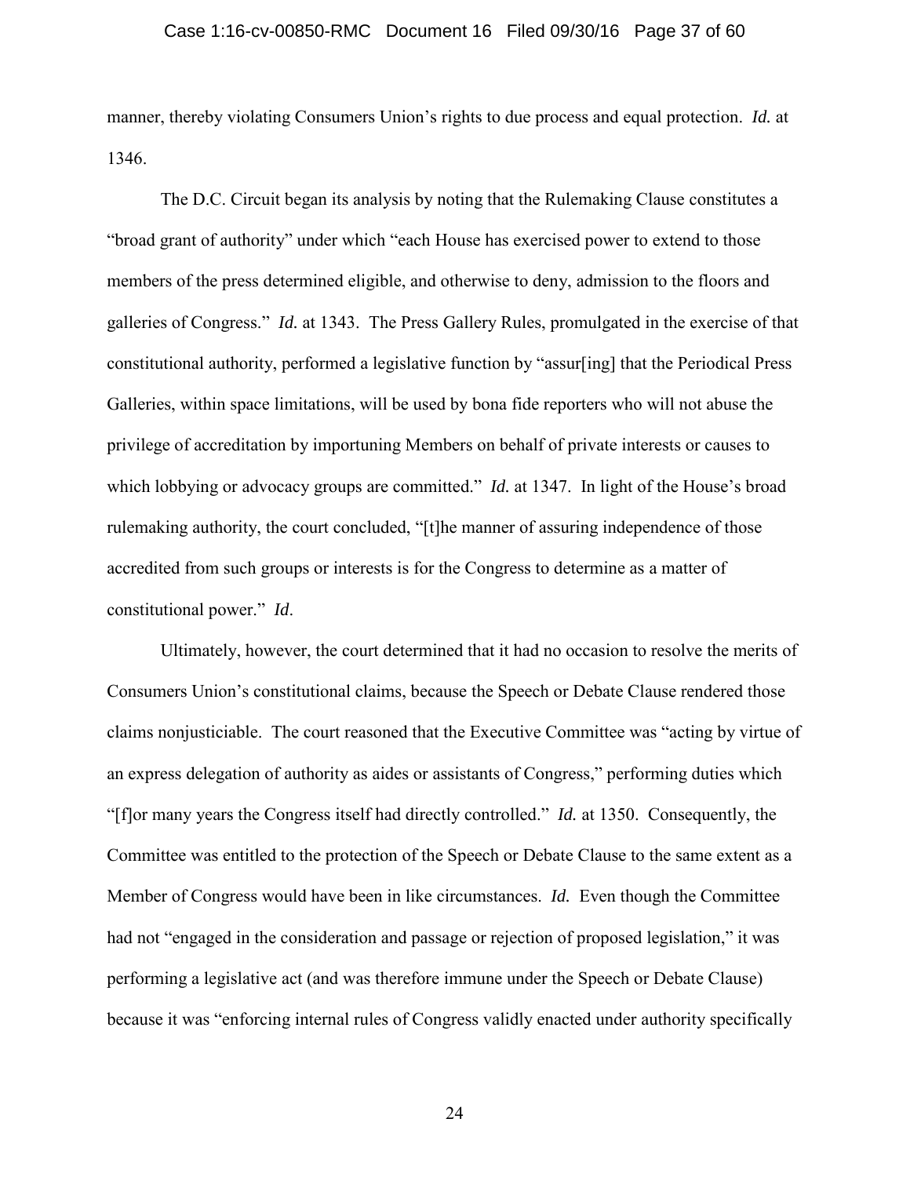manner, thereby violating Consumers Union's rights to due process and equal protection. *Id.* at 1346.

The D.C. Circuit began its analysis by noting that the Rulemaking Clause constitutes a "broad grant of authority" under which "each House has exercised power to extend to those members of the press determined eligible, and otherwise to deny, admission to the floors and galleries of Congress." *Id.* at 1343. The Press Gallery Rules, promulgated in the exercise of that constitutional authority, performed a legislative function by "assur[ing] that the Periodical Press Galleries, within space limitations, will be used by bona fide reporters who will not abuse the privilege of accreditation by importuning Members on behalf of private interests or causes to which lobbying or advocacy groups are committed." *Id.* at 1347. In light of the House's broad rulemaking authority, the court concluded, "[t]he manner of assuring independence of those accredited from such groups or interests is for the Congress to determine as a matter of constitutional power." *Id*.

Ultimately, however, the court determined that it had no occasion to resolve the merits of Consumers Union's constitutional claims, because the Speech or Debate Clause rendered those claims nonjusticiable. The court reasoned that the Executive Committee was "acting by virtue of an express delegation of authority as aides or assistants of Congress," performing duties which "[f]or many years the Congress itself had directly controlled." *Id.* at 1350. Consequently, the Committee was entitled to the protection of the Speech or Debate Clause to the same extent as a Member of Congress would have been in like circumstances. *Id.* Even though the Committee had not "engaged in the consideration and passage or rejection of proposed legislation," it was performing a legislative act (and was therefore immune under the Speech or Debate Clause) because it was "enforcing internal rules of Congress validly enacted under authority specifically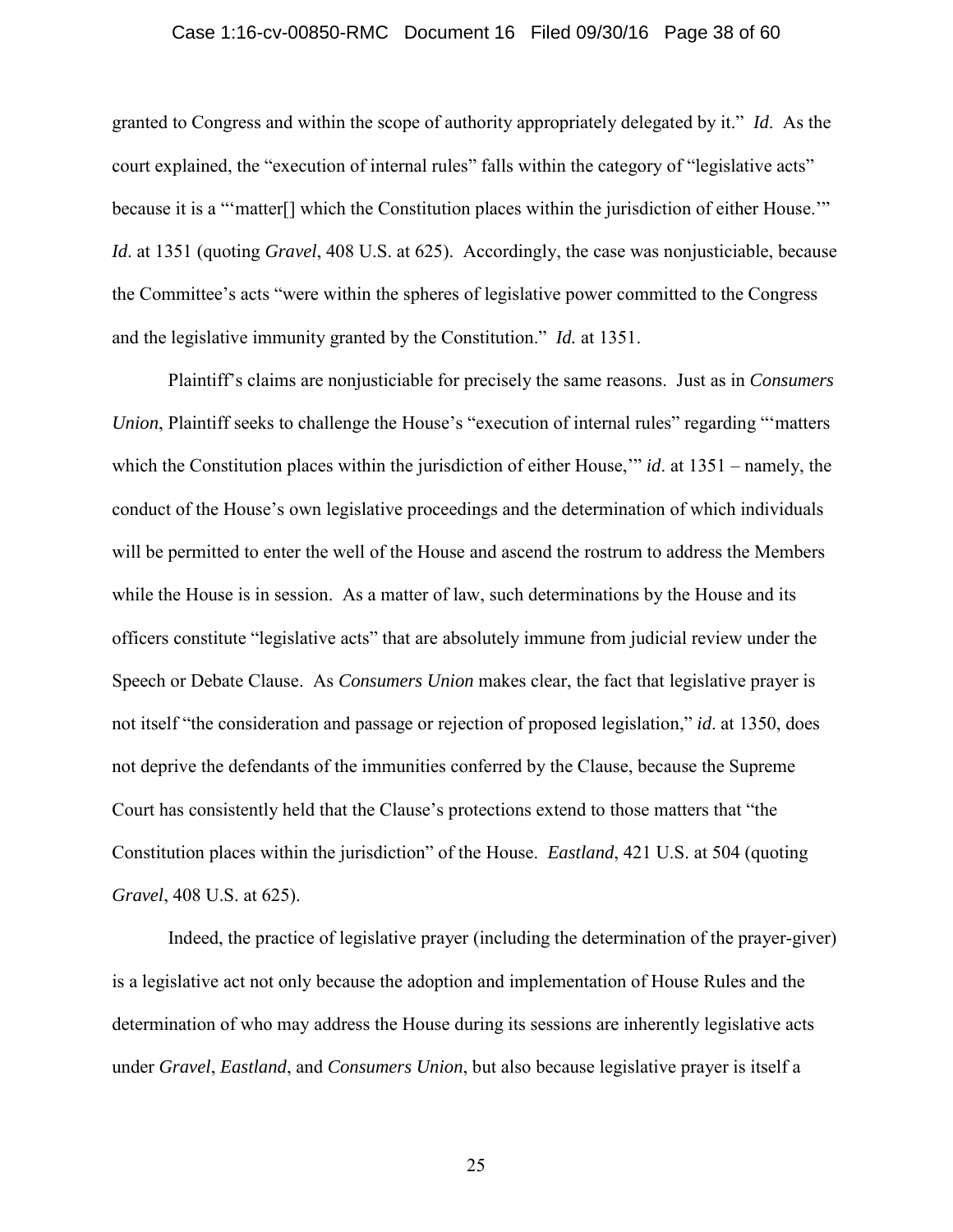granted to Congress and within the scope of authority appropriately delegated by it." *Id*. As the court explained, the "execution of internal rules" falls within the category of "legislative acts" because it is a "'matter[] which the Constitution places within the jurisdiction of either House.'" *Id*. at 1351 (quoting *Gravel*, 408 U.S. at 625). Accordingly, the case was nonjusticiable, because the Committee's acts "were within the spheres of legislative power committed to the Congress and the legislative immunity granted by the Constitution." *Id.* at 1351.

Plaintiff's claims are nonjusticiable for precisely the same reasons. Just as in *Consumers Union*, Plaintiff seeks to challenge the House's "execution of internal rules" regarding "'matters which the Constitution places within the jurisdiction of either House,'" *id*. at 1351 – namely, the conduct of the House's own legislative proceedings and the determination of which individuals will be permitted to enter the well of the House and ascend the rostrum to address the Members while the House is in session. As a matter of law, such determinations by the House and its officers constitute "legislative acts" that are absolutely immune from judicial review under the Speech or Debate Clause. As *Consumers Union* makes clear, the fact that legislative prayer is not itself "the consideration and passage or rejection of proposed legislation," *id*. at 1350, does not deprive the defendants of the immunities conferred by the Clause, because the Supreme Court has consistently held that the Clause's protections extend to those matters that "the Constitution places within the jurisdiction" of the House. *Eastland*, 421 U.S. at 504 (quoting *Gravel*, 408 U.S. at 625).

Indeed, the practice of legislative prayer (including the determination of the prayer-giver) is a legislative act not only because the adoption and implementation of House Rules and the determination of who may address the House during its sessions are inherently legislative acts under *Gravel*, *Eastland*, and *Consumers Union*, but also because legislative prayer is itself a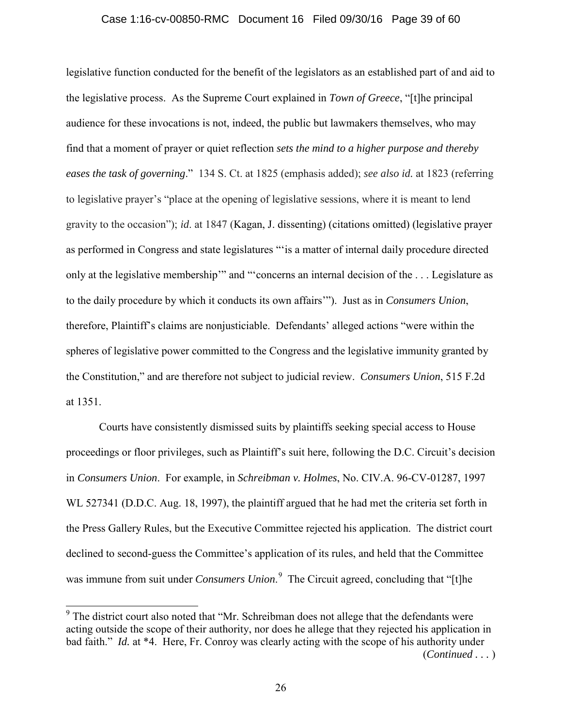legislative function conducted for the benefit of the legislators as an established part of and aid to the legislative process. As the Supreme Court explained in *Town of Greece*, "[t]he principal audience for these invocations is not, indeed, the public but lawmakers themselves, who may find that a moment of prayer or quiet reflection *sets the mind to a higher purpose and thereby eases the task of governing*." 134 S. Ct. at 1825 (emphasis added); *see also id.* at 1823 (referring to legislative prayer's "place at the opening of legislative sessions, where it is meant to lend gravity to the occasion"); *id*. at 1847 (Kagan, J. dissenting) (citations omitted) (legislative prayer as performed in Congress and state legislatures "'is a matter of internal daily procedure directed only at the legislative membership'" and "'concerns an internal decision of the . . . Legislature as to the daily procedure by which it conducts its own affairs'"). Just as in *Consumers Union*, therefore, Plaintiff's claims are nonjusticiable. Defendants' alleged actions "were within the spheres of legislative power committed to the Congress and the legislative immunity granted by the Constitution," and are therefore not subject to judicial review. *Consumers Union*, 515 F.2d at 1351.

Courts have consistently dismissed suits by plaintiffs seeking special access to House proceedings or floor privileges, such as Plaintiff's suit here, following the D.C. Circuit's decision in *Consumers Union*. For example, in *Schreibman v. Holmes*, No. CIV.A. 96-CV-01287, 1997 WL 527341 (D.D.C. Aug. 18, 1997), the plaintiff argued that he had met the criteria set forth in the Press Gallery Rules, but the Executive Committee rejected his application. The district court declined to second-guess the Committee's application of its rules, and held that the Committee was immune from suit under *Consumers Union*.[9] The Circuit agreed, concluding that "[t]he

[9] The district court also noted that "Mr. Schreibman does not allege that the defendants were acting outside the scope of their authority, nor does he allege that they rejected his application in bad faith." *Id.* at *4. Here, Fr. Conroy was clearly acting with the scope of his authority under (*Continued . . .* )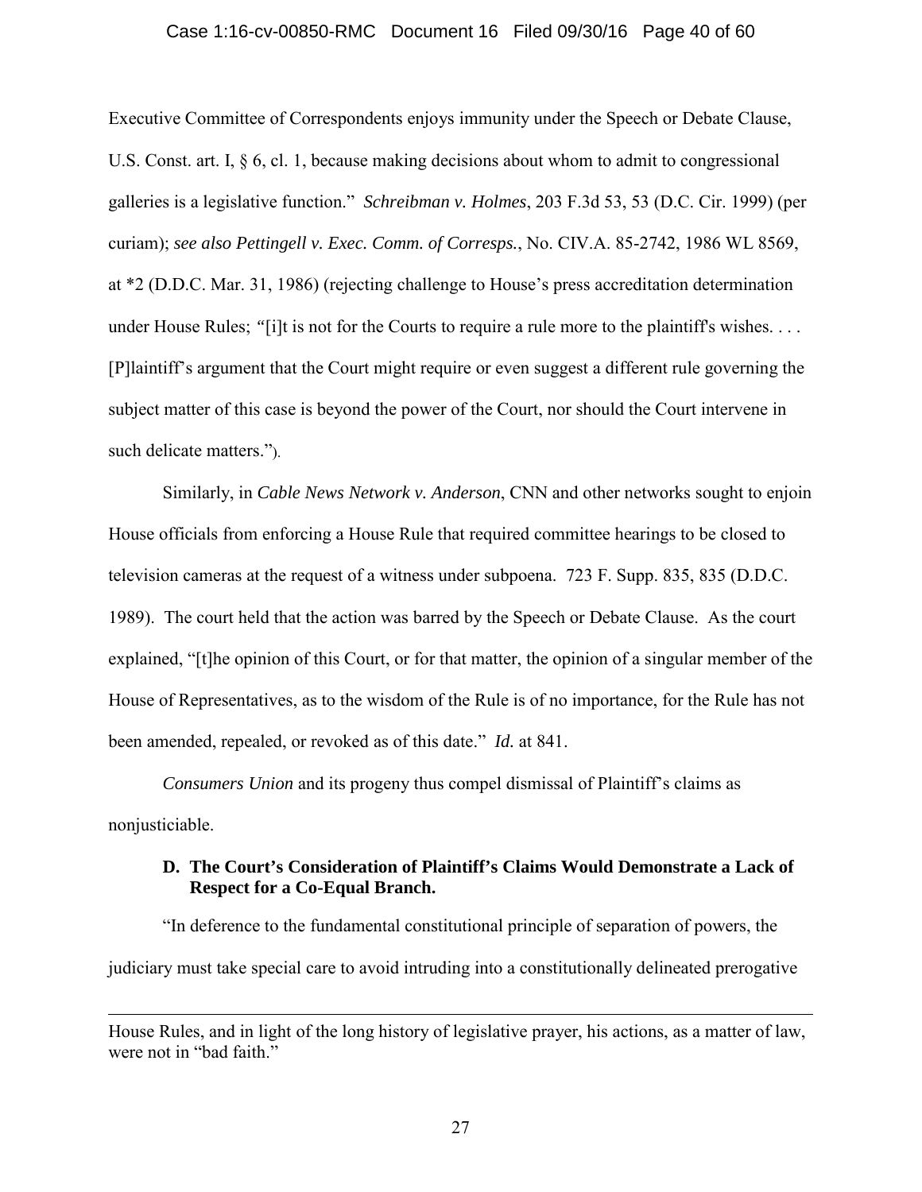Executive Committee of Correspondents enjoys immunity under the Speech or Debate Clause, U.S. Const. art. I, § 6, cl. 1, because making decisions about whom to admit to congressional galleries is a legislative function." *Schreibman v. Holmes*, 203 F.3d 53, 53 (D.C. Cir. 1999) (per curiam); *see also Pettingell v. Exec. Comm. of Corresps.*, No. CIV.A. 85-2742, 1986 WL 8569, at *2 (D.D.C. Mar. 31, 1986) (rejecting challenge to House's press accreditation determination under House Rules; "[i]t is not for the Courts to require a rule more to the plaintiff's wishes. . . . [P]laintiff's argument that the Court might require or even suggest a different rule governing the subject matter of this case is beyond the power of the Court, nor should the Court intervene in such delicate matters.").

Similarly, in *Cable News Network v. Anderson*, CNN and other networks sought to enjoin House officials from enforcing a House Rule that required committee hearings to be closed to television cameras at the request of a witness under subpoena. 723 F. Supp. 835, 835 (D.D.C. 1989). The court held that the action was barred by the Speech or Debate Clause. As the court explained, "[t]he opinion of this Court, or for that matter, the opinion of a singular member of the House of Representatives, as to the wisdom of the Rule is of no importance, for the Rule has not been amended, repealed, or revoked as of this date." *Id.* at 841.

*Consumers Union* and its progeny thus compel dismissal of Plaintiff's claims as nonjusticiable.

### D. The Court's Consideration of Plaintiff's Claims Would Demonstrate a Lack of Respect for a Co-Equal Branch.

"In deference to the fundamental constitutional principle of separation of powers, the judiciary must take special care to avoid intruding into a constitutionally delineated prerogative

---

House Rules, and in light of the long history of legislative prayer, his actions, as a matter of law, were not in "bad faith."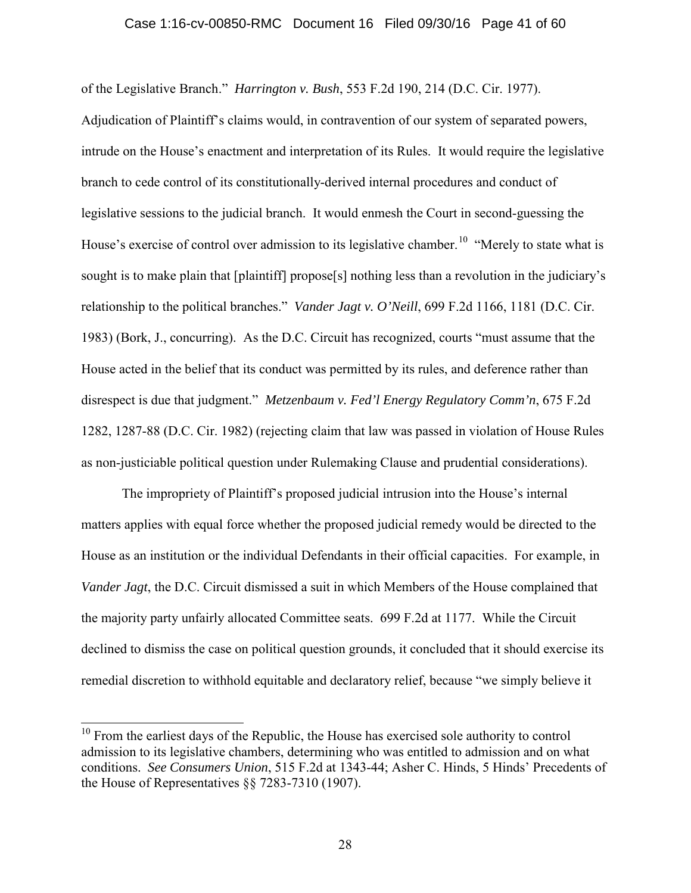of the Legislative Branch." *Harrington v. Bush*, 553 F.2d 190, 214 (D.C. Cir. 1977). Adjudication of Plaintiff's claims would, in contravention of our system of separated powers, intrude on the House's enactment and interpretation of its Rules. It would require the legislative branch to cede control of its constitutionally-derived internal procedures and conduct of legislative sessions to the judicial branch. It would enmesh the Court in second-guessing the House's exercise of control over admission to its legislative chamber.[10] "Merely to state what is sought is to make plain that [plaintiff] propose[s] nothing less than a revolution in the judiciary's relationship to the political branches." *Vander Jagt v. O'Neill*, 699 F.2d 1166, 1181 (D.C. Cir. 1983) (Bork, J., concurring). As the D.C. Circuit has recognized, courts "must assume that the House acted in the belief that its conduct was permitted by its rules, and deference rather than disrespect is due that judgment." *Metzenbaum v. Fed'l Energy Regulatory Comm'n*, 675 F.2d 1282, 1287-88 (D.C. Cir. 1982) (rejecting claim that law was passed in violation of House Rules as non-justiciable political question under Rulemaking Clause and prudential considerations).

The impropriety of Plaintiff's proposed judicial intrusion into the House's internal matters applies with equal force whether the proposed judicial remedy would be directed to the House as an institution or the individual Defendants in their official capacities. For example, in *Vander Jagt*, the D.C. Circuit dismissed a suit in which Members of the House complained that the majority party unfairly allocated Committee seats. 699 F.2d at 1177. While the Circuit declined to dismiss the case on political question grounds, it concluded that it should exercise its remedial discretion to withhold equitable and declaratory relief, because "we simply believe it

---

[10] From the earliest days of the Republic, the House has exercised sole authority to control admission to its legislative chambers, determining who was entitled to admission and on what conditions. *See Consumers Union*, 515 F.2d at 1343-44; Asher C. Hinds, 5 Hinds' Precedents of the House of Representatives §§ 7283-7310 (1907).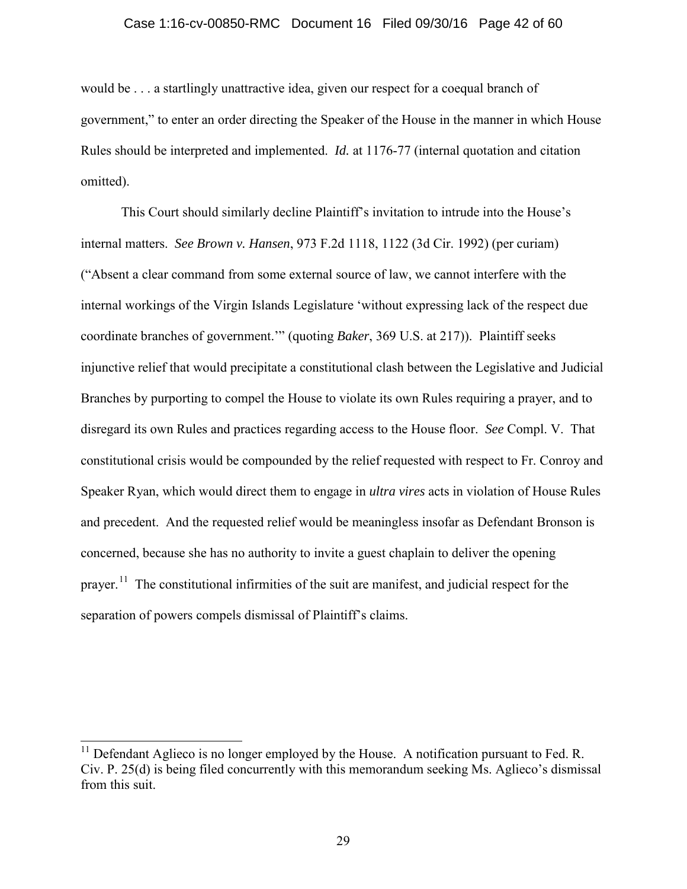would be . . . a startlingly unattractive idea, given our respect for a coequal branch of government," to enter an order directing the Speaker of the House in the manner in which House Rules should be interpreted and implemented. *Id.* at 1176-77 (internal quotation and citation omitted).

This Court should similarly decline Plaintiff's invitation to intrude into the House's internal matters. *See Brown v. Hansen*, 973 F.2d 1118, 1122 (3d Cir. 1992) (per curiam) ("Absent a clear command from some external source of law, we cannot interfere with the internal workings of the Virgin Islands Legislature 'without expressing lack of the respect due coordinate branches of government.'" (quoting *Baker*, 369 U.S. at 217)). Plaintiff seeks injunctive relief that would precipitate a constitutional clash between the Legislative and Judicial Branches by purporting to compel the House to violate its own Rules requiring a prayer, and to disregard its own Rules and practices regarding access to the House floor. *See* Compl. V. That constitutional crisis would be compounded by the relief requested with respect to Fr. Conroy and Speaker Ryan, which would direct them to engage in *ultra vires* acts in violation of House Rules and precedent. And the requested relief would be meaningless insofar as Defendant Bronson is concerned, because she has no authority to invite a guest chaplain to deliver the opening prayer.[11] The constitutional infirmities of the suit are manifest, and judicial respect for the separation of powers compels dismissal of Plaintiff's claims.

[11] Defendant Aglieco is no longer employed by the House. A notification pursuant to Fed. R. Civ. P. 25(d) is being filed concurrently with this memorandum seeking Ms. Aglieco's dismissal from this suit.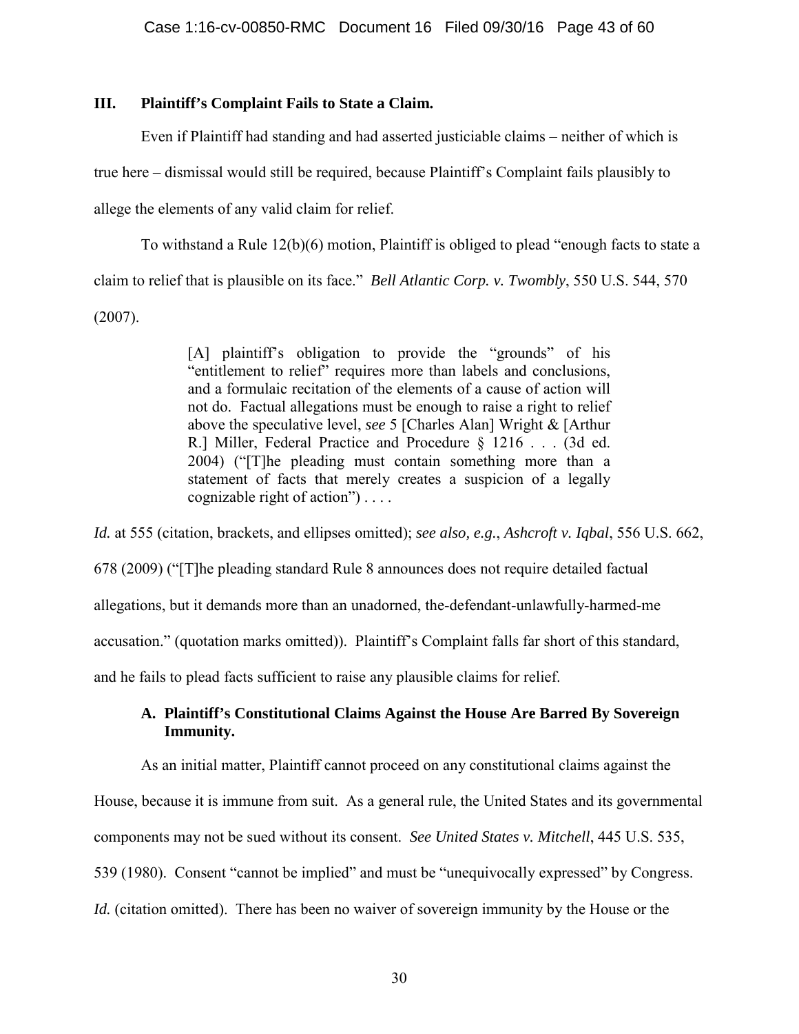## III. Plaintiff's Complaint Fails to State a Claim.

Even if Plaintiff had standing and had asserted justiciable claims – neither of which is true here – dismissal would still be required, because Plaintiff's Complaint fails plausibly to allege the elements of any valid claim for relief.

To withstand a Rule 12(b)(6) motion, Plaintiff is obliged to plead "enough facts to state a claim to relief that is plausible on its face." *Bell Atlantic Corp. v. Twombly*, 550 U.S. 544, 570 (2007).

> [A] plaintiff's obligation to provide the "grounds" of his "entitlement to relief" requires more than labels and conclusions, and a formulaic recitation of the elements of a cause of action will not do. Factual allegations must be enough to raise a right to relief above the speculative level, *see* 5 [Charles Alan] Wright & [Arthur R.] Miller, Federal Practice and Procedure § 1216 . . . (3d ed. 2004) ("[T]he pleading must contain something more than a statement of facts that merely creates a suspicion of a legally cognizable right of action") . . . .

*Id.* at 555 (citation, brackets, and ellipses omitted); *see also, e.g.*, *Ashcroft v. Iqbal*, 556 U.S. 662, 678 (2009) ("[T]he pleading standard Rule 8 announces does not require detailed factual allegations, but it demands more than an unadorned, the-defendant-unlawfully-harmed-me accusation." (quotation marks omitted)). Plaintiff's Complaint falls far short of this standard, and he fails to plead facts sufficient to raise any plausible claims for relief.

### A. Plaintiff's Constitutional Claims Against the House Are Barred By Sovereign Immunity.

As an initial matter, Plaintiff cannot proceed on any constitutional claims against the House, because it is immune from suit. As a general rule, the United States and its governmental components may not be sued without its consent. *See United States v. Mitchell*, 445 U.S. 535, 539 (1980). Consent "cannot be implied" and must be "unequivocally expressed" by Congress. *Id.* (citation omitted). There has been no waiver of sovereign immunity by the House or the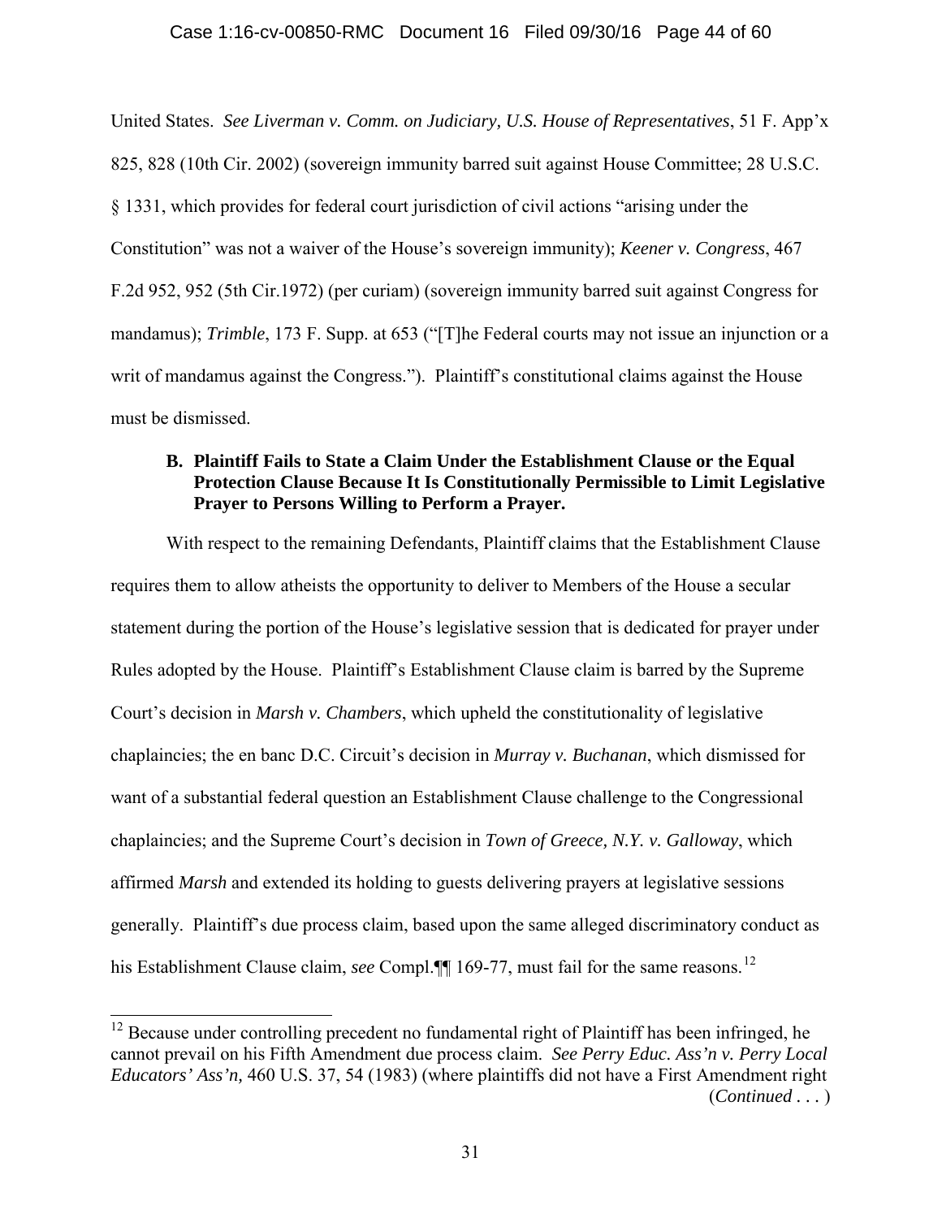United States. *See Liverman v. Comm. on Judiciary, U.S. House of Representatives*, 51 F. App'x 825, 828 (10th Cir. 2002) (sovereign immunity barred suit against House Committee; 28 U.S.C. § 1331, which provides for federal court jurisdiction of civil actions "arising under the Constitution" was not a waiver of the House's sovereign immunity); *Keener v. Congress*, 467 F.2d 952, 952 (5th Cir.1972) (per curiam) (sovereign immunity barred suit against Congress for mandamus); *Trimble*, 173 F. Supp. at 653 ("[T]he Federal courts may not issue an injunction or a writ of mandamus against the Congress."). Plaintiff's constitutional claims against the House must be dismissed.

**B. Plaintiff Fails to State a Claim Under the Establishment Clause or the Equal Protection Clause Because It Is Constitutionally Permissible to Limit Legislative Prayer to Persons Willing to Perform a Prayer.**

With respect to the remaining Defendants, Plaintiff claims that the Establishment Clause requires them to allow atheists the opportunity to deliver to Members of the House a secular statement during the portion of the House's legislative session that is dedicated for prayer under Rules adopted by the House. Plaintiff's Establishment Clause claim is barred by the Supreme Court's decision in *Marsh v. Chambers*, which upheld the constitutionality of legislative chaplaincies; the en banc D.C. Circuit's decision in *Murray v. Buchanan*, which dismissed for want of a substantial federal question an Establishment Clause challenge to the Congressional chaplaincies; and the Supreme Court's decision in *Town of Greece, N.Y. v. Galloway*, which affirmed *Marsh* and extended its holding to guests delivering prayers at legislative sessions generally. Plaintiff's due process claim, based upon the same alleged discriminatory conduct as his Establishment Clause claim, *see* Compl.¶¶ 169-77, must fail for the same reasons.[12]

---

[12] Because under controlling precedent no fundamental right of Plaintiff has been infringed, he cannot prevail on his Fifth Amendment due process claim. *See Perry Educ. Ass'n v. Perry Local Educators' Ass'n,* 460 U.S. 37, 54 (1983) (where plaintiffs did not have a First Amendment right (*Continued . . .* )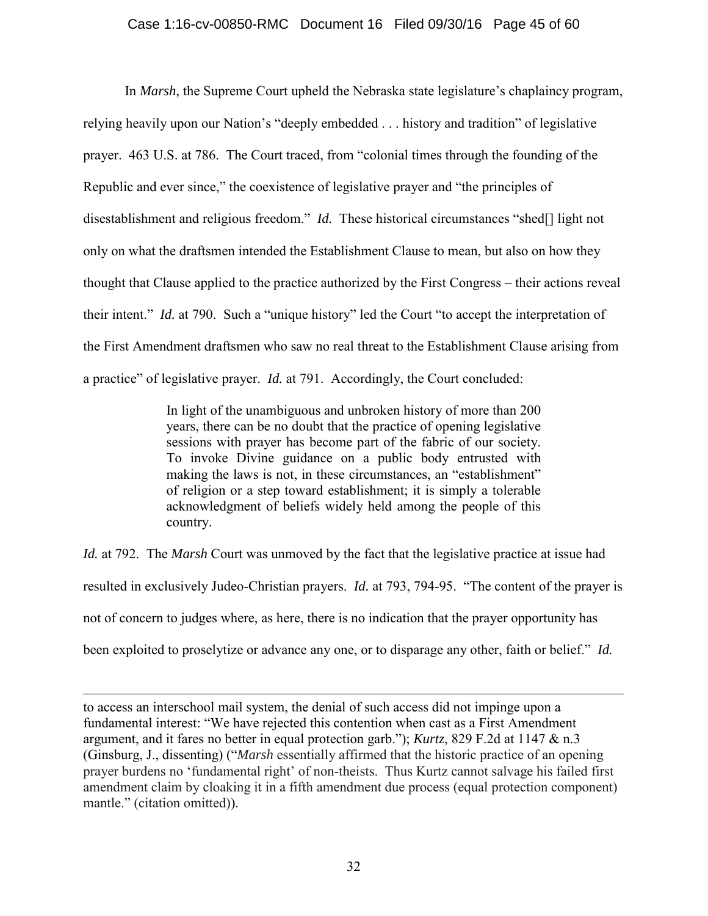In *Marsh*, the Supreme Court upheld the Nebraska state legislature's chaplaincy program, relying heavily upon our Nation's "deeply embedded . . . history and tradition" of legislative prayer. 463 U.S. at 786. The Court traced, from "colonial times through the founding of the Republic and ever since," the coexistence of legislative prayer and "the principles of disestablishment and religious freedom." *Id.* These historical circumstances "shed[] light not only on what the draftsmen intended the Establishment Clause to mean, but also on how they thought that Clause applied to the practice authorized by the First Congress – their actions reveal their intent." *Id.* at 790. Such a "unique history" led the Court "to accept the interpretation of the First Amendment draftsmen who saw no real threat to the Establishment Clause arising from a practice" of legislative prayer. *Id.* at 791. Accordingly, the Court concluded:

> In light of the unambiguous and unbroken history of more than 200 years, there can be no doubt that the practice of opening legislative sessions with prayer has become part of the fabric of our society. To invoke Divine guidance on a public body entrusted with making the laws is not, in these circumstances, an "establishment" of religion or a step toward establishment; it is simply a tolerable acknowledgment of beliefs widely held among the people of this country.

*Id.* at 792. The *Marsh* Court was unmoved by the fact that the legislative practice at issue had resulted in exclusively Judeo-Christian prayers. *Id*. at 793, 794-95. "The content of the prayer is not of concern to judges where, as here, there is no indication that the prayer opportunity has been exploited to proselytize or advance any one, or to disparage any other, faith or belief." *Id.*

---

to access an interschool mail system, the denial of such access did not impinge upon a fundamental interest: "We have rejected this contention when cast as a First Amendment argument, and it fares no better in equal protection garb."); *Kurtz*, 829 F.2d at 1147 & n.3 (Ginsburg, J., dissenting) ("*Marsh* essentially affirmed that the historic practice of an opening prayer burdens no 'fundamental right' of non-theists. Thus Kurtz cannot salvage his failed first amendment claim by cloaking it in a fifth amendment due process (equal protection component) mantle." (citation omitted)).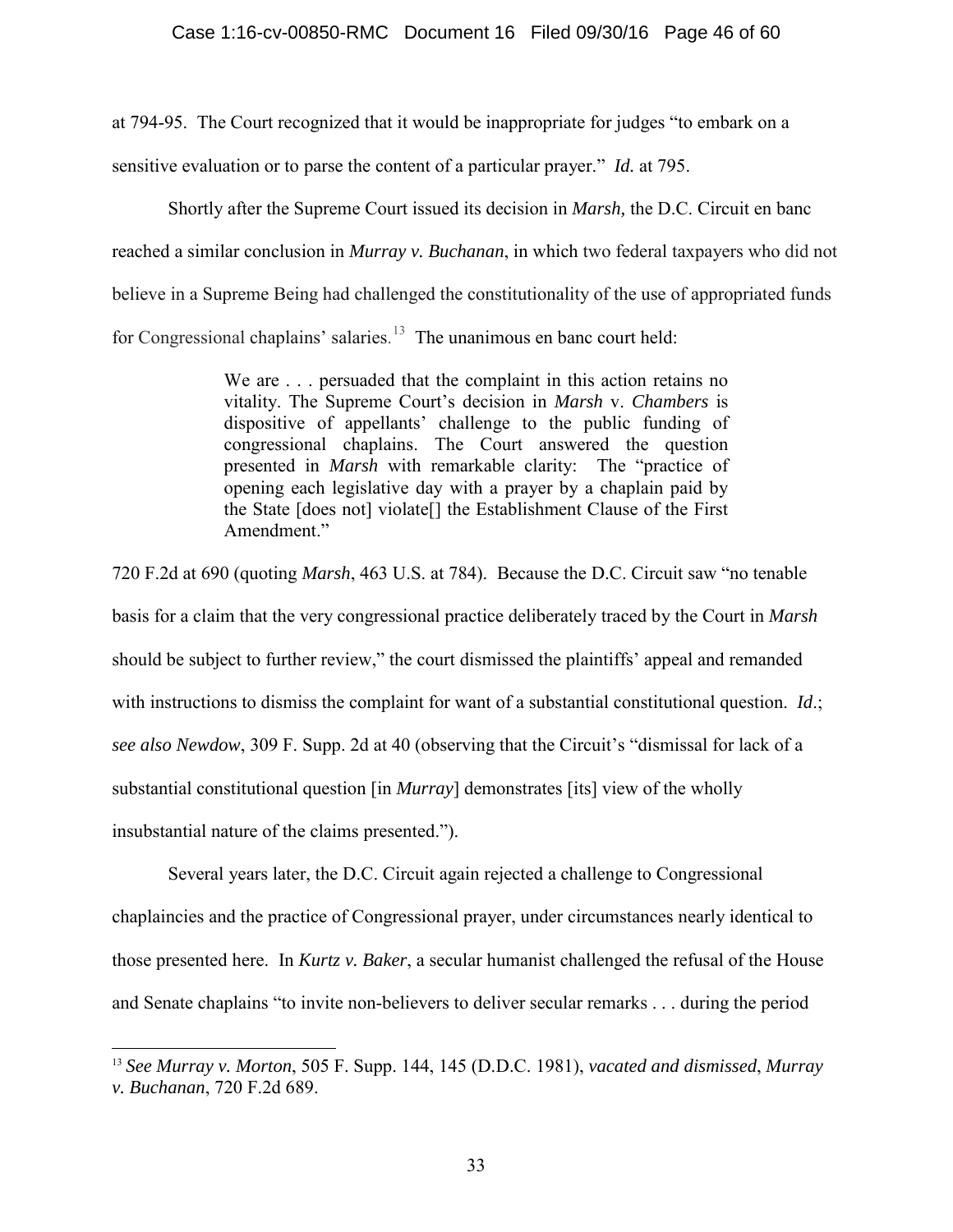at 794-95. The Court recognized that it would be inappropriate for judges "to embark on a sensitive evaluation or to parse the content of a particular prayer." *Id.* at 795.

Shortly after the Supreme Court issued its decision in *Marsh,* the D.C. Circuit en banc reached a similar conclusion in *Murray v. Buchanan*, in which two federal taxpayers who did not believe in a Supreme Being had challenged the constitutionality of the use of appropriated funds for Congressional chaplains' salaries.[13] The unanimous en banc court held:

> We are . . . persuaded that the complaint in this action retains no vitality. The Supreme Court's decision in *Marsh* v. *Chambers* is dispositive of appellants' challenge to the public funding of congressional chaplains. The Court answered the question presented in *Marsh* with remarkable clarity: The "practice of opening each legislative day with a prayer by a chaplain paid by the State [does not] violate[] the Establishment Clause of the First Amendment."

720 F.2d at 690 (quoting *Marsh*, 463 U.S. at 784). Because the D.C. Circuit saw "no tenable basis for a claim that the very congressional practice deliberately traced by the Court in *Marsh* should be subject to further review," the court dismissed the plaintiffs' appeal and remanded with instructions to dismiss the complaint for want of a substantial constitutional question. *Id*.; *see also Newdow*, 309 F. Supp. 2d at 40 (observing that the Circuit's "dismissal for lack of a substantial constitutional question [in *Murray*] demonstrates [its] view of the wholly insubstantial nature of the claims presented.").

Several years later, the D.C. Circuit again rejected a challenge to Congressional chaplaincies and the practice of Congressional prayer, under circumstances nearly identical to those presented here. In *Kurtz v. Baker*, a secular humanist challenged the refusal of the House and Senate chaplains "to invite non-believers to deliver secular remarks . . . during the period

---

[13] *See Murray v. Morton*, 505 F. Supp. 144, 145 (D.D.C. 1981), *vacated and dismissed*, *Murray v. Buchanan*, 720 F.2d 689.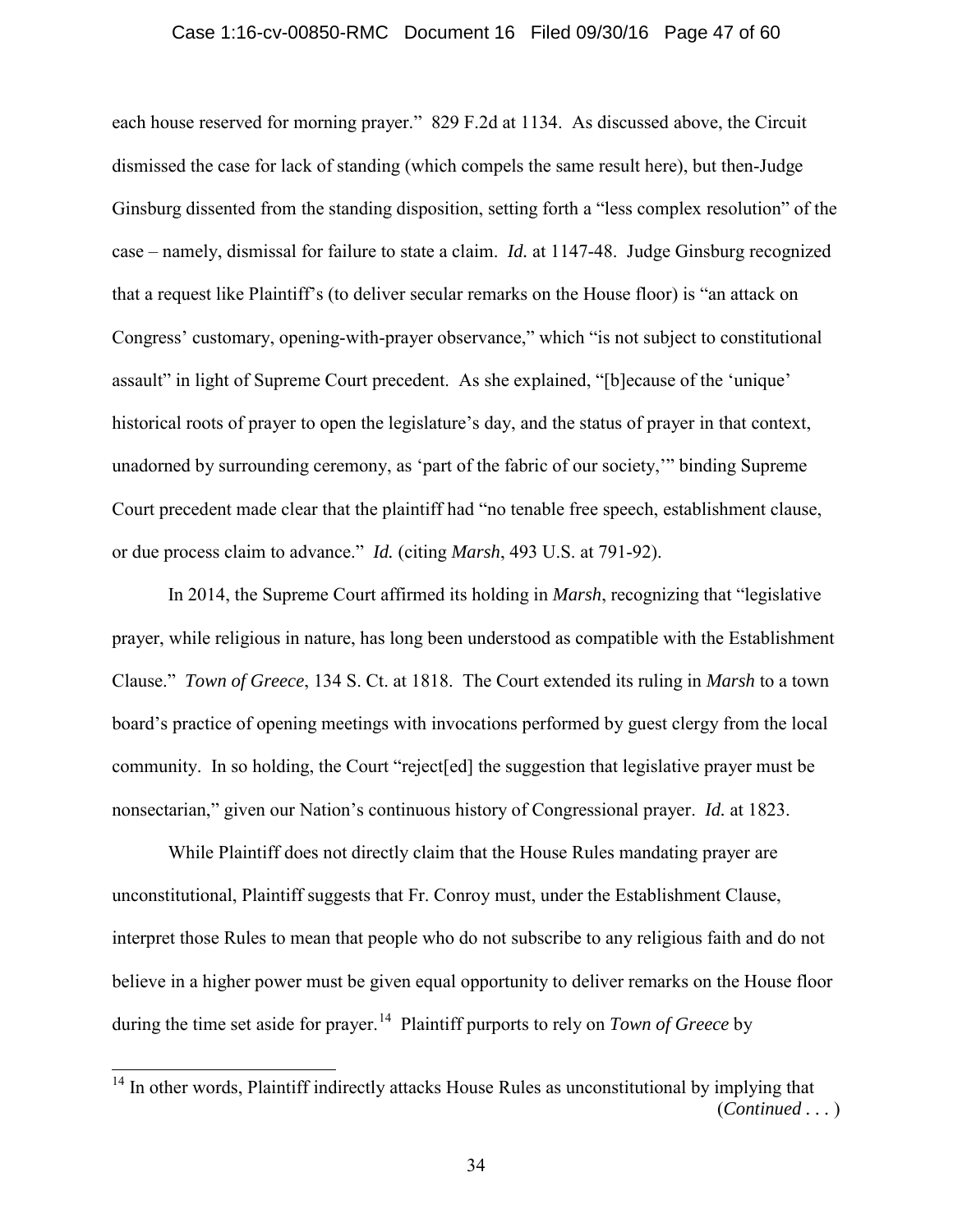each house reserved for morning prayer." 829 F.2d at 1134. As discussed above, the Circuit dismissed the case for lack of standing (which compels the same result here), but then-Judge Ginsburg dissented from the standing disposition, setting forth a "less complex resolution" of the case – namely, dismissal for failure to state a claim. *Id.* at 1147-48. Judge Ginsburg recognized that a request like Plaintiff's (to deliver secular remarks on the House floor) is "an attack on Congress' customary, opening-with-prayer observance," which "is not subject to constitutional assault" in light of Supreme Court precedent. As she explained, "[b]ecause of the 'unique' historical roots of prayer to open the legislature's day, and the status of prayer in that context, unadorned by surrounding ceremony, as 'part of the fabric of our society,'" binding Supreme Court precedent made clear that the plaintiff had "no tenable free speech, establishment clause, or due process claim to advance." *Id.* (citing *Marsh*, 493 U.S. at 791-92).

In 2014, the Supreme Court affirmed its holding in *Marsh*, recognizing that "legislative prayer, while religious in nature, has long been understood as compatible with the Establishment Clause." *Town of Greece*, 134 S. Ct. at 1818. The Court extended its ruling in *Marsh* to a town board's practice of opening meetings with invocations performed by guest clergy from the local community. In so holding, the Court "reject[ed] the suggestion that legislative prayer must be nonsectarian," given our Nation's continuous history of Congressional prayer. *Id.* at 1823.

While Plaintiff does not directly claim that the House Rules mandating prayer are unconstitutional, Plaintiff suggests that Fr. Conroy must, under the Establishment Clause, interpret those Rules to mean that people who do not subscribe to any religious faith and do not believe in a higher power must be given equal opportunity to deliver remarks on the House floor during the time set aside for prayer.[14] Plaintiff purports to rely on *Town of Greece* by

[14] In other words, Plaintiff indirectly attacks House Rules as unconstitutional by implying that (*Continued . . .* )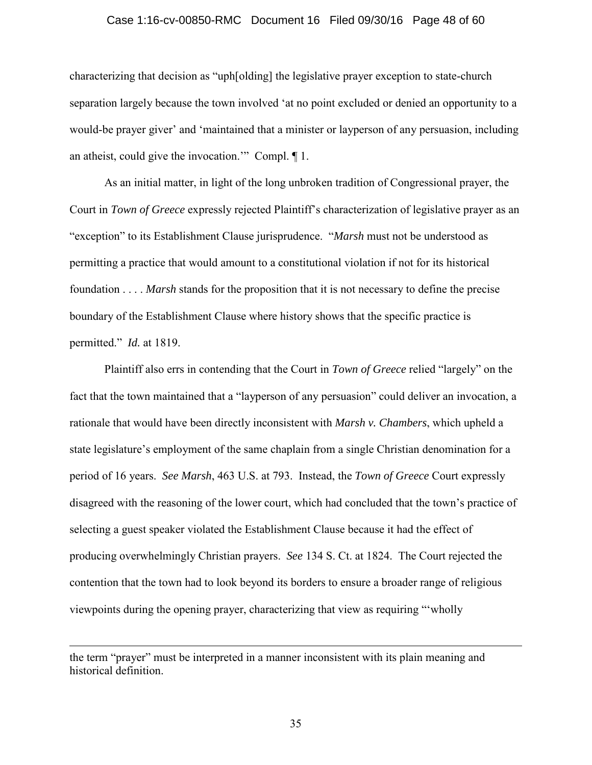characterizing that decision as "uph[olding] the legislative prayer exception to state-church separation largely because the town involved 'at no point excluded or denied an opportunity to a would-be prayer giver' and 'maintained that a minister or layperson of any persuasion, including an atheist, could give the invocation.'" Compl. ¶ 1.

As an initial matter, in light of the long unbroken tradition of Congressional prayer, the Court in *Town of Greece* expressly rejected Plaintiff's characterization of legislative prayer as an "exception" to its Establishment Clause jurisprudence. "*Marsh* must not be understood as permitting a practice that would amount to a constitutional violation if not for its historical foundation . . . . *Marsh* stands for the proposition that it is not necessary to define the precise boundary of the Establishment Clause where history shows that the specific practice is permitted." *Id.* at 1819.

Plaintiff also errs in contending that the Court in *Town of Greece* relied "largely" on the fact that the town maintained that a "layperson of any persuasion" could deliver an invocation, a rationale that would have been directly inconsistent with *Marsh v. Chambers*, which upheld a state legislature's employment of the same chaplain from a single Christian denomination for a period of 16 years. *See Marsh*, 463 U.S. at 793. Instead, the *Town of Greece* Court expressly disagreed with the reasoning of the lower court, which had concluded that the town's practice of selecting a guest speaker violated the Establishment Clause because it had the effect of producing overwhelmingly Christian prayers. *See* 134 S. Ct. at 1824. The Court rejected the contention that the town had to look beyond its borders to ensure a broader range of religious viewpoints during the opening prayer, characterizing that view as requiring "'wholly

---

the term "prayer" must be interpreted in a manner inconsistent with its plain meaning and historical definition.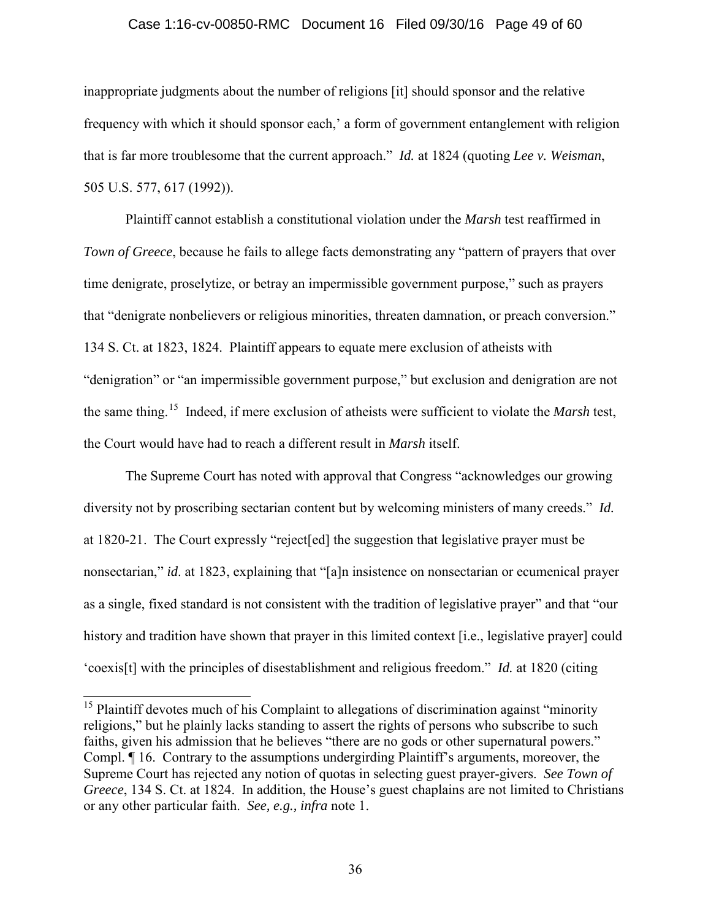inappropriate judgments about the number of religions [it] should sponsor and the relative frequency with which it should sponsor each,' a form of government entanglement with religion that is far more troublesome that the current approach." *Id.* at 1824 (quoting *Lee v. Weisman*, 505 U.S. 577, 617 (1992)).

Plaintiff cannot establish a constitutional violation under the *Marsh* test reaffirmed in *Town of Greece*, because he fails to allege facts demonstrating any "pattern of prayers that over time denigrate, proselytize, or betray an impermissible government purpose," such as prayers that "denigrate nonbelievers or religious minorities, threaten damnation, or preach conversion." 134 S. Ct. at 1823, 1824. Plaintiff appears to equate mere exclusion of atheists with "denigration" or "an impermissible government purpose," but exclusion and denigration are not the same thing.[15] Indeed, if mere exclusion of atheists were sufficient to violate the *Marsh* test, the Court would have had to reach a different result in *Marsh* itself.

The Supreme Court has noted with approval that Congress "acknowledges our growing diversity not by proscribing sectarian content but by welcoming ministers of many creeds." *Id.* at 1820-21. The Court expressly "reject[ed] the suggestion that legislative prayer must be nonsectarian," *id*. at 1823, explaining that "[a]n insistence on nonsectarian or ecumenical prayer as a single, fixed standard is not consistent with the tradition of legislative prayer" and that "our history and tradition have shown that prayer in this limited context [i.e., legislative prayer] could 'coexis[t] with the principles of disestablishment and religious freedom." *Id.* at 1820 (citing

---

[15] Plaintiff devotes much of his Complaint to allegations of discrimination against "minority religions," but he plainly lacks standing to assert the rights of persons who subscribe to such faiths, given his admission that he believes "there are no gods or other supernatural powers." Compl. ¶ 16. Contrary to the assumptions undergirding Plaintiff's arguments, moreover, the Supreme Court has rejected any notion of quotas in selecting guest prayer-givers. *See Town of Greece*, 134 S. Ct. at 1824. In addition, the House's guest chaplains are not limited to Christians or any other particular faith. *See, e.g., infra* note 1.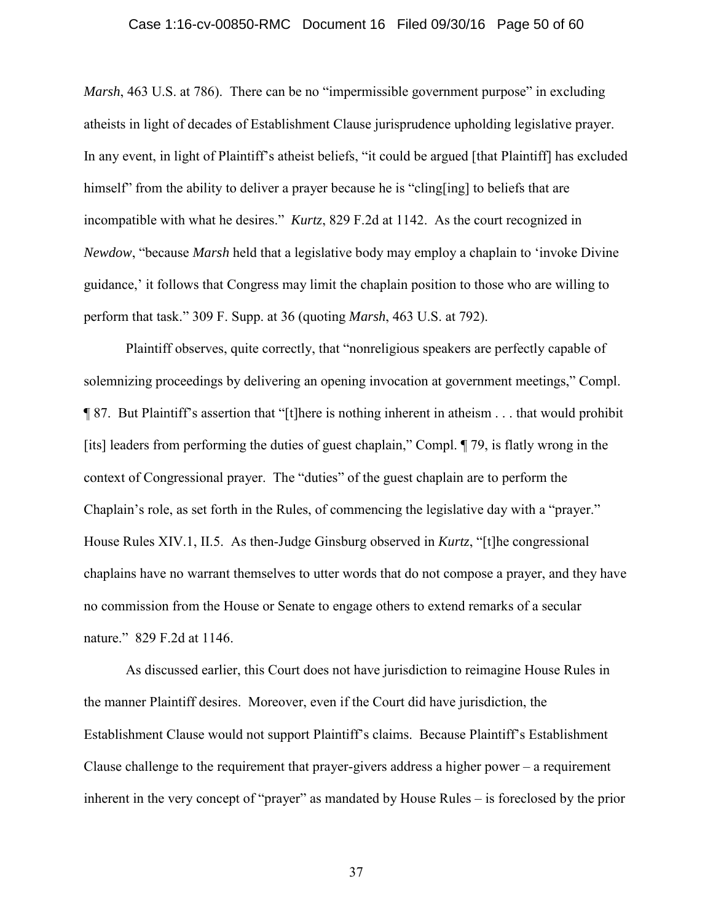*Marsh*, 463 U.S. at 786). There can be no "impermissible government purpose" in excluding atheists in light of decades of Establishment Clause jurisprudence upholding legislative prayer. In any event, in light of Plaintiff's atheist beliefs, "it could be argued [that Plaintiff] has excluded himself" from the ability to deliver a prayer because he is "cling[ing] to beliefs that are incompatible with what he desires." *Kurtz*, 829 F.2d at 1142. As the court recognized in *Newdow*, "because *Marsh* held that a legislative body may employ a chaplain to 'invoke Divine guidance,' it follows that Congress may limit the chaplain position to those who are willing to perform that task." 309 F. Supp. at 36 (quoting *Marsh*, 463 U.S. at 792).

Plaintiff observes, quite correctly, that "nonreligious speakers are perfectly capable of solemnizing proceedings by delivering an opening invocation at government meetings," Compl. ¶ 87. But Plaintiff's assertion that "[t]here is nothing inherent in atheism . . . that would prohibit [its] leaders from performing the duties of guest chaplain," Compl. ¶ 79, is flatly wrong in the context of Congressional prayer. The "duties" of the guest chaplain are to perform the Chaplain's role, as set forth in the Rules, of commencing the legislative day with a "prayer." House Rules XIV.1, II.5. As then-Judge Ginsburg observed in *Kurtz*, "[t]he congressional chaplains have no warrant themselves to utter words that do not compose a prayer, and they have no commission from the House or Senate to engage others to extend remarks of a secular nature." 829 F.2d at 1146.

As discussed earlier, this Court does not have jurisdiction to reimagine House Rules in the manner Plaintiff desires. Moreover, even if the Court did have jurisdiction, the Establishment Clause would not support Plaintiff's claims. Because Plaintiff's Establishment Clause challenge to the requirement that prayer-givers address a higher power – a requirement inherent in the very concept of "prayer" as mandated by House Rules – is foreclosed by the prior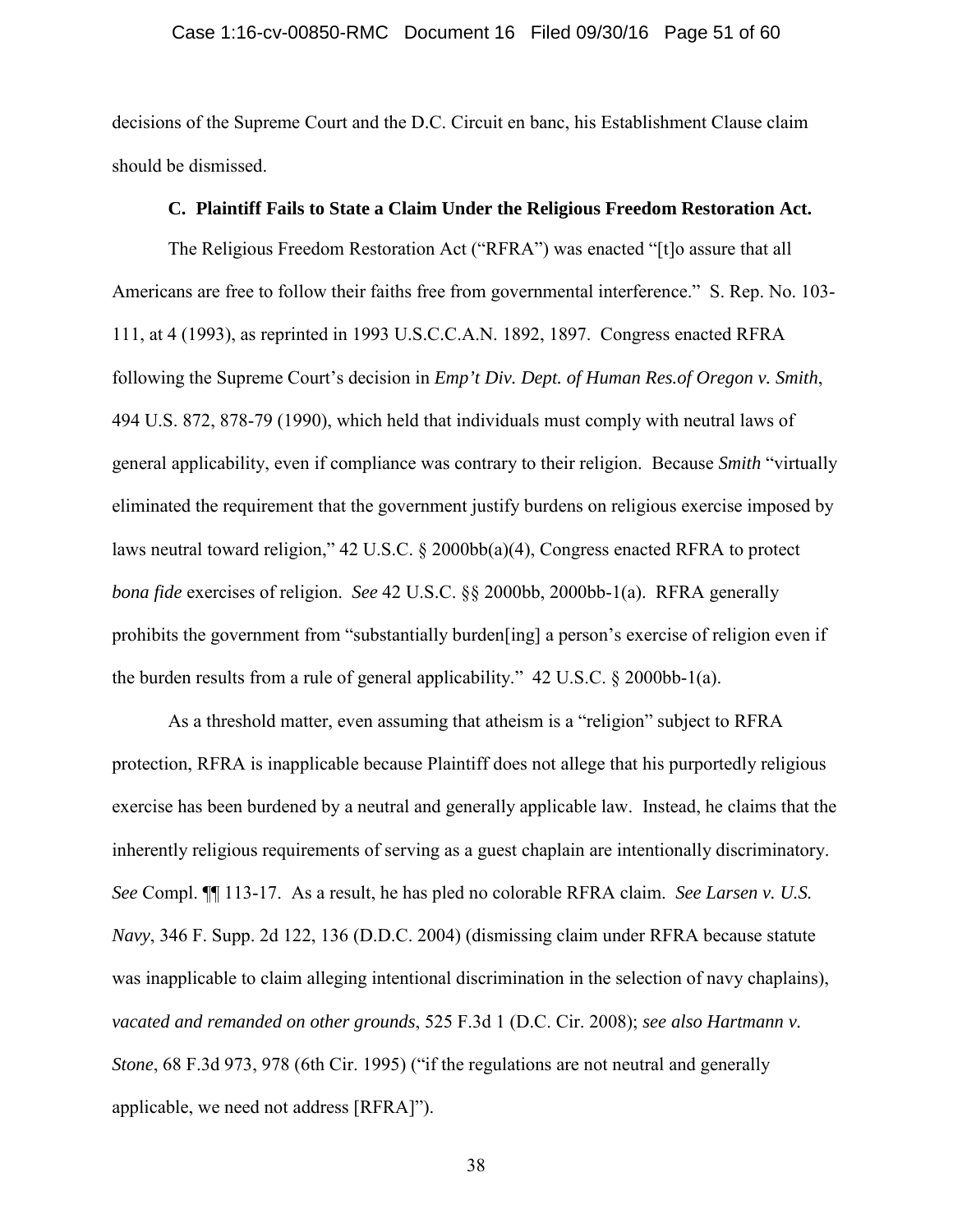decisions of the Supreme Court and the D.C. Circuit en banc, his Establishment Clause claim should be dismissed.

### C. Plaintiff Fails to State a Claim Under the Religious Freedom Restoration Act.

The Religious Freedom Restoration Act ("RFRA") was enacted "[t]o assure that all Americans are free to follow their faiths free from governmental interference." S. Rep. No. 103-111, at 4 (1993), as reprinted in 1993 U.S.C.C.A.N. 1892, 1897. Congress enacted RFRA following the Supreme Court's decision in *Emp't Div. Dept. of Human Res.of Oregon v. Smith*, 494 U.S. 872, 878-79 (1990), which held that individuals must comply with neutral laws of general applicability, even if compliance was contrary to their religion. Because *Smith* "virtually eliminated the requirement that the government justify burdens on religious exercise imposed by laws neutral toward religion," 42 U.S.C. § 2000bb(a)(4), Congress enacted RFRA to protect *bona fide* exercises of religion. *See* 42 U.S.C. §§ 2000bb, 2000bb-1(a). RFRA generally prohibits the government from "substantially burden[ing] a person's exercise of religion even if the burden results from a rule of general applicability." 42 U.S.C. § 2000bb-1(a).

As a threshold matter, even assuming that atheism is a "religion" subject to RFRA protection, RFRA is inapplicable because Plaintiff does not allege that his purportedly religious exercise has been burdened by a neutral and generally applicable law. Instead, he claims that the inherently religious requirements of serving as a guest chaplain are intentionally discriminatory. *See* Compl. ¶¶ 113-17. As a result, he has pled no colorable RFRA claim. *See Larsen v. U.S. Navy*, 346 F. Supp. 2d 122, 136 (D.D.C. 2004) (dismissing claim under RFRA because statute was inapplicable to claim alleging intentional discrimination in the selection of navy chaplains), *vacated and remanded on other grounds*, 525 F.3d 1 (D.C. Cir. 2008); *see also Hartmann v. Stone*, 68 F.3d 973, 978 (6th Cir. 1995) ("if the regulations are not neutral and generally applicable, we need not address [RFRA]").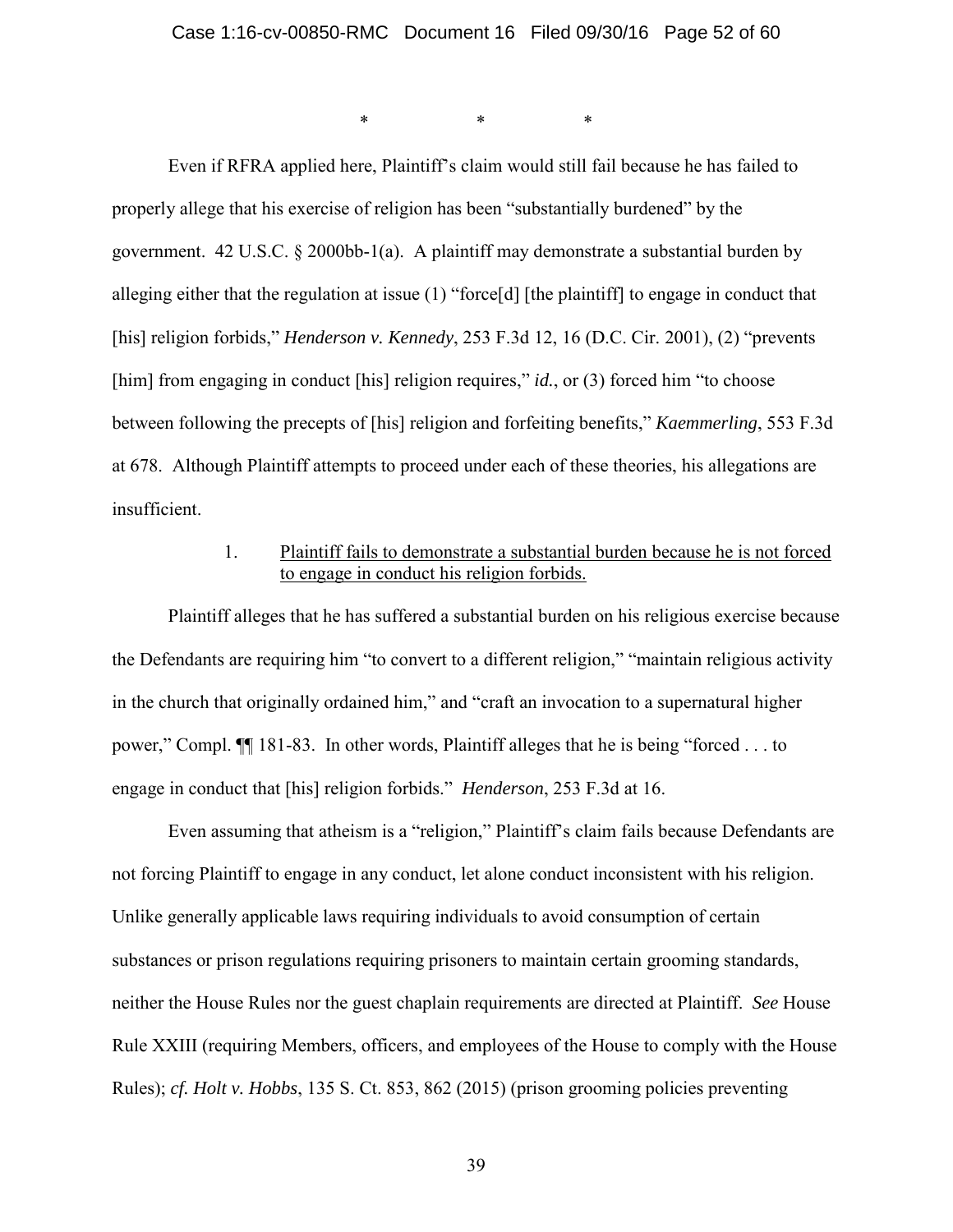\*                    \*                    \*

Even if RFRA applied here, Plaintiff's claim would still fail because he has failed to properly allege that his exercise of religion has been "substantially burdened" by the government. 42 U.S.C. § 2000bb-1(a). A plaintiff may demonstrate a substantial burden by alleging either that the regulation at issue (1) "force[d] [the plaintiff] to engage in conduct that [his] religion forbids," *Henderson v. Kennedy*, 253 F.3d 12, 16 (D.C. Cir. 2001), (2) "prevents [him] from engaging in conduct [his] religion requires," *id.*, or (3) forced him "to choose between following the precepts of [his] religion and forfeiting benefits," *Kaemmerling*, 553 F.3d at 678. Although Plaintiff attempts to proceed under each of these theories, his allegations are insufficient.

1. <u>Plaintiff fails to demonstrate a substantial burden because he is not forced to engage in conduct his religion forbids.</u>

Plaintiff alleges that he has suffered a substantial burden on his religious exercise because the Defendants are requiring him "to convert to a different religion," "maintain religious activity in the church that originally ordained him," and "craft an invocation to a supernatural higher power," Compl. ¶¶ 181-83. In other words, Plaintiff alleges that he is being "forced . . . to engage in conduct that [his] religion forbids." *Henderson*, 253 F.3d at 16.

Even assuming that atheism is a "religion," Plaintiff's claim fails because Defendants are not forcing Plaintiff to engage in any conduct, let alone conduct inconsistent with his religion. Unlike generally applicable laws requiring individuals to avoid consumption of certain substances or prison regulations requiring prisoners to maintain certain grooming standards, neither the House Rules nor the guest chaplain requirements are directed at Plaintiff. *See* House Rule XXIII (requiring Members, officers, and employees of the House to comply with the House Rules); *cf. Holt v. Hobbs*, 135 S. Ct. 853, 862 (2015) (prison grooming policies preventing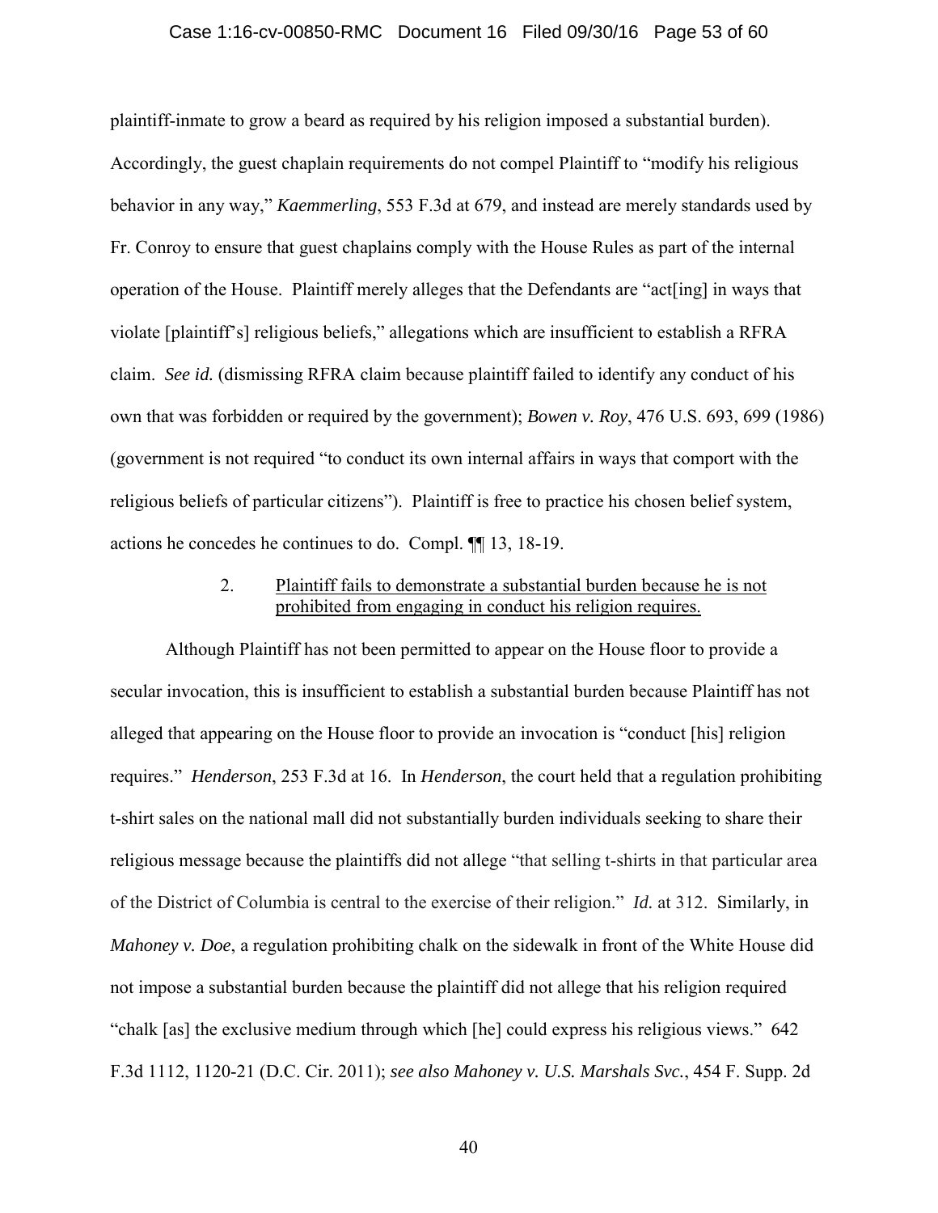plaintiff-inmate to grow a beard as required by his religion imposed a substantial burden). Accordingly, the guest chaplain requirements do not compel Plaintiff to "modify his religious behavior in any way," *Kaemmerling*, 553 F.3d at 679, and instead are merely standards used by Fr. Conroy to ensure that guest chaplains comply with the House Rules as part of the internal operation of the House. Plaintiff merely alleges that the Defendants are "act[ing] in ways that violate [plaintiff's] religious beliefs," allegations which are insufficient to establish a RFRA claim. *See id.* (dismissing RFRA claim because plaintiff failed to identify any conduct of his own that was forbidden or required by the government); *Bowen v. Roy*, 476 U.S. 693, 699 (1986) (government is not required "to conduct its own internal affairs in ways that comport with the religious beliefs of particular citizens"). Plaintiff is free to practice his chosen belief system, actions he concedes he continues to do. Compl. ¶¶ 13, 18-19.

2. Plaintiff fails to demonstrate a substantial burden because he is not prohibited from engaging in conduct his religion requires.

Although Plaintiff has not been permitted to appear on the House floor to provide a secular invocation, this is insufficient to establish a substantial burden because Plaintiff has not alleged that appearing on the House floor to provide an invocation is "conduct [his] religion requires." *Henderson*, 253 F.3d at 16. In *Henderson*, the court held that a regulation prohibiting t-shirt sales on the national mall did not substantially burden individuals seeking to share their religious message because the plaintiffs did not allege "that selling t-shirts in that particular area of the District of Columbia is central to the exercise of their religion." *Id.* at 312. Similarly, in *Mahoney v. Doe*, a regulation prohibiting chalk on the sidewalk in front of the White House did not impose a substantial burden because the plaintiff did not allege that his religion required "chalk [as] the exclusive medium through which [he] could express his religious views." 642 F.3d 1112, 1120-21 (D.C. Cir. 2011); *see also Mahoney v. U.S. Marshals Svc.*, 454 F. Supp. 2d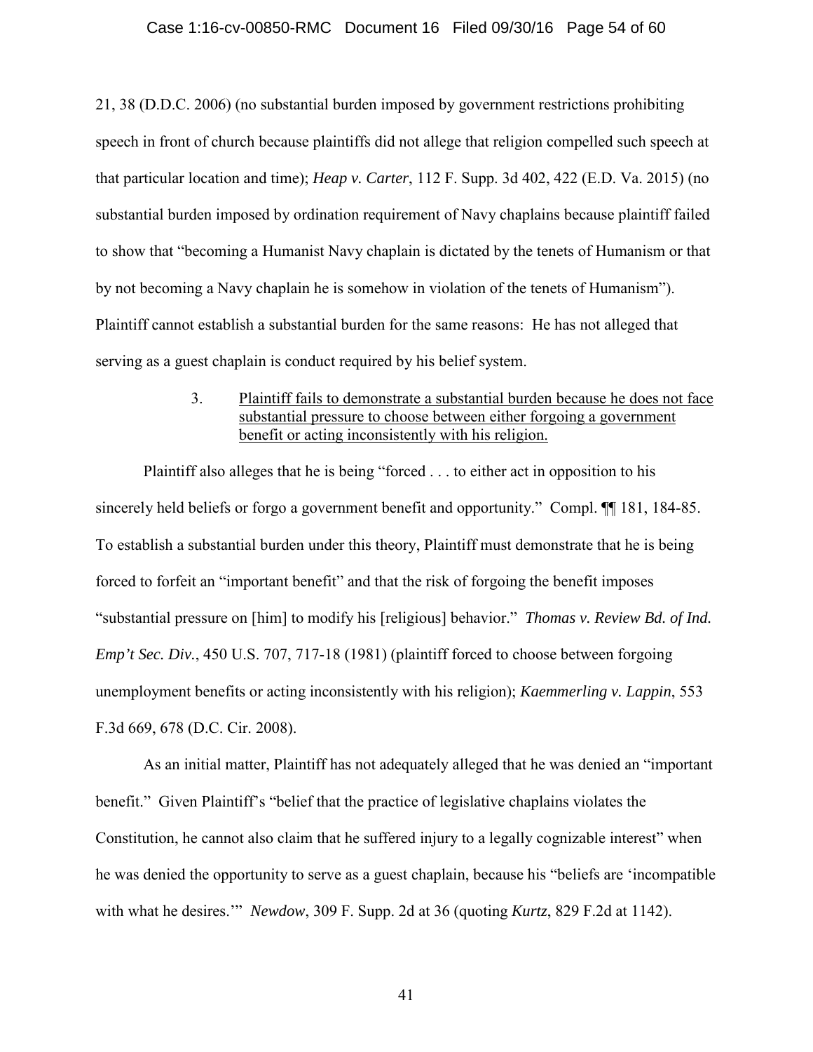21, 38 (D.D.C. 2006) (no substantial burden imposed by government restrictions prohibiting speech in front of church because plaintiffs did not allege that religion compelled such speech at that particular location and time); *Heap v. Carter*, 112 F. Supp. 3d 402, 422 (E.D. Va. 2015) (no substantial burden imposed by ordination requirement of Navy chaplains because plaintiff failed to show that "becoming a Humanist Navy chaplain is dictated by the tenets of Humanism or that by not becoming a Navy chaplain he is somehow in violation of the tenets of Humanism"). Plaintiff cannot establish a substantial burden for the same reasons: He has not alleged that serving as a guest chaplain is conduct required by his belief system.

3. <u>Plaintiff fails to demonstrate a substantial burden because he does not face substantial pressure to choose between either forgoing a government benefit or acting inconsistently with his religion.</u>

Plaintiff also alleges that he is being "forced . . . to either act in opposition to his sincerely held beliefs or forgo a government benefit and opportunity." Compl. ¶¶ 181, 184-85. To establish a substantial burden under this theory, Plaintiff must demonstrate that he is being forced to forfeit an "important benefit" and that the risk of forgoing the benefit imposes "substantial pressure on [him] to modify his [religious] behavior." *Thomas v. Review Bd. of Ind. Emp't Sec. Div.*, 450 U.S. 707, 717-18 (1981) (plaintiff forced to choose between forgoing unemployment benefits or acting inconsistently with his religion); *Kaemmerling v. Lappin*, 553 F.3d 669, 678 (D.C. Cir. 2008).

As an initial matter, Plaintiff has not adequately alleged that he was denied an "important benefit." Given Plaintiff's "belief that the practice of legislative chaplains violates the Constitution, he cannot also claim that he suffered injury to a legally cognizable interest" when he was denied the opportunity to serve as a guest chaplain, because his "beliefs are 'incompatible with what he desires.'" *Newdow*, 309 F. Supp. 2d at 36 (quoting *Kurtz*, 829 F.2d at 1142).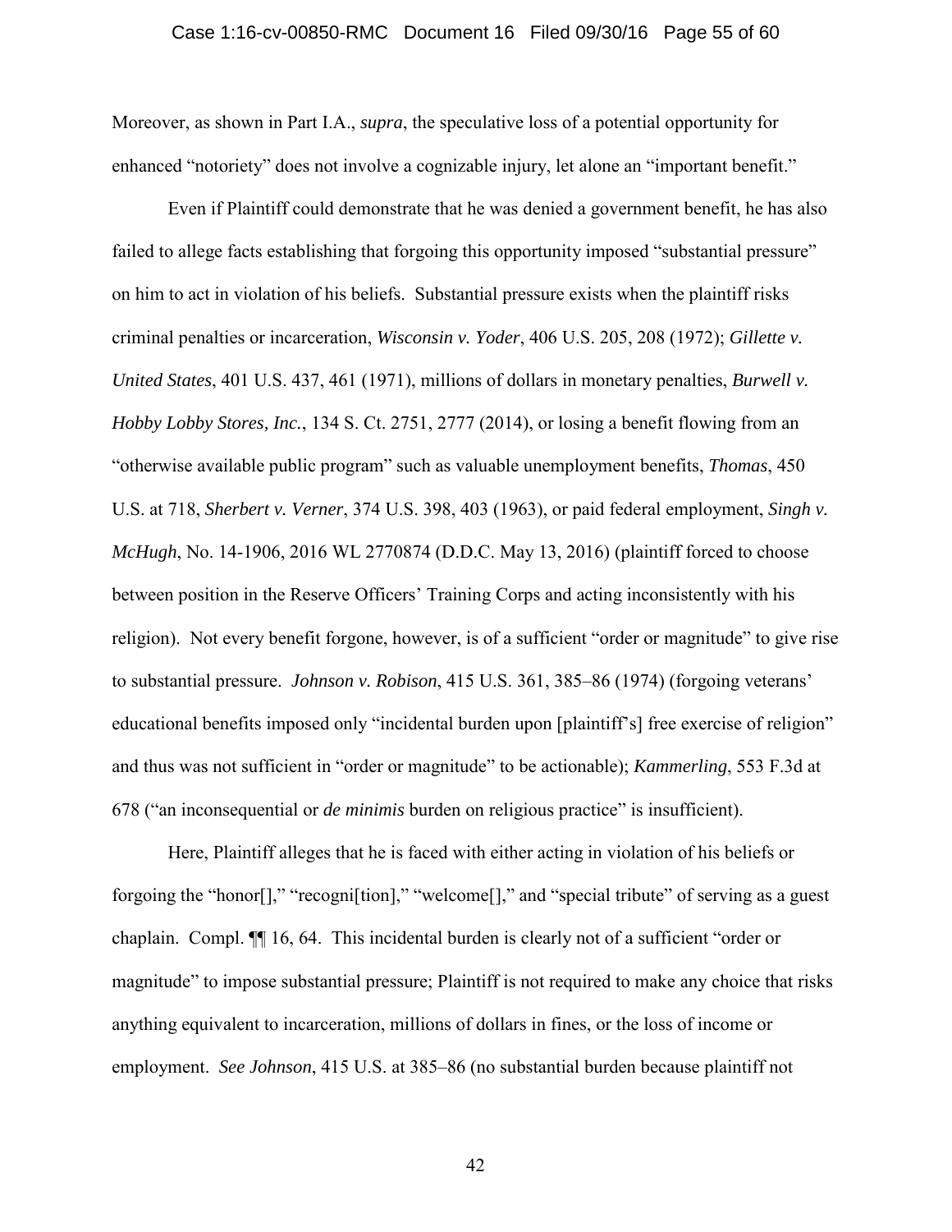Moreover, as shown in Part I.A., *supra*, the speculative loss of a potential opportunity for enhanced "notoriety" does not involve a cognizable injury, let alone an "important benefit."

Even if Plaintiff could demonstrate that he was denied a government benefit, he has also failed to allege facts establishing that forgoing this opportunity imposed "substantial pressure" on him to act in violation of his beliefs. Substantial pressure exists when the plaintiff risks criminal penalties or incarceration, *Wisconsin v. Yoder*, 406 U.S. 205, 208 (1972); *Gillette v. United States*, 401 U.S. 437, 461 (1971), millions of dollars in monetary penalties, *Burwell v. Hobby Lobby Stores, Inc.*, 134 S. Ct. 2751, 2777 (2014), or losing a benefit flowing from an "otherwise available public program" such as valuable unemployment benefits, *Thomas*, 450 U.S. at 718, *Sherbert v. Verner*, 374 U.S. 398, 403 (1963), or paid federal employment, *Singh v. McHugh*, No. 14-1906, 2016 WL 2770874 (D.D.C. May 13, 2016) (plaintiff forced to choose between position in the Reserve Officers' Training Corps and acting inconsistently with his religion). Not every benefit forgone, however, is of a sufficient "order or magnitude" to give rise to substantial pressure. *Johnson v. Robison*, 415 U.S. 361, 385–86 (1974) (forgoing veterans' educational benefits imposed only "incidental burden upon [plaintiff's] free exercise of religion" and thus was not sufficient in "order or magnitude" to be actionable); *Kammerling*, 553 F.3d at 678 ("an inconsequential or *de minimis* burden on religious practice" is insufficient).

Here, Plaintiff alleges that he is faced with either acting in violation of his beliefs or forgoing the "honor[]," "recogni[tion]," "welcome[]," and "special tribute" of serving as a guest chaplain. Compl. ¶¶ 16, 64. This incidental burden is clearly not of a sufficient "order or magnitude" to impose substantial pressure; Plaintiff is not required to make any choice that risks anything equivalent to incarceration, millions of dollars in fines, or the loss of income or employment. *See Johnson*, 415 U.S. at 385–86 (no substantial burden because plaintiff not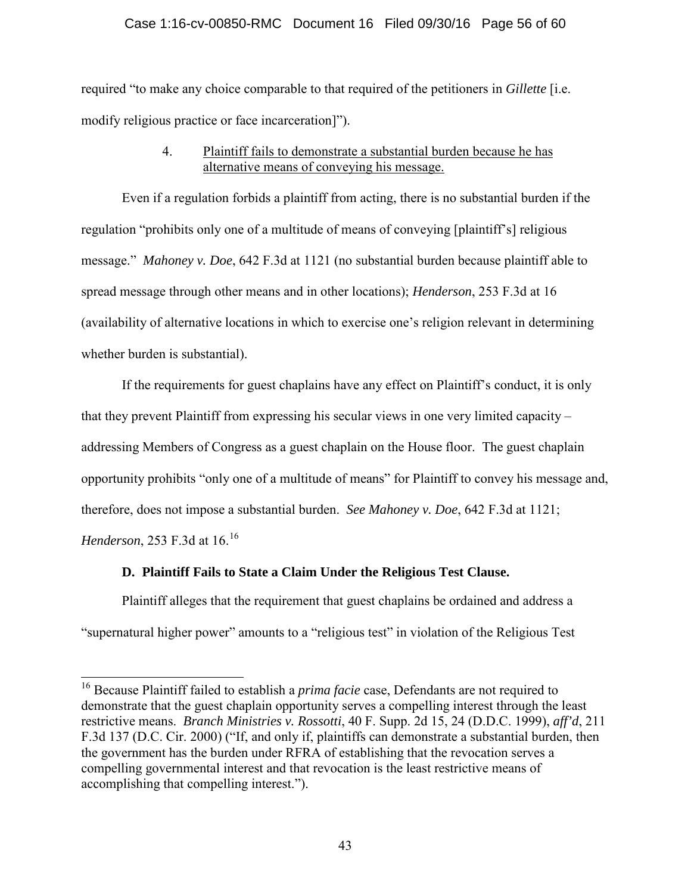required "to make any choice comparable to that required of the petitioners in *Gillette* [i.e. modify religious practice or face incarceration]").

#### 4. Plaintiff fails to demonstrate a substantial burden because he has alternative means of conveying his message.

Even if a regulation forbids a plaintiff from acting, there is no substantial burden if the regulation "prohibits only one of a multitude of means of conveying [plaintiff's] religious message." *Mahoney v. Doe*, 642 F.3d at 1121 (no substantial burden because plaintiff able to spread message through other means and in other locations); *Henderson*, 253 F.3d at 16 (availability of alternative locations in which to exercise one's religion relevant in determining whether burden is substantial).

If the requirements for guest chaplains have any effect on Plaintiff's conduct, it is only that they prevent Plaintiff from expressing his secular views in one very limited capacity – addressing Members of Congress as a guest chaplain on the House floor. The guest chaplain opportunity prohibits "only one of a multitude of means" for Plaintiff to convey his message and, therefore, does not impose a substantial burden. *See Mahoney v. Doe*, 642 F.3d at 1121; *Henderson*, 253 F.3d at 16.[16]

### D. Plaintiff Fails to State a Claim Under the Religious Test Clause.

Plaintiff alleges that the requirement that guest chaplains be ordained and address a "supernatural higher power" amounts to a "religious test" in violation of the Religious Test

---

[16] Because Plaintiff failed to establish a *prima facie* case, Defendants are not required to demonstrate that the guest chaplain opportunity serves a compelling interest through the least restrictive means. *Branch Ministries v. Rossotti*, 40 F. Supp. 2d 15, 24 (D.D.C. 1999), *aff'd*, 211 F.3d 137 (D.C. Cir. 2000) ("If, and only if, plaintiffs can demonstrate a substantial burden, then the government has the burden under RFRA of establishing that the revocation serves a compelling governmental interest and that revocation is the least restrictive means of accomplishing that compelling interest.").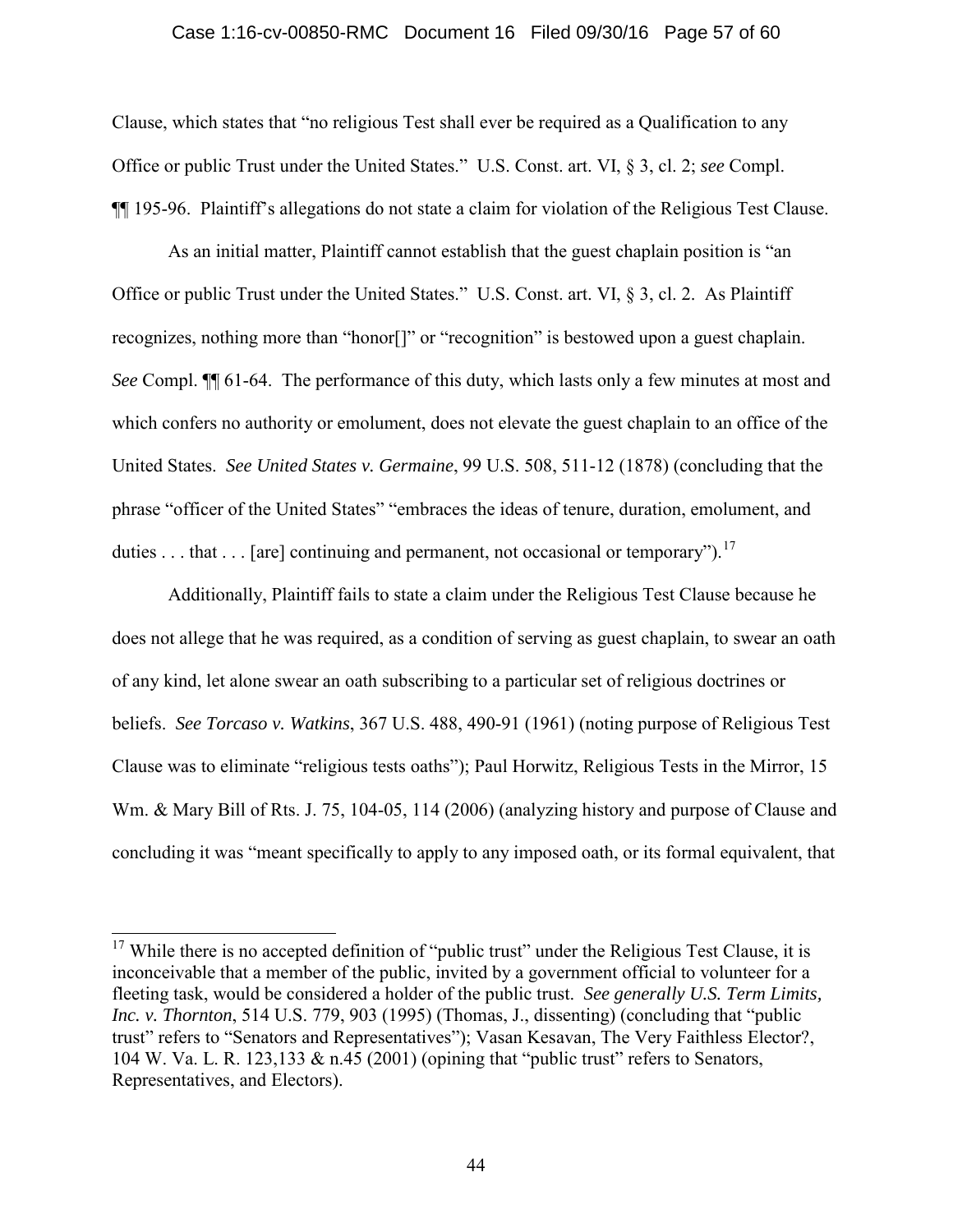Clause, which states that "no religious Test shall ever be required as a Qualification to any Office or public Trust under the United States." U.S. Const. art. VI, § 3, cl. 2; *see* Compl. ¶¶ 195-96. Plaintiff's allegations do not state a claim for violation of the Religious Test Clause.

As an initial matter, Plaintiff cannot establish that the guest chaplain position is "an Office or public Trust under the United States." U.S. Const. art. VI, § 3, cl. 2. As Plaintiff recognizes, nothing more than "honor[]" or "recognition" is bestowed upon a guest chaplain. *See* Compl. ¶¶ 61-64. The performance of this duty, which lasts only a few minutes at most and which confers no authority or emolument, does not elevate the guest chaplain to an office of the United States. *See United States v. Germaine*, 99 U.S. 508, 511-12 (1878) (concluding that the phrase "officer of the United States" "embraces the ideas of tenure, duration, emolument, and duties . . . that . . . [are] continuing and permanent, not occasional or temporary").[17]

Additionally, Plaintiff fails to state a claim under the Religious Test Clause because he does not allege that he was required, as a condition of serving as guest chaplain, to swear an oath of any kind, let alone swear an oath subscribing to a particular set of religious doctrines or beliefs. *See Torcaso v. Watkins*, 367 U.S. 488, 490-91 (1961) (noting purpose of Religious Test Clause was to eliminate "religious tests oaths"); Paul Horwitz, Religious Tests in the Mirror, 15 Wm. & Mary Bill of Rts. J. 75, 104-05, 114 (2006) (analyzing history and purpose of Clause and concluding it was "meant specifically to apply to any imposed oath, or its formal equivalent, that

---

[17] While there is no accepted definition of "public trust" under the Religious Test Clause, it is inconceivable that a member of the public, invited by a government official to volunteer for a fleeting task, would be considered a holder of the public trust. *See generally U.S. Term Limits, Inc. v. Thornton*, 514 U.S. 779, 903 (1995) (Thomas, J., dissenting) (concluding that "public trust" refers to "Senators and Representatives"); Vasan Kesavan, The Very Faithless Elector?, 104 W. Va. L. R. 123,133 & n.45 (2001) (opining that "public trust" refers to Senators, Representatives, and Electors).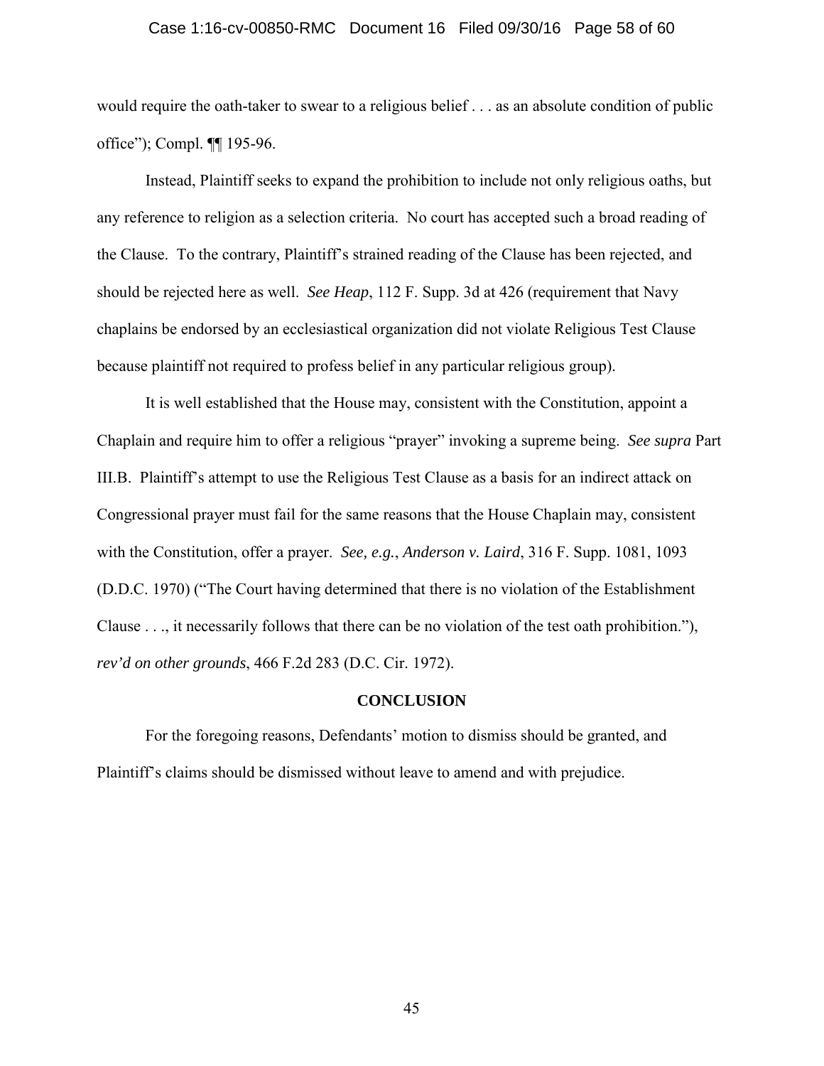would require the oath-taker to swear to a religious belief . . . as an absolute condition of public office"); Compl. ¶¶ 195-96.

Instead, Plaintiff seeks to expand the prohibition to include not only religious oaths, but any reference to religion as a selection criteria. No court has accepted such a broad reading of the Clause. To the contrary, Plaintiff's strained reading of the Clause has been rejected, and should be rejected here as well. *See Heap*, 112 F. Supp. 3d at 426 (requirement that Navy chaplains be endorsed by an ecclesiastical organization did not violate Religious Test Clause because plaintiff not required to profess belief in any particular religious group).

It is well established that the House may, consistent with the Constitution, appoint a Chaplain and require him to offer a religious "prayer" invoking a supreme being. *See supra* Part III.B. Plaintiff's attempt to use the Religious Test Clause as a basis for an indirect attack on Congressional prayer must fail for the same reasons that the House Chaplain may, consistent with the Constitution, offer a prayer. *See, e.g.*, *Anderson v. Laird*, 316 F. Supp. 1081, 1093 (D.D.C. 1970) ("The Court having determined that there is no violation of the Establishment Clause . . ., it necessarily follows that there can be no violation of the test oath prohibition."), *rev'd on other grounds*, 466 F.2d 283 (D.C. Cir. 1972).

## CONCLUSION

For the foregoing reasons, Defendants' motion to dismiss should be granted, and Plaintiff's claims should be dismissed without leave to amend and with prejudice.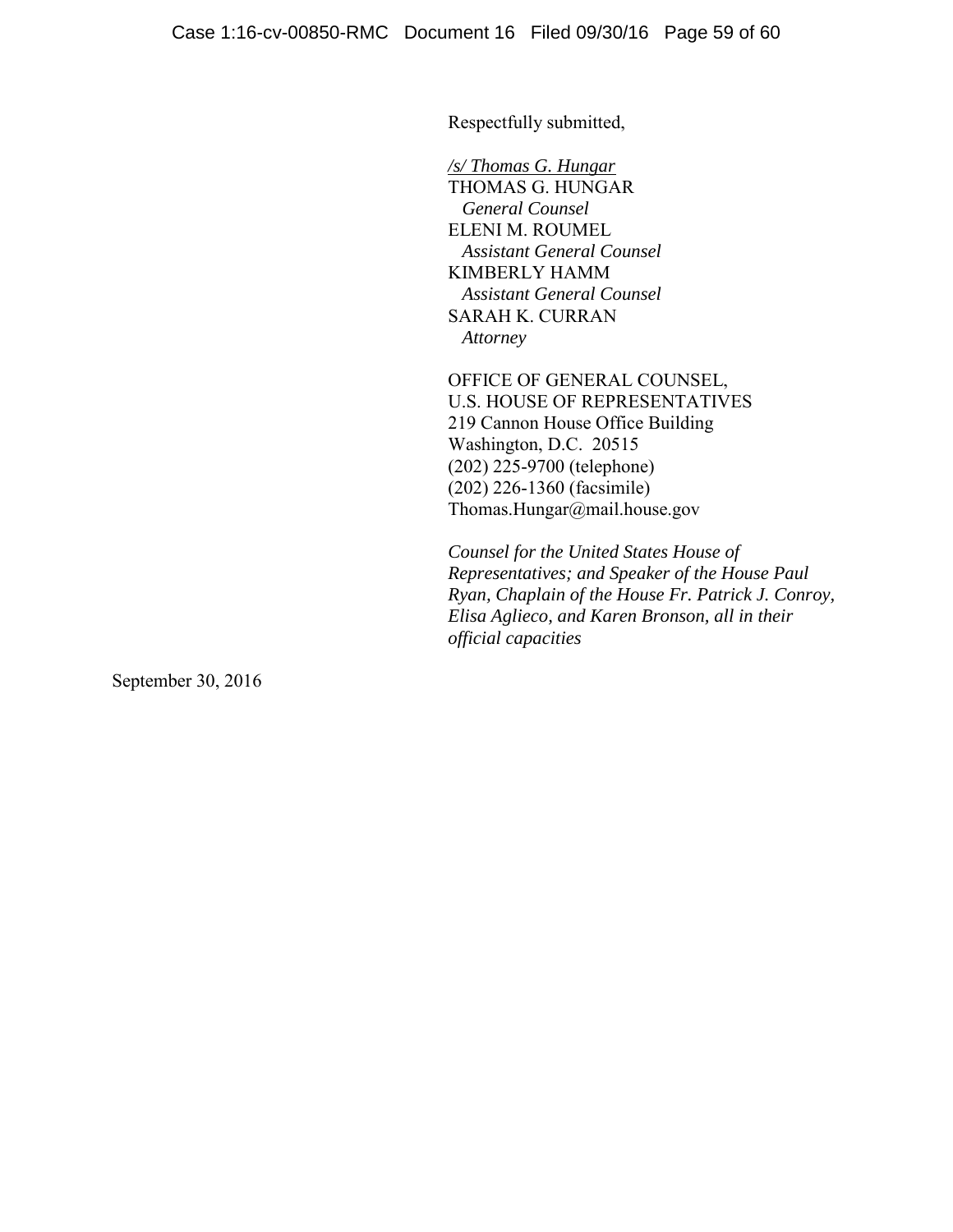Respectfully submitted,

*/s/ Thomas G. Hungar*
THOMAS G. HUNGAR
*General Counsel*
ELENI M. ROUMEL
*Assistant General Counsel*
KIMBERLY HAMM
*Assistant General Counsel*
SARAH K. CURRAN
*Attorney*

OFFICE OF GENERAL COUNSEL,
U.S. HOUSE OF REPRESENTATIVES
219 Cannon House Office Building
Washington, D.C. 20515
(202) 225-9700 (telephone)
(202) 226-1360 (facsimile)
Thomas.Hungar@mail.house.gov

*Counsel for the United States House of Representatives; and Speaker of the House Paul Ryan, Chaplain of the House Fr. Patrick J. Conroy, Elisa Aglieco, and Karen Bronson, all in their official capacities*

September 30, 2016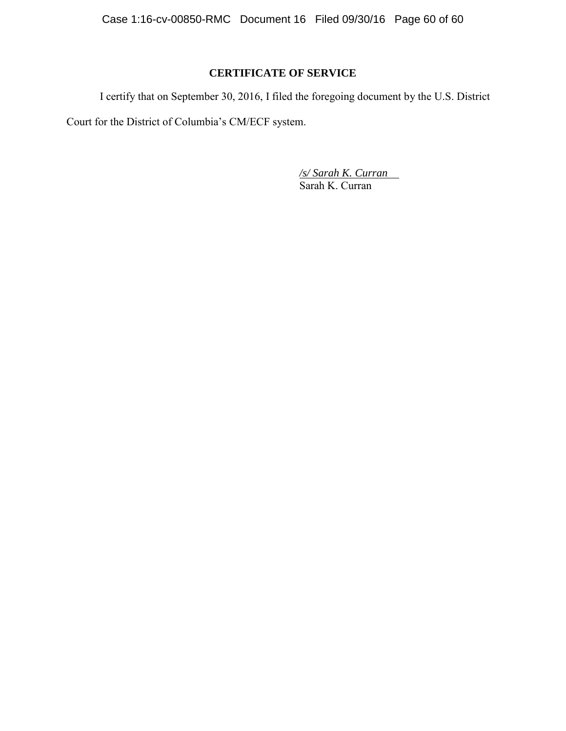## CERTIFICATE OF SERVICE

I certify that on September 30, 2016, I filed the foregoing document by the U.S. District Court for the District of Columbia's CM/ECF system.

*/s/ Sarah K. Curran*
Sarah K. Curran